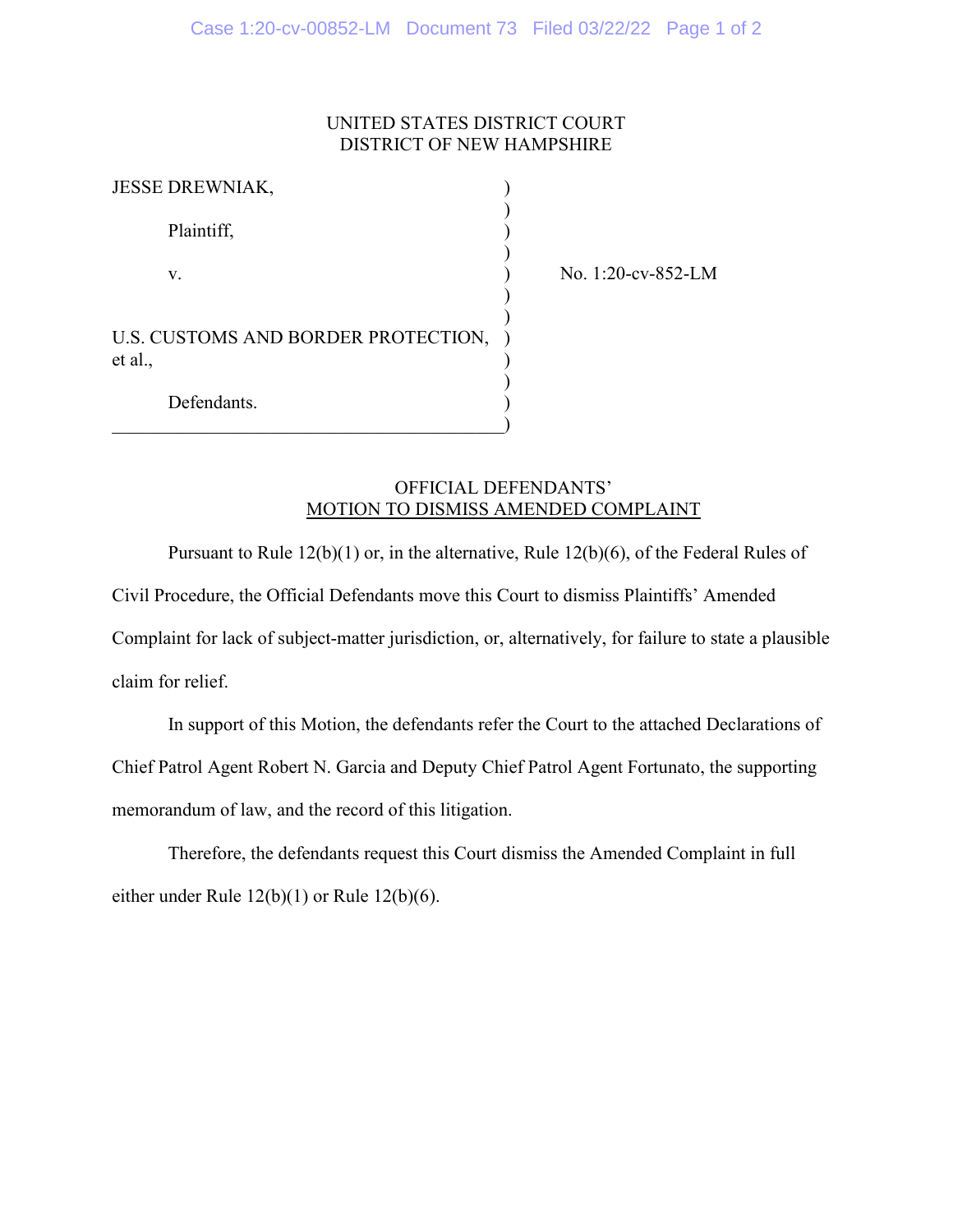UNITED STATES DISTRICT COURT
DISTRICT OF NEW HAMPSHIRE

| | | |
|---|---|---|
| JESSE DREWNIAK, | ) | |
| Plaintiff, | ) | |
| v. | ) | No. 1:20-cv-852-LM |
| U.S. CUSTOMS AND BORDER PROTECTION, et al., | ) | |
| Defendants. | ) | |

OFFICIAL DEFENDANTS'
MOTION TO DISMISS AMENDED COMPLAINT

Pursuant to Rule 12(b)(1) or, in the alternative, Rule 12(b)(6), of the Federal Rules of Civil Procedure, the Official Defendants move this Court to dismiss Plaintiffs' Amended Complaint for lack of subject-matter jurisdiction, or, alternatively, for failure to state a plausible claim for relief.

In support of this Motion, the defendants refer the Court to the attached Declarations of Chief Patrol Agent Robert N. Garcia and Deputy Chief Patrol Agent Fortunato, the supporting memorandum of law, and the record of this litigation.

Therefore, the defendants request this Court dismiss the Amended Complaint in full either under Rule 12(b)(1) or Rule 12(b)(6).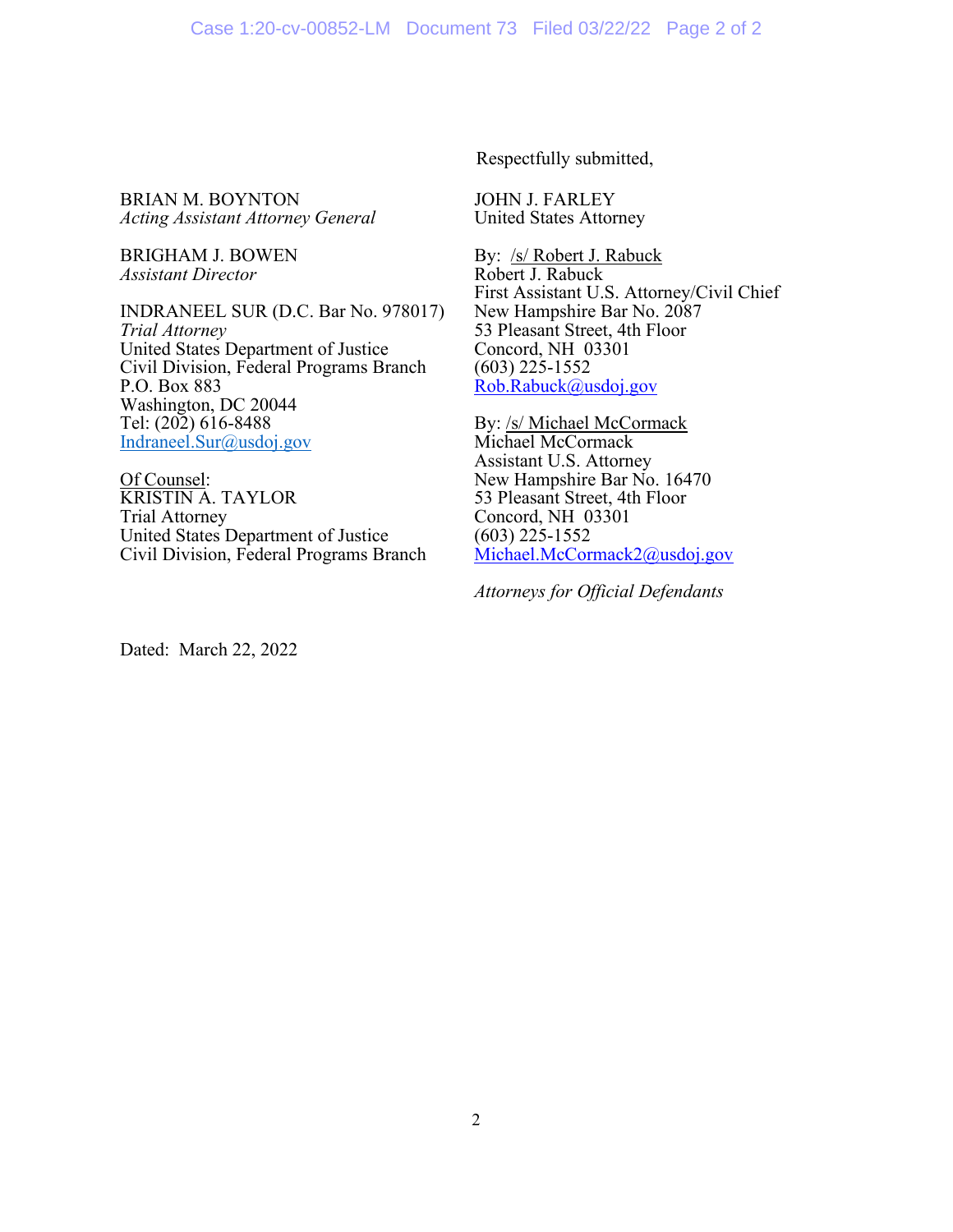Respectfully submitted,

BRIAN M. BOYNTON
*Acting Assistant Attorney General*

BRIGHAM J. BOWEN
*Assistant Director*

INDRANEEL SUR (D.C. Bar No. 978017)
*Trial Attorney*
United States Department of Justice
Civil Division, Federal Programs Branch
P.O. Box 883
Washington, DC 20044
Tel: (202) 616-8488
Indraneel.Sur@usdoj.gov

Of Counsel:
KRISTIN A. TAYLOR
Trial Attorney
United States Department of Justice
Civil Division, Federal Programs Branch

JOHN J. FARLEY
United States Attorney

By: /s/ Robert J. Rabuck
Robert J. Rabuck
First Assistant U.S. Attorney/Civil Chief
New Hampshire Bar No. 2087
53 Pleasant Street, 4th Floor
Concord, NH 03301
(603) 225-1552
Rob.Rabuck@usdoj.gov

By: /s/ Michael McCormack
Michael McCormack
Assistant U.S. Attorney
New Hampshire Bar No. 16470
53 Pleasant Street, 4th Floor
Concord, NH 03301
(603) 225-1552
Michael.McCormack2@usdoj.gov

*Attorneys for Official Defendants*

Dated: March 22, 2022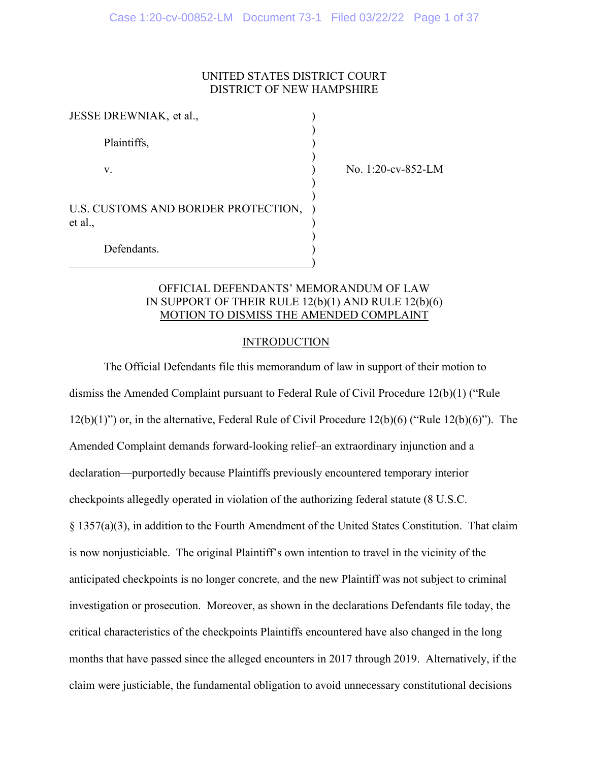UNITED STATES DISTRICT COURT
DISTRICT OF NEW HAMPSHIRE

| | | |
|---|---|---|
| JESSE DREWNIAK, et al., | ) | |
| | ) | |
| Plaintiffs, | ) | |
| | ) | |
| v. | ) | No. 1:20-cv-852-LM |
| | ) | |
| | ) | |
| U.S. CUSTOMS AND BORDER PROTECTION, et al., | ) | |
| | ) | |
| Defendants. | ) | |

OFFICIAL DEFENDANTS' MEMORANDUM OF LAW
IN SUPPORT OF THEIR RULE 12(b)(1) AND RULE 12(b)(6)
MOTION TO DISMISS THE AMENDED COMPLAINT

## INTRODUCTION

The Official Defendants file this memorandum of law in support of their motion to dismiss the Amended Complaint pursuant to Federal Rule of Civil Procedure 12(b)(1) ("Rule 12(b)(1)") or, in the alternative, Federal Rule of Civil Procedure 12(b)(6) ("Rule 12(b)(6)"). The Amended Complaint demands forward-looking relief–an extraordinary injunction and a declaration—purportedly because Plaintiffs previously encountered temporary interior checkpoints allegedly operated in violation of the authorizing federal statute (8 U.S.C. § 1357(a)(3), in addition to the Fourth Amendment of the United States Constitution. That claim is now nonjusticiable. The original Plaintiff's own intention to travel in the vicinity of the anticipated checkpoints is no longer concrete, and the new Plaintiff was not subject to criminal investigation or prosecution. Moreover, as shown in the declarations Defendants file today, the critical characteristics of the checkpoints Plaintiffs encountered have also changed in the long months that have passed since the alleged encounters in 2017 through 2019. Alternatively, if the claim were justiciable, the fundamental obligation to avoid unnecessary constitutional decisions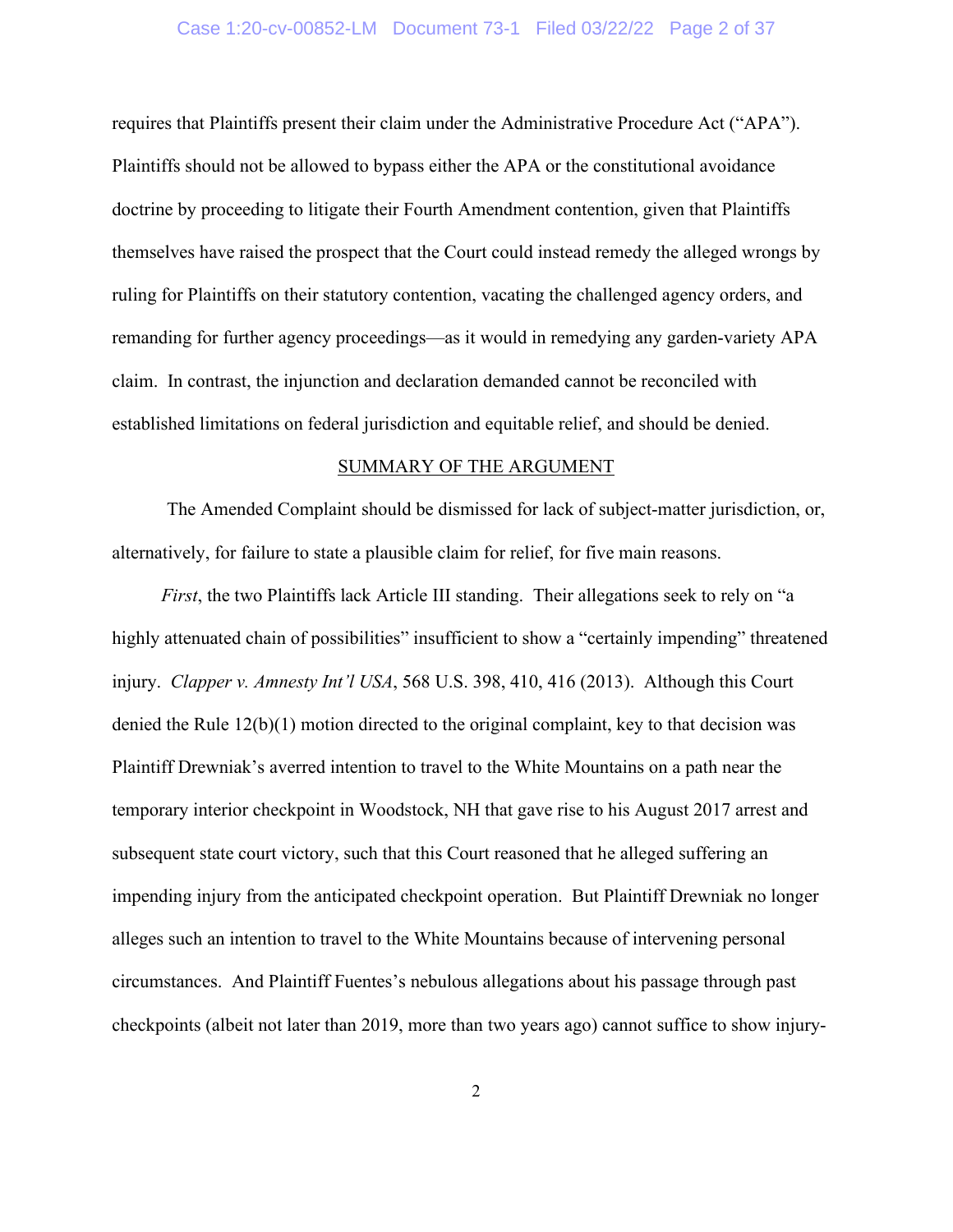requires that Plaintiffs present their claim under the Administrative Procedure Act ("APA"). Plaintiffs should not be allowed to bypass either the APA or the constitutional avoidance doctrine by proceeding to litigate their Fourth Amendment contention, given that Plaintiffs themselves have raised the prospect that the Court could instead remedy the alleged wrongs by ruling for Plaintiffs on their statutory contention, vacating the challenged agency orders, and remanding for further agency proceedings—as it would in remedying any garden-variety APA claim. In contrast, the injunction and declaration demanded cannot be reconciled with established limitations on federal jurisdiction and equitable relief, and should be denied.

## SUMMARY OF THE ARGUMENT

The Amended Complaint should be dismissed for lack of subject-matter jurisdiction, or, alternatively, for failure to state a plausible claim for relief, for five main reasons.

*First*, the two Plaintiffs lack Article III standing. Their allegations seek to rely on "a highly attenuated chain of possibilities" insufficient to show a "certainly impending" threatened injury. *Clapper v. Amnesty Int'l USA*, 568 U.S. 398, 410, 416 (2013). Although this Court denied the Rule 12(b)(1) motion directed to the original complaint, key to that decision was Plaintiff Drewniak's averred intention to travel to the White Mountains on a path near the temporary interior checkpoint in Woodstock, NH that gave rise to his August 2017 arrest and subsequent state court victory, such that this Court reasoned that he alleged suffering an impending injury from the anticipated checkpoint operation. But Plaintiff Drewniak no longer alleges such an intention to travel to the White Mountains because of intervening personal circumstances. And Plaintiff Fuentes's nebulous allegations about his passage through past checkpoints (albeit not later than 2019, more than two years ago) cannot suffice to show injury-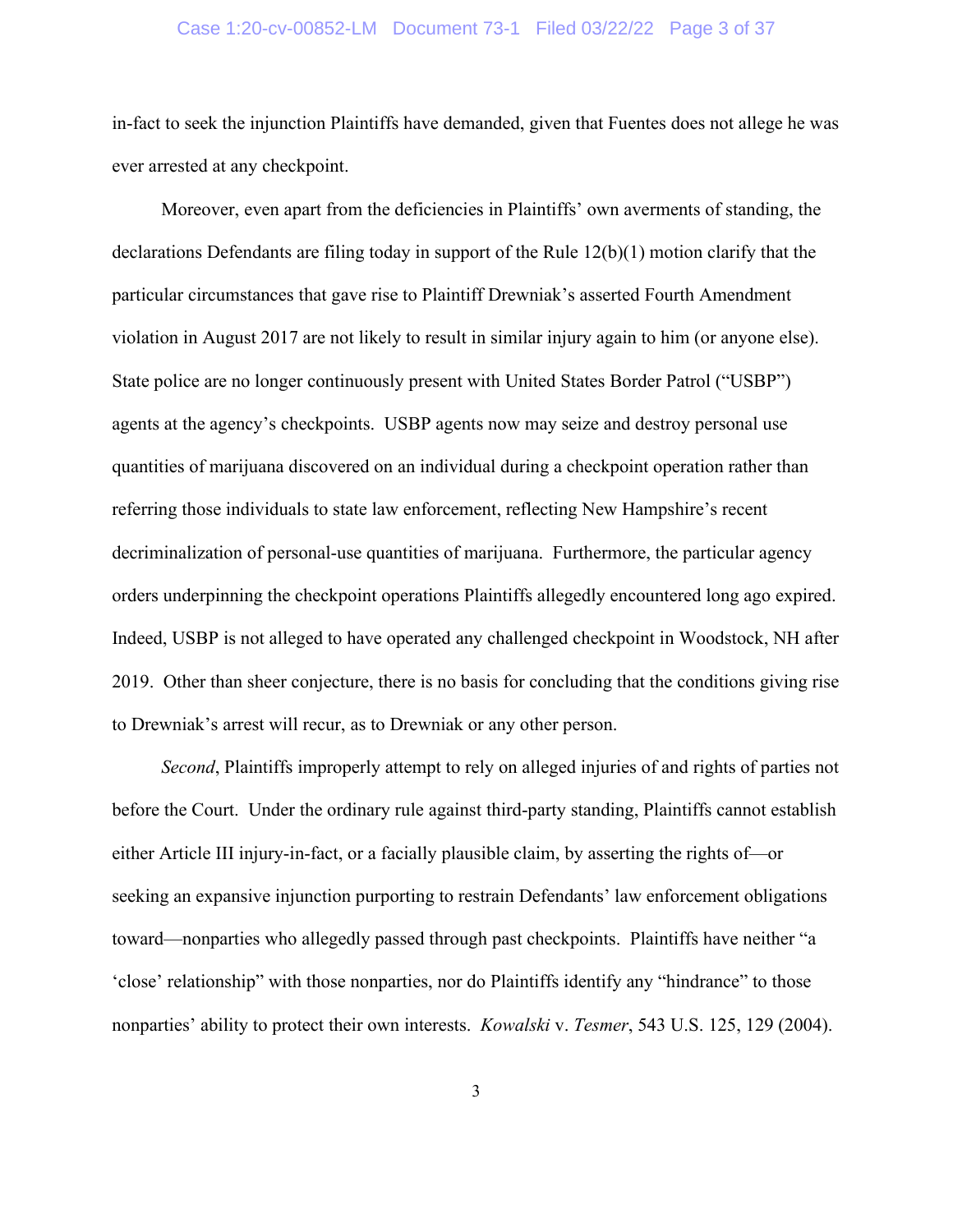in-fact to seek the injunction Plaintiffs have demanded, given that Fuentes does not allege he was ever arrested at any checkpoint.

Moreover, even apart from the deficiencies in Plaintiffs' own averments of standing, the declarations Defendants are filing today in support of the Rule 12(b)(1) motion clarify that the particular circumstances that gave rise to Plaintiff Drewniak's asserted Fourth Amendment violation in August 2017 are not likely to result in similar injury again to him (or anyone else). State police are no longer continuously present with United States Border Patrol ("USBP") agents at the agency's checkpoints. USBP agents now may seize and destroy personal use quantities of marijuana discovered on an individual during a checkpoint operation rather than referring those individuals to state law enforcement, reflecting New Hampshire's recent decriminalization of personal-use quantities of marijuana. Furthermore, the particular agency orders underpinning the checkpoint operations Plaintiffs allegedly encountered long ago expired. Indeed, USBP is not alleged to have operated any challenged checkpoint in Woodstock, NH after 2019. Other than sheer conjecture, there is no basis for concluding that the conditions giving rise to Drewniak's arrest will recur, as to Drewniak or any other person.

*Second*, Plaintiffs improperly attempt to rely on alleged injuries of and rights of parties not before the Court. Under the ordinary rule against third-party standing, Plaintiffs cannot establish either Article III injury-in-fact, or a facially plausible claim, by asserting the rights of—or seeking an expansive injunction purporting to restrain Defendants' law enforcement obligations toward—nonparties who allegedly passed through past checkpoints. Plaintiffs have neither "a 'close' relationship" with those nonparties, nor do Plaintiffs identify any "hindrance" to those nonparties' ability to protect their own interests. *Kowalski* v. *Tesmer*, 543 U.S. 125, 129 (2004).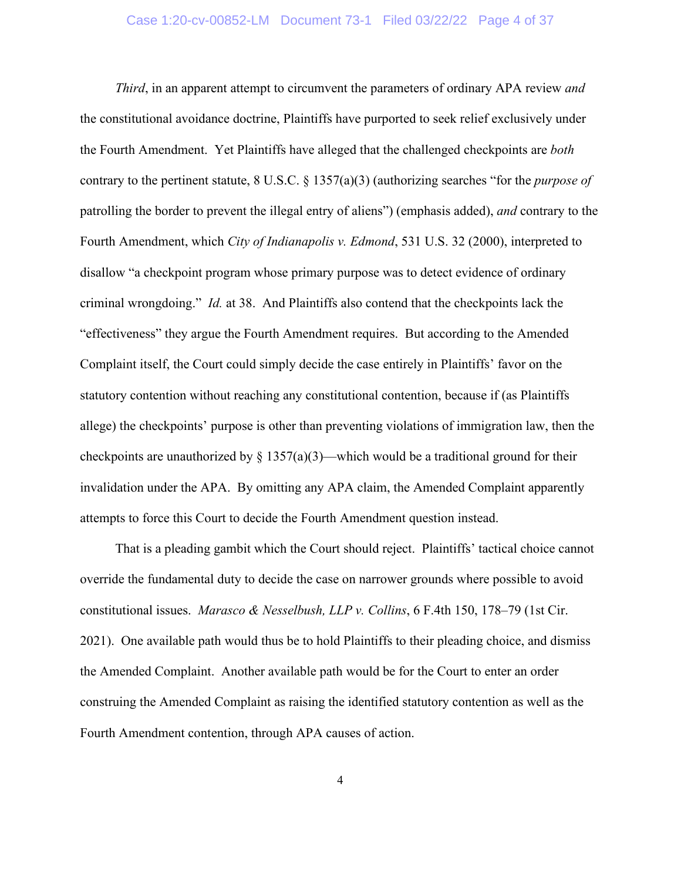*Third*, in an apparent attempt to circumvent the parameters of ordinary APA review *and* the constitutional avoidance doctrine, Plaintiffs have purported to seek relief exclusively under the Fourth Amendment. Yet Plaintiffs have alleged that the challenged checkpoints are *both* contrary to the pertinent statute, 8 U.S.C. § 1357(a)(3) (authorizing searches "for the *purpose of* patrolling the border to prevent the illegal entry of aliens") (emphasis added), *and* contrary to the Fourth Amendment, which *City of Indianapolis v. Edmond*, 531 U.S. 32 (2000), interpreted to disallow "a checkpoint program whose primary purpose was to detect evidence of ordinary criminal wrongdoing." *Id.* at 38. And Plaintiffs also contend that the checkpoints lack the "effectiveness" they argue the Fourth Amendment requires. But according to the Amended Complaint itself, the Court could simply decide the case entirely in Plaintiffs' favor on the statutory contention without reaching any constitutional contention, because if (as Plaintiffs allege) the checkpoints' purpose is other than preventing violations of immigration law, then the checkpoints are unauthorized by § 1357(a)(3)—which would be a traditional ground for their invalidation under the APA. By omitting any APA claim, the Amended Complaint apparently attempts to force this Court to decide the Fourth Amendment question instead.

That is a pleading gambit which the Court should reject. Plaintiffs' tactical choice cannot override the fundamental duty to decide the case on narrower grounds where possible to avoid constitutional issues. *Marasco & Nesselbush, LLP v. Collins*, 6 F.4th 150, 178–79 (1st Cir. 2021). One available path would thus be to hold Plaintiffs to their pleading choice, and dismiss the Amended Complaint. Another available path would be for the Court to enter an order construing the Amended Complaint as raising the identified statutory contention as well as the Fourth Amendment contention, through APA causes of action.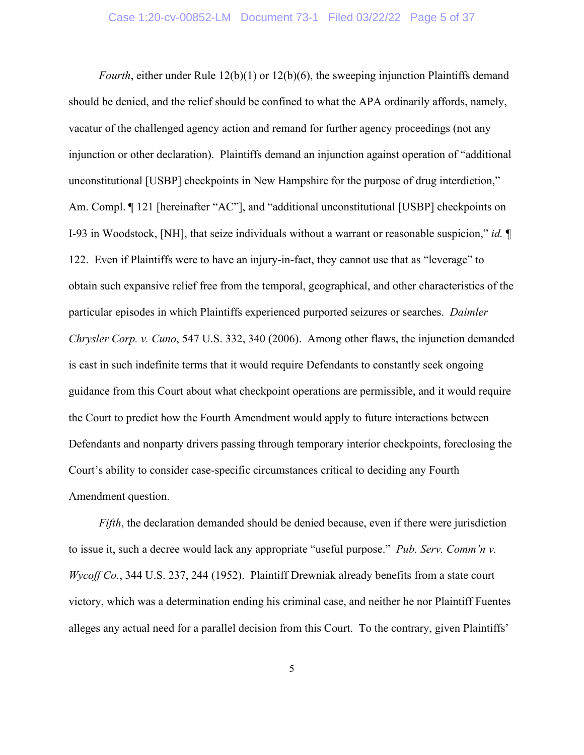*Fourth*, either under Rule 12(b)(1) or 12(b)(6), the sweeping injunction Plaintiffs demand should be denied, and the relief should be confined to what the APA ordinarily affords, namely, vacatur of the challenged agency action and remand for further agency proceedings (not any injunction or other declaration). Plaintiffs demand an injunction against operation of "additional unconstitutional [USBP] checkpoints in New Hampshire for the purpose of drug interdiction," Am. Compl. ¶ 121 [hereinafter "AC"], and "additional unconstitutional [USBP] checkpoints on I-93 in Woodstock, [NH], that seize individuals without a warrant or reasonable suspicion," *id.* ¶ 122. Even if Plaintiffs were to have an injury-in-fact, they cannot use that as "leverage" to obtain such expansive relief free from the temporal, geographical, and other characteristics of the particular episodes in which Plaintiffs experienced purported seizures or searches. *Daimler Chrysler Corp. v. Cuno*, 547 U.S. 332, 340 (2006). Among other flaws, the injunction demanded is cast in such indefinite terms that it would require Defendants to constantly seek ongoing guidance from this Court about what checkpoint operations are permissible, and it would require the Court to predict how the Fourth Amendment would apply to future interactions between Defendants and nonparty drivers passing through temporary interior checkpoints, foreclosing the Court's ability to consider case-specific circumstances critical to deciding any Fourth Amendment question.

*Fifth*, the declaration demanded should be denied because, even if there were jurisdiction to issue it, such a decree would lack any appropriate "useful purpose." *Pub. Serv. Comm'n v. Wycoff Co.*, 344 U.S. 237, 244 (1952). Plaintiff Drewniak already benefits from a state court victory, which was a determination ending his criminal case, and neither he nor Plaintiff Fuentes alleges any actual need for a parallel decision from this Court. To the contrary, given Plaintiffs'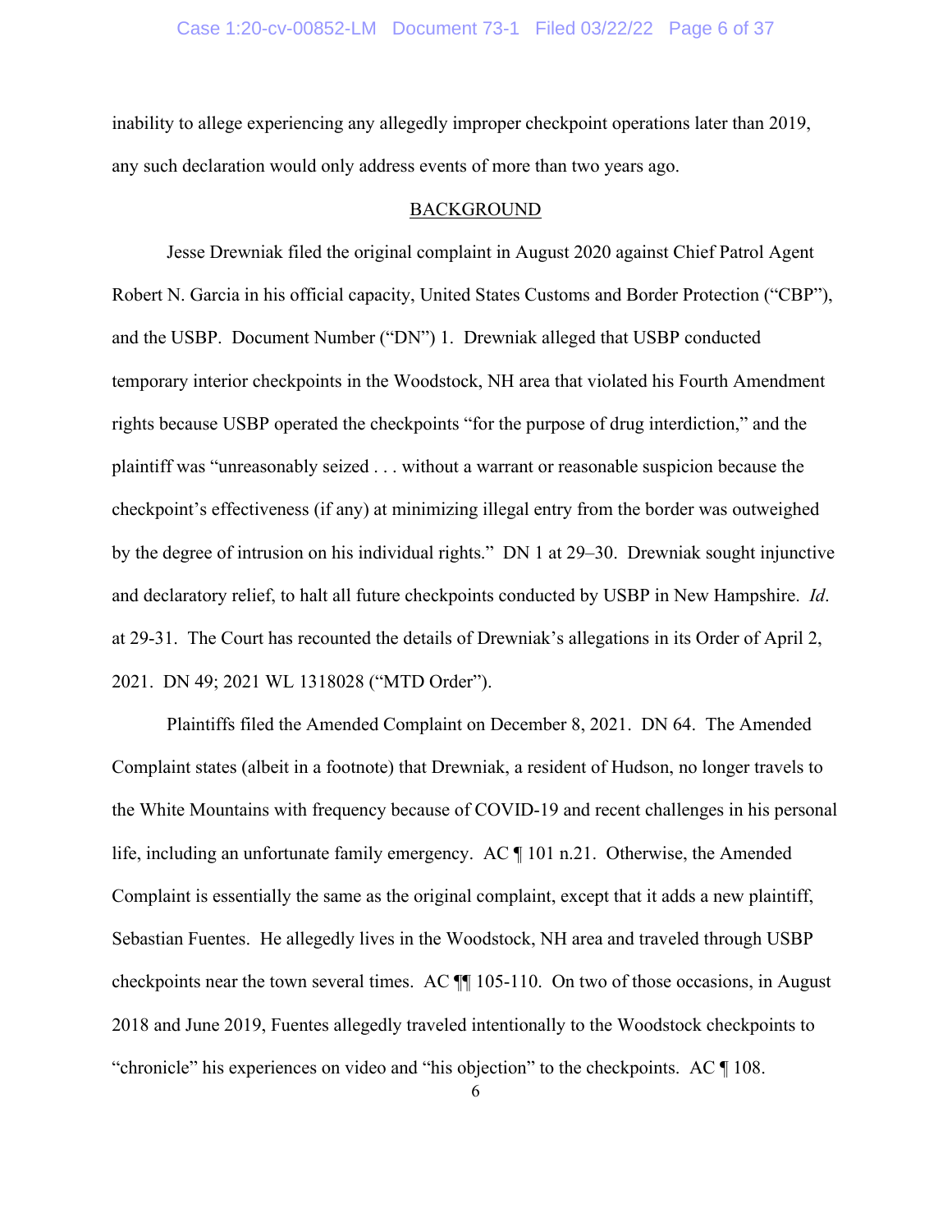inability to allege experiencing any allegedly improper checkpoint operations later than 2019, any such declaration would only address events of more than two years ago.

## BACKGROUND

Jesse Drewniak filed the original complaint in August 2020 against Chief Patrol Agent Robert N. Garcia in his official capacity, United States Customs and Border Protection ("CBP"), and the USBP. Document Number ("DN") 1. Drewniak alleged that USBP conducted temporary interior checkpoints in the Woodstock, NH area that violated his Fourth Amendment rights because USBP operated the checkpoints "for the purpose of drug interdiction," and the plaintiff was "unreasonably seized . . . without a warrant or reasonable suspicion because the checkpoint's effectiveness (if any) at minimizing illegal entry from the border was outweighed by the degree of intrusion on his individual rights." DN 1 at 29–30. Drewniak sought injunctive and declaratory relief, to halt all future checkpoints conducted by USBP in New Hampshire. *Id*. at 29-31. The Court has recounted the details of Drewniak's allegations in its Order of April 2, 2021. DN 49; 2021 WL 1318028 ("MTD Order").

Plaintiffs filed the Amended Complaint on December 8, 2021. DN 64. The Amended Complaint states (albeit in a footnote) that Drewniak, a resident of Hudson, no longer travels to the White Mountains with frequency because of COVID-19 and recent challenges in his personal life, including an unfortunate family emergency. AC ¶ 101 n.21. Otherwise, the Amended Complaint is essentially the same as the original complaint, except that it adds a new plaintiff, Sebastian Fuentes. He allegedly lives in the Woodstock, NH area and traveled through USBP checkpoints near the town several times. AC ¶¶ 105-110. On two of those occasions, in August 2018 and June 2019, Fuentes allegedly traveled intentionally to the Woodstock checkpoints to "chronicle" his experiences on video and "his objection" to the checkpoints. AC ¶ 108.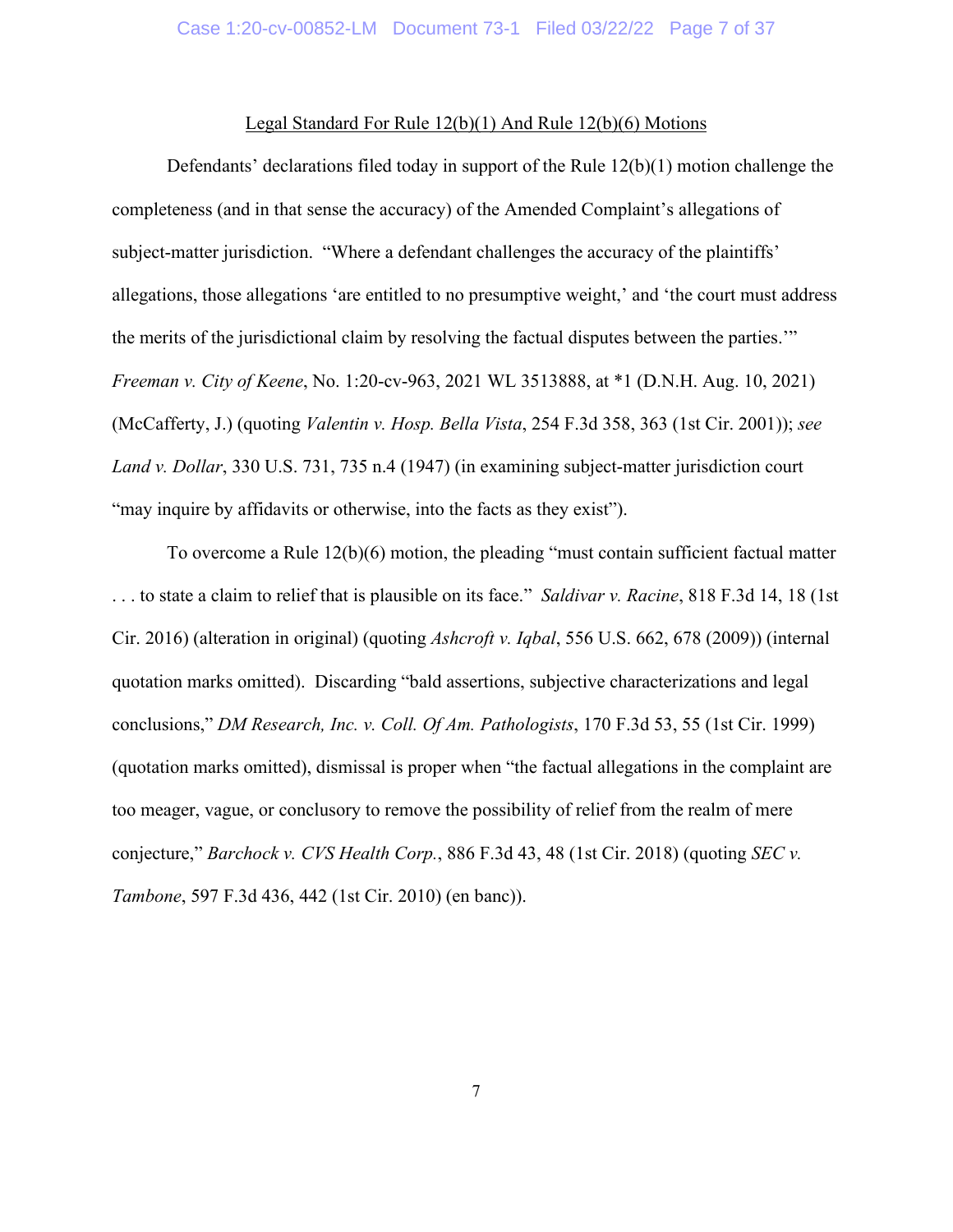## Legal Standard For Rule 12(b)(1) And Rule 12(b)(6) Motions

Defendants' declarations filed today in support of the Rule 12(b)(1) motion challenge the completeness (and in that sense the accuracy) of the Amended Complaint's allegations of subject-matter jurisdiction. "Where a defendant challenges the accuracy of the plaintiffs' allegations, those allegations 'are entitled to no presumptive weight,' and 'the court must address the merits of the jurisdictional claim by resolving the factual disputes between the parties.'" *Freeman v. City of Keene*, No. 1:20-cv-963, 2021 WL 3513888, at *1 (D.N.H. Aug. 10, 2021) (McCafferty, J.) (quoting *Valentin v. Hosp. Bella Vista*, 254 F.3d 358, 363 (1st Cir. 2001)); *see Land v. Dollar*, 330 U.S. 731, 735 n.4 (1947) (in examining subject-matter jurisdiction court "may inquire by affidavits or otherwise, into the facts as they exist").

To overcome a Rule 12(b)(6) motion, the pleading "must contain sufficient factual matter . . . to state a claim to relief that is plausible on its face." *Saldivar v. Racine*, 818 F.3d 14, 18 (1st Cir. 2016) (alteration in original) (quoting *Ashcroft v. Iqbal*, 556 U.S. 662, 678 (2009)) (internal quotation marks omitted). Discarding "bald assertions, subjective characterizations and legal conclusions," *DM Research, Inc. v. Coll. Of Am. Pathologists*, 170 F.3d 53, 55 (1st Cir. 1999) (quotation marks omitted), dismissal is proper when "the factual allegations in the complaint are too meager, vague, or conclusory to remove the possibility of relief from the realm of mere conjecture," *Barchock v. CVS Health Corp.*, 886 F.3d 43, 48 (1st Cir. 2018) (quoting *SEC v. Tambone*, 597 F.3d 436, 442 (1st Cir. 2010) (en banc)).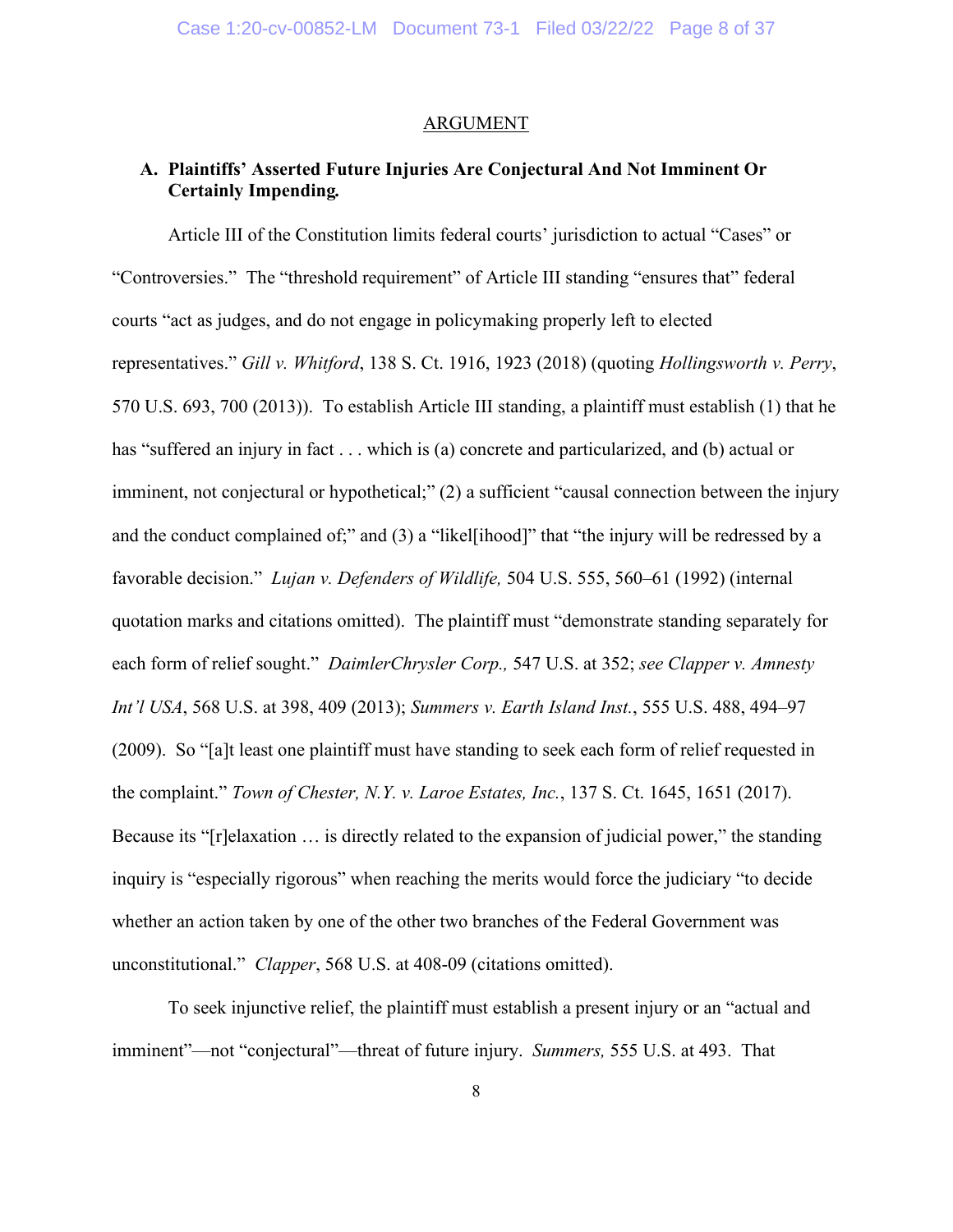## ARGUMENT

### A. Plaintiffs' Asserted Future Injuries Are Conjectural And Not Imminent Or Certainly Impending.

Article III of the Constitution limits federal courts' jurisdiction to actual "Cases" or "Controversies." The "threshold requirement" of Article III standing "ensures that" federal courts "act as judges, and do not engage in policymaking properly left to elected representatives." *Gill v. Whitford*, 138 S. Ct. 1916, 1923 (2018) (quoting *Hollingsworth v. Perry*, 570 U.S. 693, 700 (2013)). To establish Article III standing, a plaintiff must establish (1) that he has "suffered an injury in fact . . . which is (a) concrete and particularized, and (b) actual or imminent, not conjectural or hypothetical;" (2) a sufficient "causal connection between the injury and the conduct complained of;" and (3) a "likel[ihood]" that "the injury will be redressed by a favorable decision." *Lujan v. Defenders of Wildlife,* 504 U.S. 555, 560–61 (1992) (internal quotation marks and citations omitted). The plaintiff must "demonstrate standing separately for each form of relief sought." *DaimlerChrysler Corp.,* 547 U.S. at 352; *see Clapper v. Amnesty Int'l USA*, 568 U.S. at 398, 409 (2013); *Summers v. Earth Island Inst.*, 555 U.S. 488, 494–97 (2009). So "[a]t least one plaintiff must have standing to seek each form of relief requested in the complaint." *Town of Chester, N.Y. v. Laroe Estates, Inc.*, 137 S. Ct. 1645, 1651 (2017). Because its "[r]elaxation … is directly related to the expansion of judicial power," the standing inquiry is "especially rigorous" when reaching the merits would force the judiciary "to decide whether an action taken by one of the other two branches of the Federal Government was unconstitutional." *Clapper*, 568 U.S. at 408-09 (citations omitted).

To seek injunctive relief, the plaintiff must establish a present injury or an "actual and imminent"—not "conjectural"—threat of future injury. *Summers,* 555 U.S. at 493. That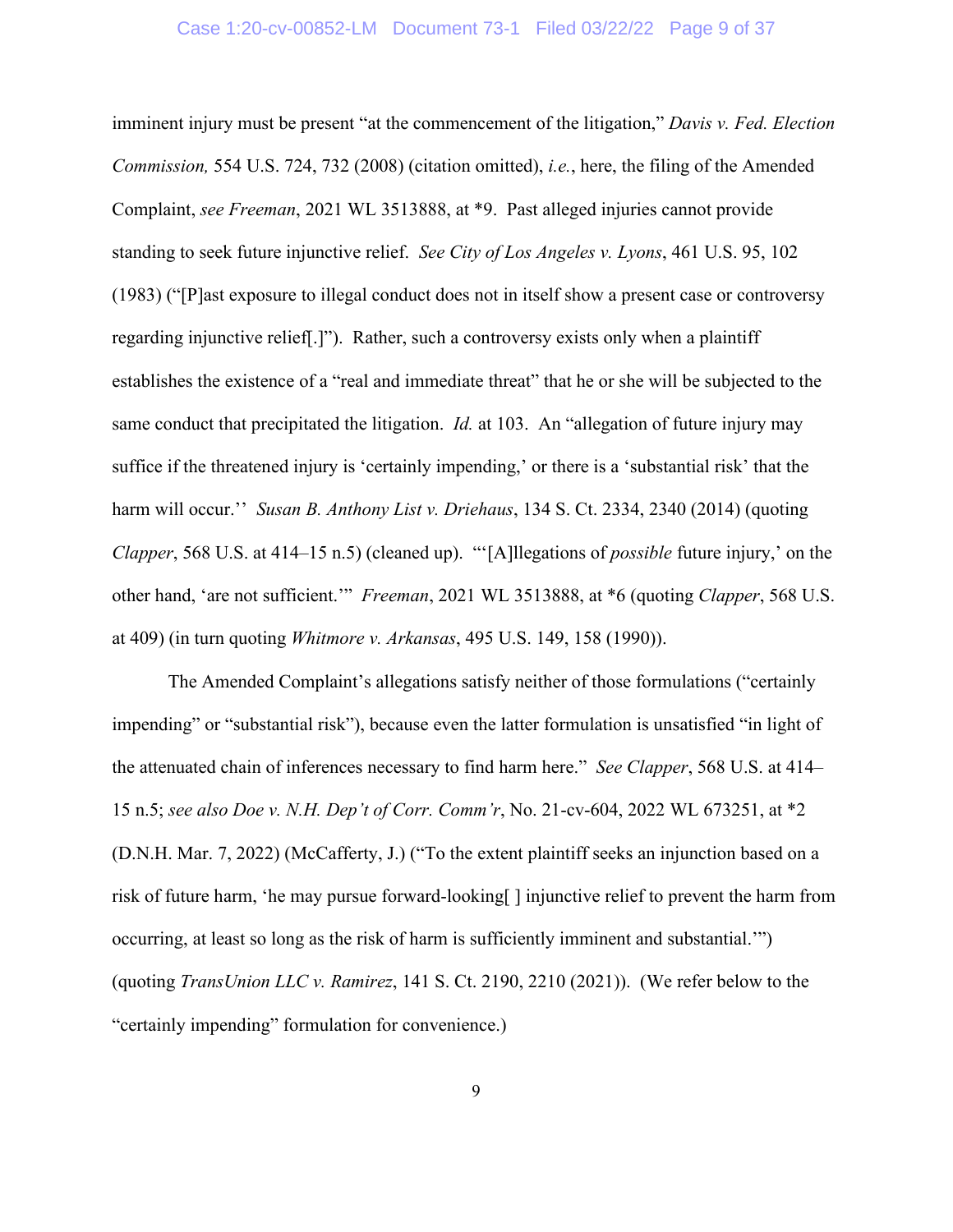imminent injury must be present "at the commencement of the litigation," *Davis v. Fed. Election Commission,* 554 U.S. 724, 732 (2008) (citation omitted), *i.e.*, here, the filing of the Amended Complaint, *see Freeman*, 2021 WL 3513888, at *9. Past alleged injuries cannot provide standing to seek future injunctive relief. *See City of Los Angeles v. Lyons*, 461 U.S. 95, 102 (1983) ("[P]ast exposure to illegal conduct does not in itself show a present case or controversy regarding injunctive relief[.]"). Rather, such a controversy exists only when a plaintiff establishes the existence of a "real and immediate threat" that he or she will be subjected to the same conduct that precipitated the litigation. *Id.* at 103. An "allegation of future injury may suffice if the threatened injury is 'certainly impending,' or there is a 'substantial risk' that the harm will occur.'' *Susan B. Anthony List v. Driehaus*, 134 S. Ct. 2334, 2340 (2014) (quoting *Clapper*, 568 U.S. at 414–15 n.5) (cleaned up). "'[A]llegations of *possible* future injury,' on the other hand, 'are not sufficient.'" *Freeman*, 2021 WL 3513888, at *6 (quoting *Clapper*, 568 U.S. at 409) (in turn quoting *Whitmore v. Arkansas*, 495 U.S. 149, 158 (1990)).

The Amended Complaint's allegations satisfy neither of those formulations ("certainly impending" or "substantial risk"), because even the latter formulation is unsatisfied "in light of the attenuated chain of inferences necessary to find harm here." *See Clapper*, 568 U.S. at 414–15 n.5; *see also Doe v. N.H. Dep't of Corr. Comm'r*, No. 21-cv-604, 2022 WL 673251, at *2 (D.N.H. Mar. 7, 2022) (McCafferty, J.) ("To the extent plaintiff seeks an injunction based on a risk of future harm, 'he may pursue forward-looking[ ] injunctive relief to prevent the harm from occurring, at least so long as the risk of harm is sufficiently imminent and substantial.'") (quoting *TransUnion LLC v. Ramirez*, 141 S. Ct. 2190, 2210 (2021)). (We refer below to the "certainly impending" formulation for convenience.)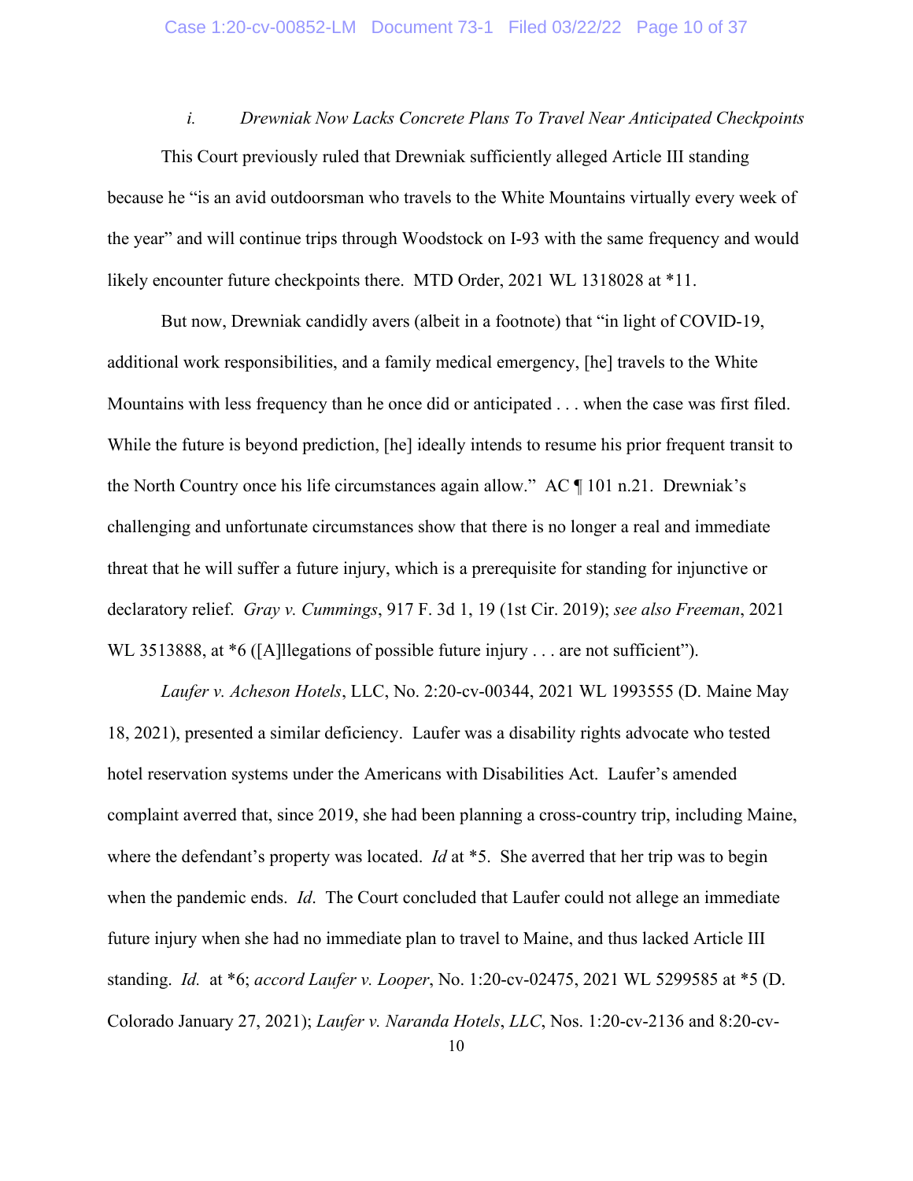### *i. Drewniak Now Lacks Concrete Plans To Travel Near Anticipated Checkpoints*

This Court previously ruled that Drewniak sufficiently alleged Article III standing because he "is an avid outdoorsman who travels to the White Mountains virtually every week of the year" and will continue trips through Woodstock on I-93 with the same frequency and would likely encounter future checkpoints there. MTD Order, 2021 WL 1318028 at *11.

But now, Drewniak candidly avers (albeit in a footnote) that "in light of COVID-19, additional work responsibilities, and a family medical emergency, [he] travels to the White Mountains with less frequency than he once did or anticipated . . . when the case was first filed. While the future is beyond prediction, [he] ideally intends to resume his prior frequent transit to the North Country once his life circumstances again allow." AC ¶ 101 n.21. Drewniak's challenging and unfortunate circumstances show that there is no longer a real and immediate threat that he will suffer a future injury, which is a prerequisite for standing for injunctive or declaratory relief. *Gray v. Cummings*, 917 F. 3d 1, 19 (1st Cir. 2019); *see also Freeman*, 2021 WL 3513888, at *6 ([A]llegations of possible future injury . . . are not sufficient").

*Laufer v. Acheson Hotels*, LLC, No. 2:20-cv-00344, 2021 WL 1993555 (D. Maine May 18, 2021), presented a similar deficiency. Laufer was a disability rights advocate who tested hotel reservation systems under the Americans with Disabilities Act. Laufer's amended complaint averred that, since 2019, she had been planning a cross-country trip, including Maine, where the defendant's property was located. *Id* at *5. She averred that her trip was to begin when the pandemic ends. *Id*. The Court concluded that Laufer could not allege an immediate future injury when she had no immediate plan to travel to Maine, and thus lacked Article III standing. *Id.* at *6; *accord Laufer v. Looper*, No. 1:20-cv-02475, 2021 WL 5299585 at *5 (D. Colorado January 27, 2021); *Laufer v. Naranda Hotels, LLC*, Nos. 1:20-cv-2136 and 8:20-cv-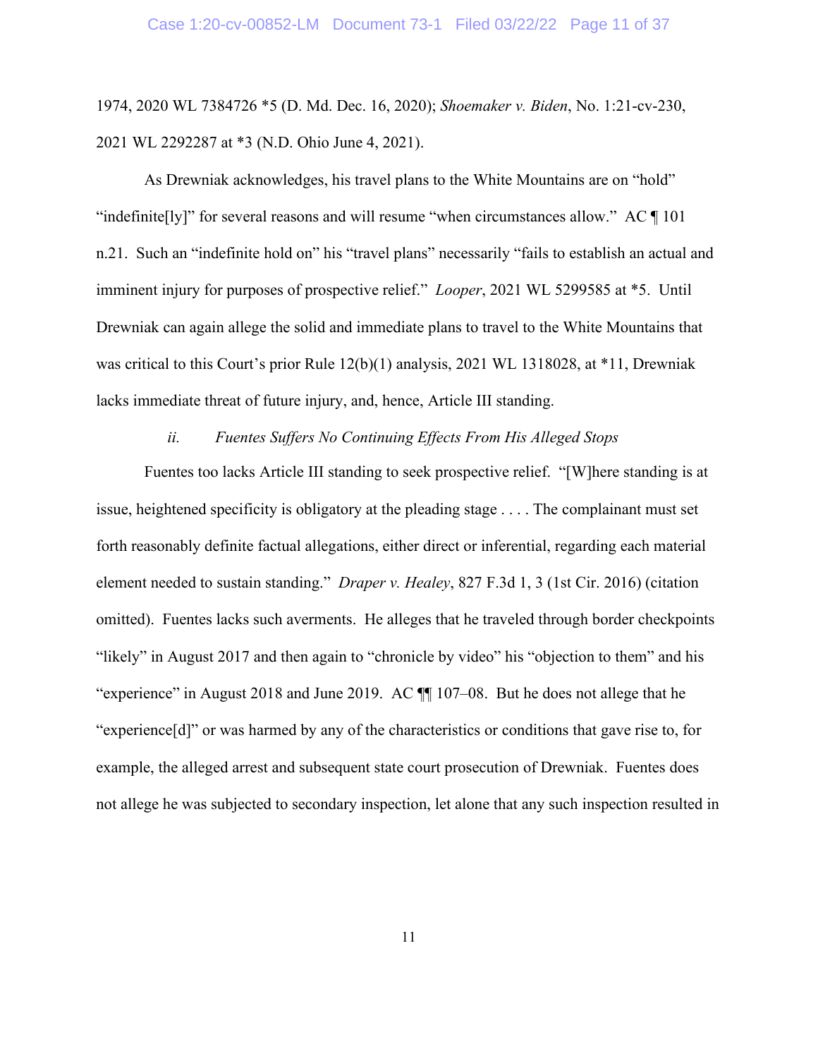1974, 2020 WL 7384726 *5 (D. Md. Dec. 16, 2020); *Shoemaker v. Biden*, No. 1:21-cv-230, 2021 WL 2292287 at *3 (N.D. Ohio June 4, 2021).

As Drewniak acknowledges, his travel plans to the White Mountains are on "hold" "indefinite[ly]" for several reasons and will resume "when circumstances allow." AC ¶ 101 n.21. Such an "indefinite hold on" his "travel plans" necessarily "fails to establish an actual and imminent injury for purposes of prospective relief." *Looper*, 2021 WL 5299585 at *5. Until Drewniak can again allege the solid and immediate plans to travel to the White Mountains that was critical to this Court's prior Rule 12(b)(1) analysis, 2021 WL 1318028, at *11, Drewniak lacks immediate threat of future injury, and, hence, Article III standing.

*ii. Fuentes Suffers No Continuing Effects From His Alleged Stops*

Fuentes too lacks Article III standing to seek prospective relief. "[W]here standing is at issue, heightened specificity is obligatory at the pleading stage . . . . The complainant must set forth reasonably definite factual allegations, either direct or inferential, regarding each material element needed to sustain standing." *Draper v. Healey*, 827 F.3d 1, 3 (1st Cir. 2016) (citation omitted). Fuentes lacks such averments. He alleges that he traveled through border checkpoints "likely" in August 2017 and then again to "chronicle by video" his "objection to them" and his "experience" in August 2018 and June 2019. AC ¶¶ 107–08. But he does not allege that he "experience[d]" or was harmed by any of the characteristics or conditions that gave rise to, for example, the alleged arrest and subsequent state court prosecution of Drewniak. Fuentes does not allege he was subjected to secondary inspection, let alone that any such inspection resulted in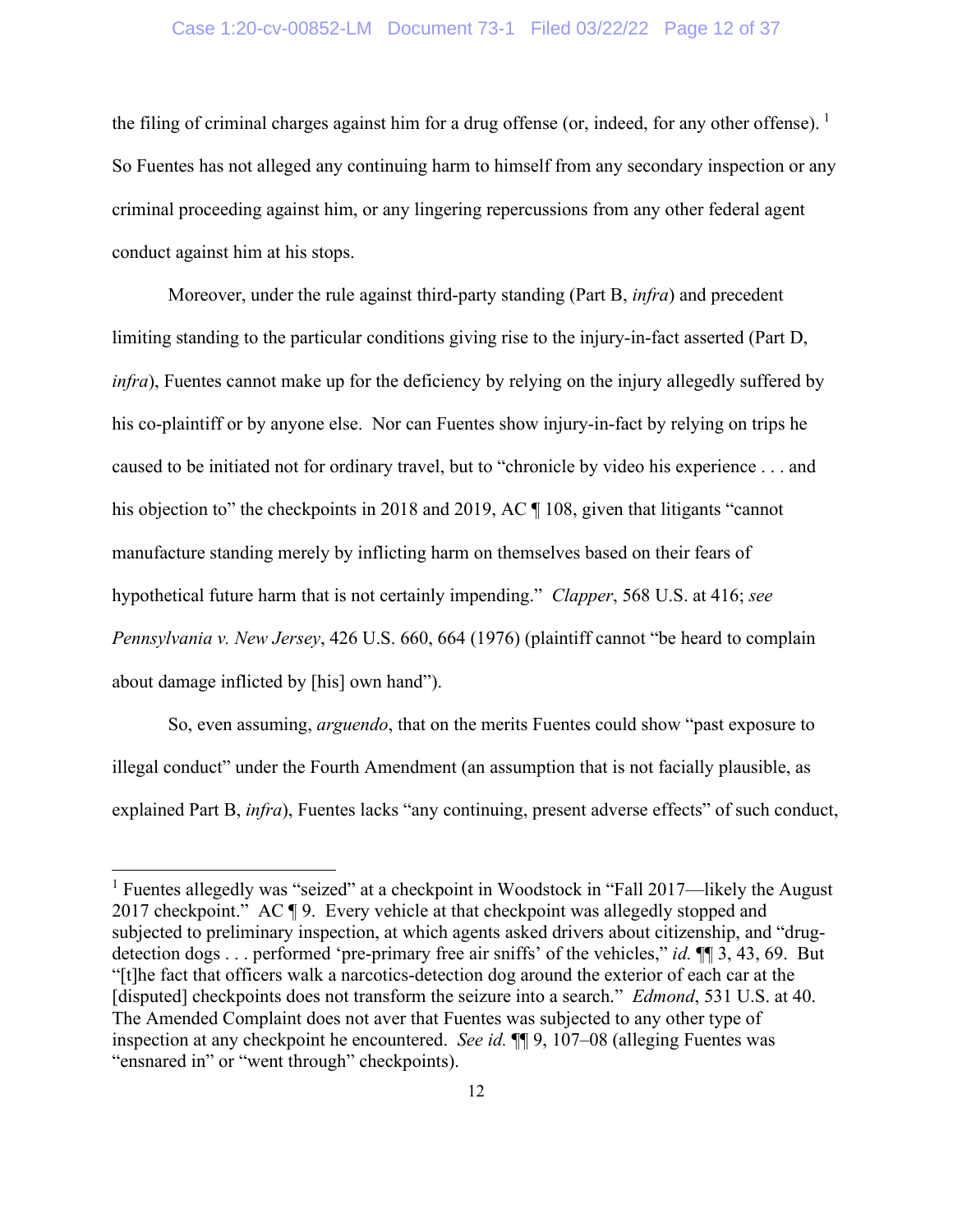the filing of criminal charges against him for a drug offense (or, indeed, for any other offense).[1] So Fuentes has not alleged any continuing harm to himself from any secondary inspection or any criminal proceeding against him, or any lingering repercussions from any other federal agent conduct against him at his stops.

Moreover, under the rule against third-party standing (Part B, *infra*) and precedent limiting standing to the particular conditions giving rise to the injury-in-fact asserted (Part D, *infra*), Fuentes cannot make up for the deficiency by relying on the injury allegedly suffered by his co-plaintiff or by anyone else. Nor can Fuentes show injury-in-fact by relying on trips he caused to be initiated not for ordinary travel, but to "chronicle by video his experience . . . and his objection to" the checkpoints in 2018 and 2019, AC ¶ 108, given that litigants "cannot manufacture standing merely by inflicting harm on themselves based on their fears of hypothetical future harm that is not certainly impending." *Clapper*, 568 U.S. at 416; *see Pennsylvania v. New Jersey*, 426 U.S. 660, 664 (1976) (plaintiff cannot "be heard to complain about damage inflicted by [his] own hand").

So, even assuming, *arguendo*, that on the merits Fuentes could show "past exposure to illegal conduct" under the Fourth Amendment (an assumption that is not facially plausible, as explained Part B, *infra*), Fuentes lacks "any continuing, present adverse effects" of such conduct,

---

[1] Fuentes allegedly was "seized" at a checkpoint in Woodstock in "Fall 2017—likely the August 2017 checkpoint." AC ¶ 9. Every vehicle at that checkpoint was allegedly stopped and subjected to preliminary inspection, at which agents asked drivers about citizenship, and "drug-detection dogs . . . performed 'pre-primary free air sniffs' of the vehicles," *id.* ¶¶ 3, 43, 69. But "[t]he fact that officers walk a narcotics-detection dog around the exterior of each car at the [disputed] checkpoints does not transform the seizure into a search." *Edmond*, 531 U.S. at 40. The Amended Complaint does not aver that Fuentes was subjected to any other type of inspection at any checkpoint he encountered. *See id.* ¶¶ 9, 107–08 (alleging Fuentes was "ensnared in" or "went through" checkpoints).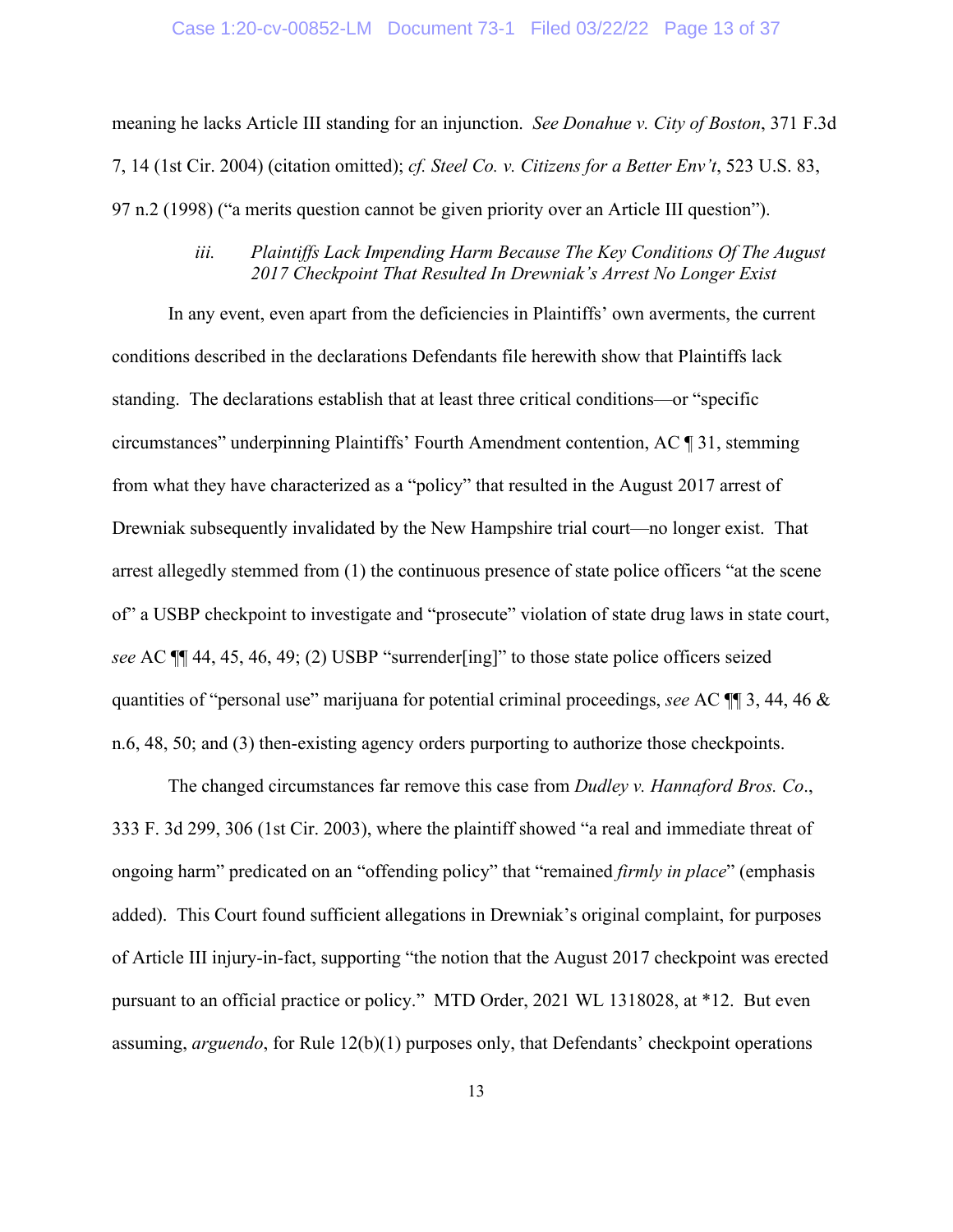meaning he lacks Article III standing for an injunction. *See Donahue v. City of Boston*, 371 F.3d 7, 14 (1st Cir. 2004) (citation omitted); *cf. Steel Co. v. Citizens for a Better Env't*, 523 U.S. 83, 97 n.2 (1998) ("a merits question cannot be given priority over an Article III question").

#### *iii. Plaintiffs Lack Impending Harm Because The Key Conditions Of The August 2017 Checkpoint That Resulted In Drewniak's Arrest No Longer Exist*

In any event, even apart from the deficiencies in Plaintiffs' own averments, the current conditions described in the declarations Defendants file herewith show that Plaintiffs lack standing. The declarations establish that at least three critical conditions—or "specific circumstances" underpinning Plaintiffs' Fourth Amendment contention, AC ¶ 31, stemming from what they have characterized as a "policy" that resulted in the August 2017 arrest of Drewniak subsequently invalidated by the New Hampshire trial court—no longer exist. That arrest allegedly stemmed from (1) the continuous presence of state police officers "at the scene of" a USBP checkpoint to investigate and "prosecute" violation of state drug laws in state court, *see* AC ¶¶ 44, 45, 46, 49; (2) USBP "surrender[ing]" to those state police officers seized quantities of "personal use" marijuana for potential criminal proceedings, *see* AC ¶¶ 3, 44, 46 & n.6, 48, 50; and (3) then-existing agency orders purporting to authorize those checkpoints.

The changed circumstances far remove this case from *Dudley v. Hannaford Bros. Co*., 333 F. 3d 299, 306 (1st Cir. 2003), where the plaintiff showed "a real and immediate threat of ongoing harm" predicated on an "offending policy" that "remained *firmly in place*" (emphasis added). This Court found sufficient allegations in Drewniak's original complaint, for purposes of Article III injury-in-fact, supporting "the notion that the August 2017 checkpoint was erected pursuant to an official practice or policy." MTD Order, 2021 WL 1318028, at \*12. But even assuming, *arguendo*, for Rule 12(b)(1) purposes only, that Defendants' checkpoint operations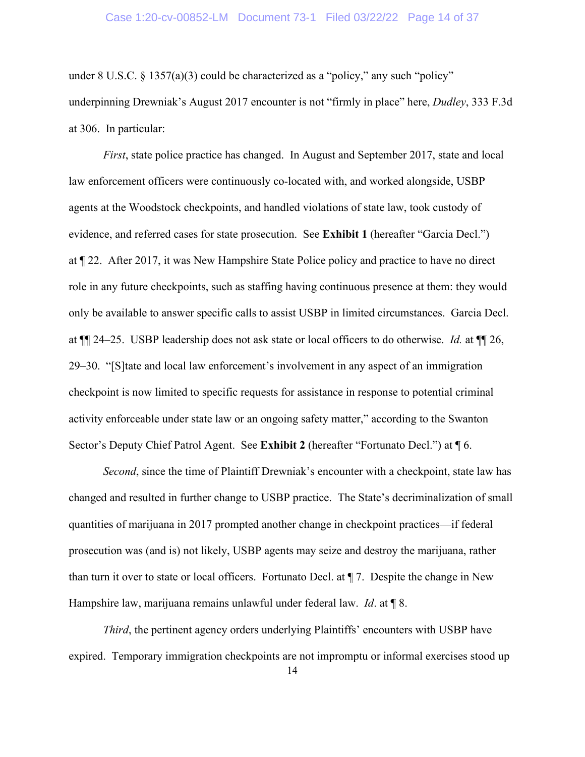under 8 U.S.C. § 1357(a)(3) could be characterized as a "policy," any such "policy" underpinning Drewniak's August 2017 encounter is not "firmly in place" here, *Dudley*, 333 F.3d at 306. In particular:

*First*, state police practice has changed. In August and September 2017, state and local law enforcement officers were continuously co-located with, and worked alongside, USBP agents at the Woodstock checkpoints, and handled violations of state law, took custody of evidence, and referred cases for state prosecution. See **Exhibit 1** (hereafter "Garcia Decl.") at ¶ 22. After 2017, it was New Hampshire State Police policy and practice to have no direct role in any future checkpoints, such as staffing having continuous presence at them: they would only be available to answer specific calls to assist USBP in limited circumstances. Garcia Decl. at ¶¶ 24–25. USBP leadership does not ask state or local officers to do otherwise. *Id.* at ¶¶ 26, 29–30. "[S]tate and local law enforcement's involvement in any aspect of an immigration checkpoint is now limited to specific requests for assistance in response to potential criminal activity enforceable under state law or an ongoing safety matter," according to the Swanton Sector's Deputy Chief Patrol Agent. See **Exhibit 2** (hereafter "Fortunato Decl.") at ¶ 6.

*Second*, since the time of Plaintiff Drewniak's encounter with a checkpoint, state law has changed and resulted in further change to USBP practice. The State's decriminalization of small quantities of marijuana in 2017 prompted another change in checkpoint practices—if federal prosecution was (and is) not likely, USBP agents may seize and destroy the marijuana, rather than turn it over to state or local officers. Fortunato Decl. at ¶ 7. Despite the change in New Hampshire law, marijuana remains unlawful under federal law. *Id*. at ¶ 8.

*Third*, the pertinent agency orders underlying Plaintiffs' encounters with USBP have expired. Temporary immigration checkpoints are not impromptu or informal exercises stood up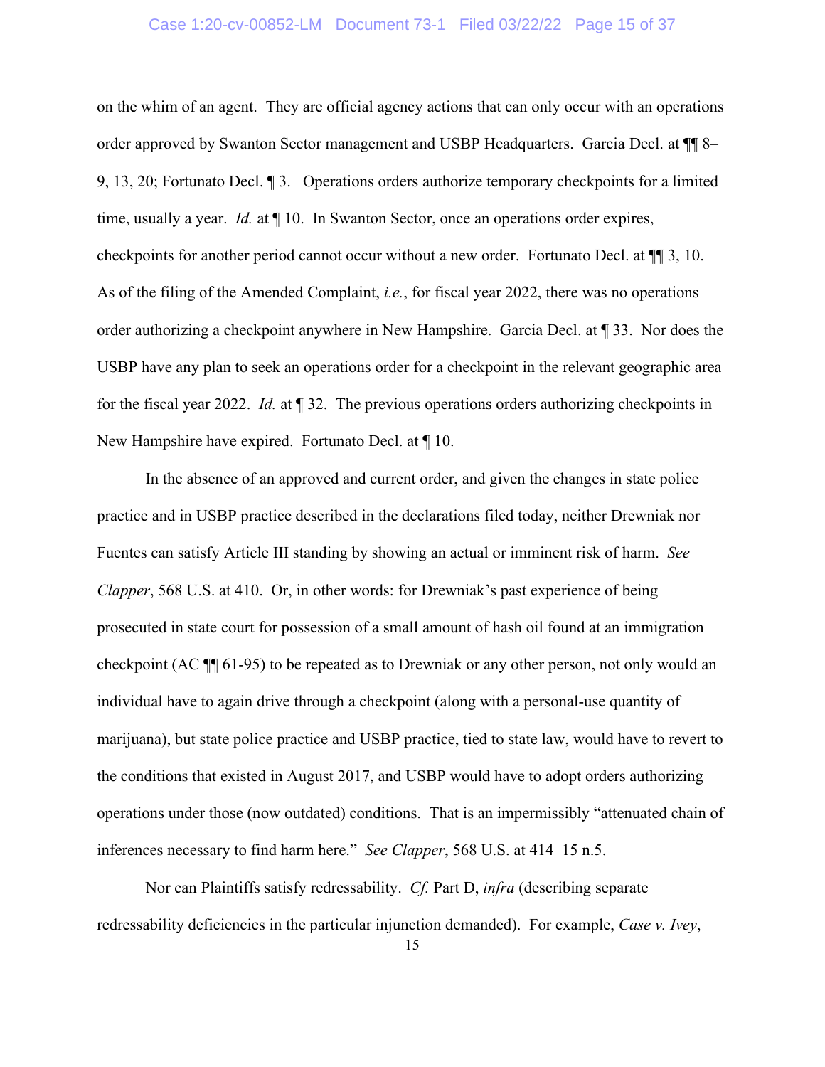on the whim of an agent. They are official agency actions that can only occur with an operations order approved by Swanton Sector management and USBP Headquarters. Garcia Decl. at ¶¶ 8–9, 13, 20; Fortunato Decl. ¶ 3. Operations orders authorize temporary checkpoints for a limited time, usually a year. *Id.* at ¶ 10. In Swanton Sector, once an operations order expires, checkpoints for another period cannot occur without a new order. Fortunato Decl. at ¶¶ 3, 10. As of the filing of the Amended Complaint, *i.e.*, for fiscal year 2022, there was no operations order authorizing a checkpoint anywhere in New Hampshire. Garcia Decl. at ¶ 33. Nor does the USBP have any plan to seek an operations order for a checkpoint in the relevant geographic area for the fiscal year 2022. *Id.* at ¶ 32. The previous operations orders authorizing checkpoints in New Hampshire have expired. Fortunato Decl. at ¶ 10.

In the absence of an approved and current order, and given the changes in state police practice and in USBP practice described in the declarations filed today, neither Drewniak nor Fuentes can satisfy Article III standing by showing an actual or imminent risk of harm. *See Clapper*, 568 U.S. at 410. Or, in other words: for Drewniak's past experience of being prosecuted in state court for possession of a small amount of hash oil found at an immigration checkpoint (AC ¶¶ 61-95) to be repeated as to Drewniak or any other person, not only would an individual have to again drive through a checkpoint (along with a personal-use quantity of marijuana), but state police practice and USBP practice, tied to state law, would have to revert to the conditions that existed in August 2017, and USBP would have to adopt orders authorizing operations under those (now outdated) conditions. That is an impermissibly "attenuated chain of inferences necessary to find harm here." *See Clapper*, 568 U.S. at 414–15 n.5.

Nor can Plaintiffs satisfy redressability. *Cf.* Part D, *infra* (describing separate redressability deficiencies in the particular injunction demanded). For example, *Case v. Ivey*,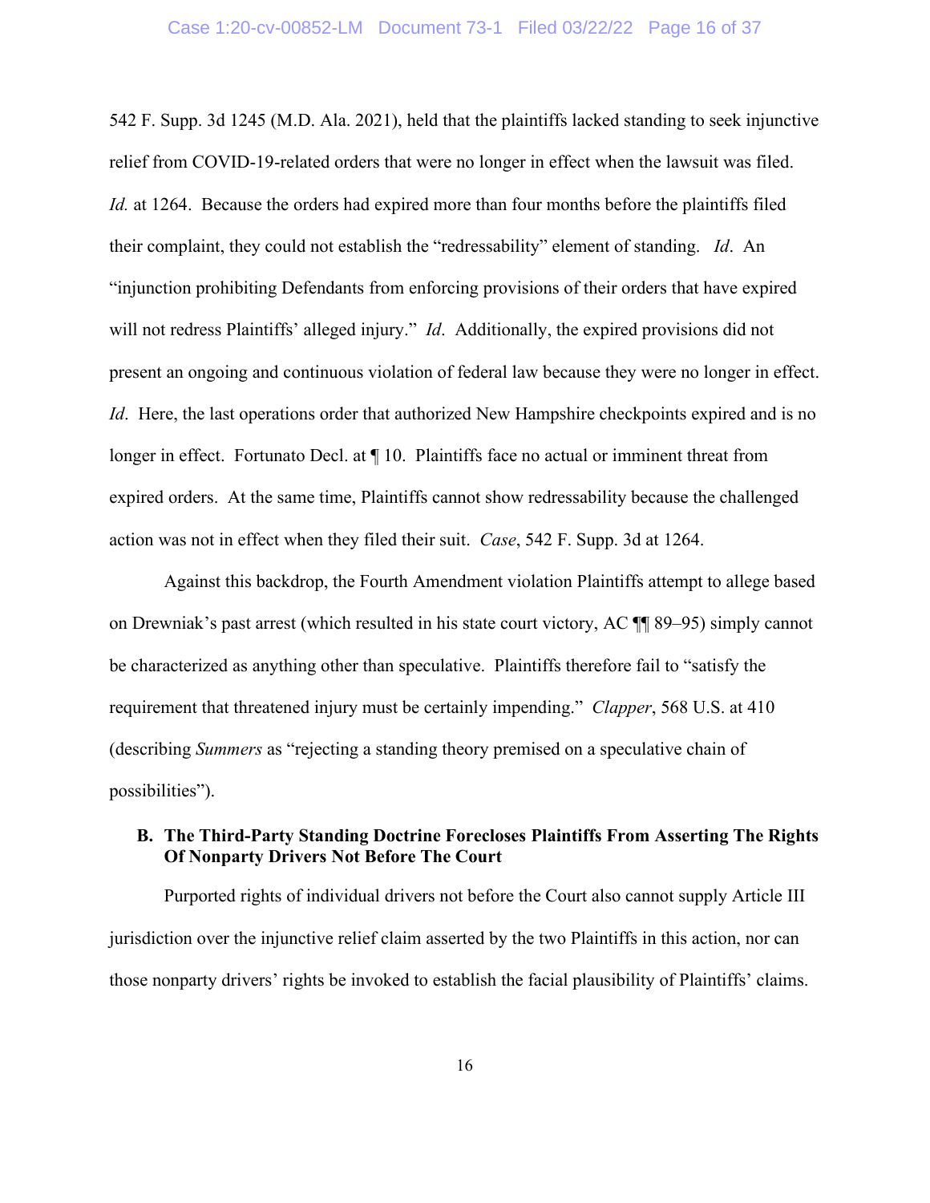542 F. Supp. 3d 1245 (M.D. Ala. 2021), held that the plaintiffs lacked standing to seek injunctive relief from COVID-19-related orders that were no longer in effect when the lawsuit was filed. *Id.* at 1264. Because the orders had expired more than four months before the plaintiffs filed their complaint, they could not establish the "redressability" element of standing. *Id*. An "injunction prohibiting Defendants from enforcing provisions of their orders that have expired will not redress Plaintiffs' alleged injury." *Id*. Additionally, the expired provisions did not present an ongoing and continuous violation of federal law because they were no longer in effect. *Id*. Here, the last operations order that authorized New Hampshire checkpoints expired and is no longer in effect. Fortunato Decl. at ¶ 10. Plaintiffs face no actual or imminent threat from expired orders. At the same time, Plaintiffs cannot show redressability because the challenged action was not in effect when they filed their suit. *Case*, 542 F. Supp. 3d at 1264.

Against this backdrop, the Fourth Amendment violation Plaintiffs attempt to allege based on Drewniak's past arrest (which resulted in his state court victory, AC ¶¶ 89–95) simply cannot be characterized as anything other than speculative. Plaintiffs therefore fail to "satisfy the requirement that threatened injury must be certainly impending." *Clapper*, 568 U.S. at 410 (describing *Summers* as "rejecting a standing theory premised on a speculative chain of possibilities").

### B. The Third-Party Standing Doctrine Forecloses Plaintiffs From Asserting The Rights Of Nonparty Drivers Not Before The Court

Purported rights of individual drivers not before the Court also cannot supply Article III jurisdiction over the injunctive relief claim asserted by the two Plaintiffs in this action, nor can those nonparty drivers' rights be invoked to establish the facial plausibility of Plaintiffs' claims.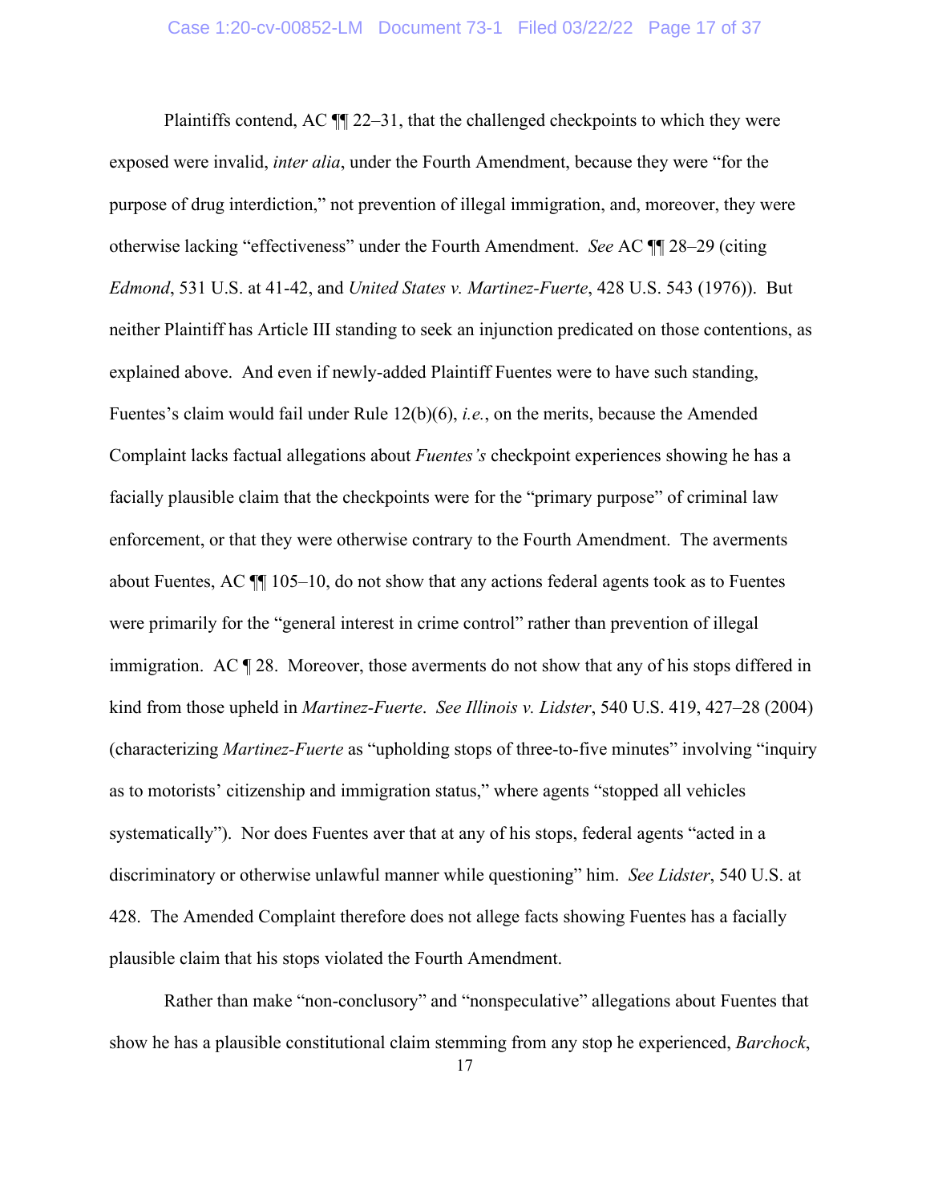Plaintiffs contend, AC ¶¶ 22–31, that the challenged checkpoints to which they were exposed were invalid, *inter alia*, under the Fourth Amendment, because they were "for the purpose of drug interdiction," not prevention of illegal immigration, and, moreover, they were otherwise lacking "effectiveness" under the Fourth Amendment. *See* AC ¶¶ 28–29 (citing *Edmond*, 531 U.S. at 41-42, and *United States v. Martinez-Fuerte*, 428 U.S. 543 (1976)). But neither Plaintiff has Article III standing to seek an injunction predicated on those contentions, as explained above. And even if newly-added Plaintiff Fuentes were to have such standing, Fuentes's claim would fail under Rule 12(b)(6), *i.e.*, on the merits, because the Amended Complaint lacks factual allegations about *Fuentes's* checkpoint experiences showing he has a facially plausible claim that the checkpoints were for the "primary purpose" of criminal law enforcement, or that they were otherwise contrary to the Fourth Amendment. The averments about Fuentes, AC ¶¶ 105–10, do not show that any actions federal agents took as to Fuentes were primarily for the "general interest in crime control" rather than prevention of illegal immigration. AC ¶ 28. Moreover, those averments do not show that any of his stops differed in kind from those upheld in *Martinez-Fuerte*. *See Illinois v. Lidster*, 540 U.S. 419, 427–28 (2004) (characterizing *Martinez-Fuerte* as "upholding stops of three-to-five minutes" involving "inquiry as to motorists' citizenship and immigration status," where agents "stopped all vehicles systematically"). Nor does Fuentes aver that at any of his stops, federal agents "acted in a discriminatory or otherwise unlawful manner while questioning" him. *See Lidster*, 540 U.S. at 428. The Amended Complaint therefore does not allege facts showing Fuentes has a facially plausible claim that his stops violated the Fourth Amendment.

Rather than make "non-conclusory" and "nonspeculative" allegations about Fuentes that show he has a plausible constitutional claim stemming from any stop he experienced, *Barchock*,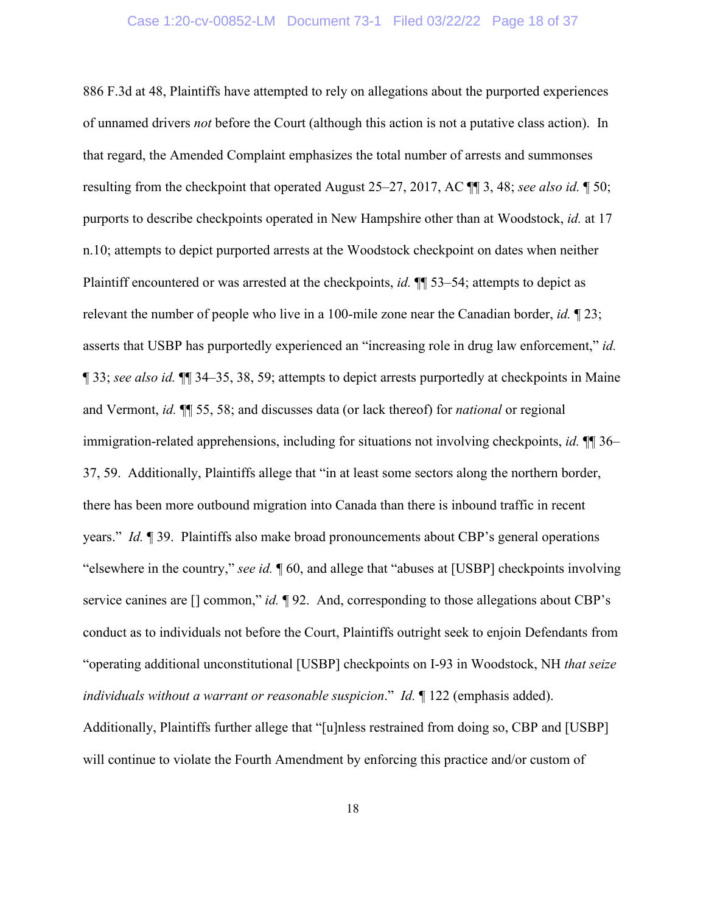886 F.3d at 48, Plaintiffs have attempted to rely on allegations about the purported experiences of unnamed drivers *not* before the Court (although this action is not a putative class action). In that regard, the Amended Complaint emphasizes the total number of arrests and summonses resulting from the checkpoint that operated August 25–27, 2017, AC ¶¶ 3, 48; *see also id.* ¶ 50; purports to describe checkpoints operated in New Hampshire other than at Woodstock, *id.* at 17 n.10; attempts to depict purported arrests at the Woodstock checkpoint on dates when neither Plaintiff encountered or was arrested at the checkpoints, *id.* ¶¶ 53–54; attempts to depict as relevant the number of people who live in a 100-mile zone near the Canadian border, *id.* ¶ 23; asserts that USBP has purportedly experienced an "increasing role in drug law enforcement," *id.* ¶ 33; *see also id.* ¶¶ 34–35, 38, 59; attempts to depict arrests purportedly at checkpoints in Maine and Vermont, *id.* ¶¶ 55, 58; and discusses data (or lack thereof) for *national* or regional immigration-related apprehensions, including for situations not involving checkpoints, *id.* ¶¶ 36–37, 59. Additionally, Plaintiffs allege that "in at least some sectors along the northern border, there has been more outbound migration into Canada than there is inbound traffic in recent years." *Id.* ¶ 39. Plaintiffs also make broad pronouncements about CBP's general operations "elsewhere in the country," *see id.* ¶ 60, and allege that "abuses at [USBP] checkpoints involving service canines are [] common," *id.* ¶ 92. And, corresponding to those allegations about CBP's conduct as to individuals not before the Court, Plaintiffs outright seek to enjoin Defendants from "operating additional unconstitutional [USBP] checkpoints on I-93 in Woodstock, NH *that seize individuals without a warrant or reasonable suspicion*." *Id.* ¶ 122 (emphasis added). Additionally, Plaintiffs further allege that "[u]nless restrained from doing so, CBP and [USBP] will continue to violate the Fourth Amendment by enforcing this practice and/or custom of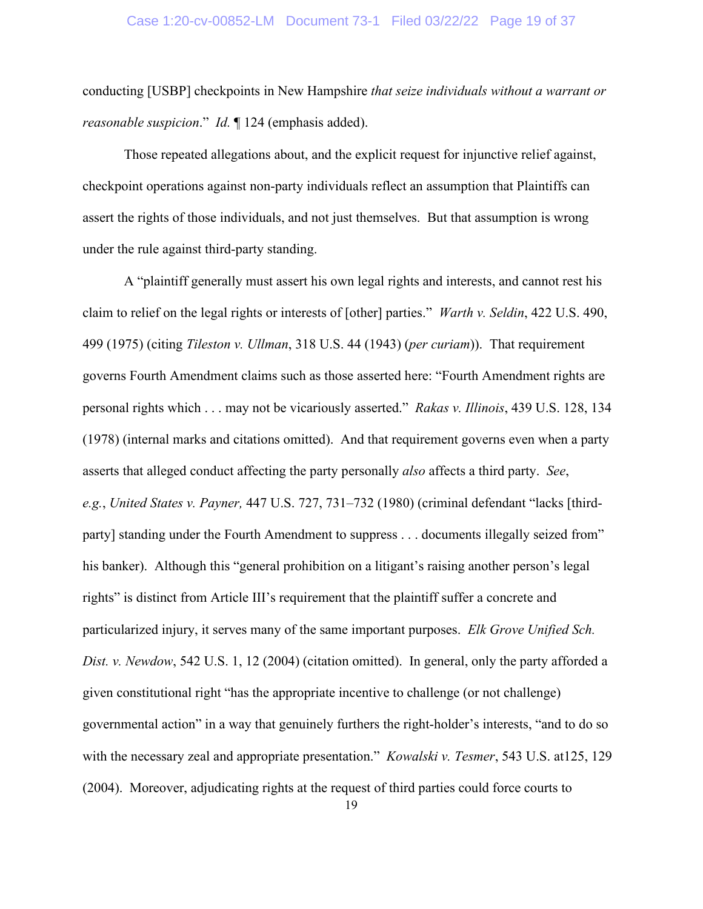conducting [USBP] checkpoints in New Hampshire *that seize individuals without a warrant or reasonable suspicion*." *Id.* ¶ 124 (emphasis added).

Those repeated allegations about, and the explicit request for injunctive relief against, checkpoint operations against non-party individuals reflect an assumption that Plaintiffs can assert the rights of those individuals, and not just themselves. But that assumption is wrong under the rule against third-party standing.

A "plaintiff generally must assert his own legal rights and interests, and cannot rest his claim to relief on the legal rights or interests of [other] parties." *Warth v. Seldin*, 422 U.S. 490, 499 (1975) (citing *Tileston v. Ullman*, 318 U.S. 44 (1943) (*per curiam*)). That requirement governs Fourth Amendment claims such as those asserted here: "Fourth Amendment rights are personal rights which . . . may not be vicariously asserted." *Rakas v. Illinois*, 439 U.S. 128, 134 (1978) (internal marks and citations omitted). And that requirement governs even when a party asserts that alleged conduct affecting the party personally *also* affects a third party. *See, e.g.*, *United States v. Payner,* 447 U.S. 727, 731–732 (1980) (criminal defendant "lacks [third-party] standing under the Fourth Amendment to suppress . . . documents illegally seized from" his banker). Although this "general prohibition on a litigant's raising another person's legal rights" is distinct from Article III's requirement that the plaintiff suffer a concrete and particularized injury, it serves many of the same important purposes. *Elk Grove Unified Sch. Dist. v. Newdow*, 542 U.S. 1, 12 (2004) (citation omitted). In general, only the party afforded a given constitutional right "has the appropriate incentive to challenge (or not challenge) governmental action" in a way that genuinely furthers the right-holder's interests, "and to do so with the necessary zeal and appropriate presentation." *Kowalski v. Tesmer*, 543 U.S. at125, 129 (2004). Moreover, adjudicating rights at the request of third parties could force courts to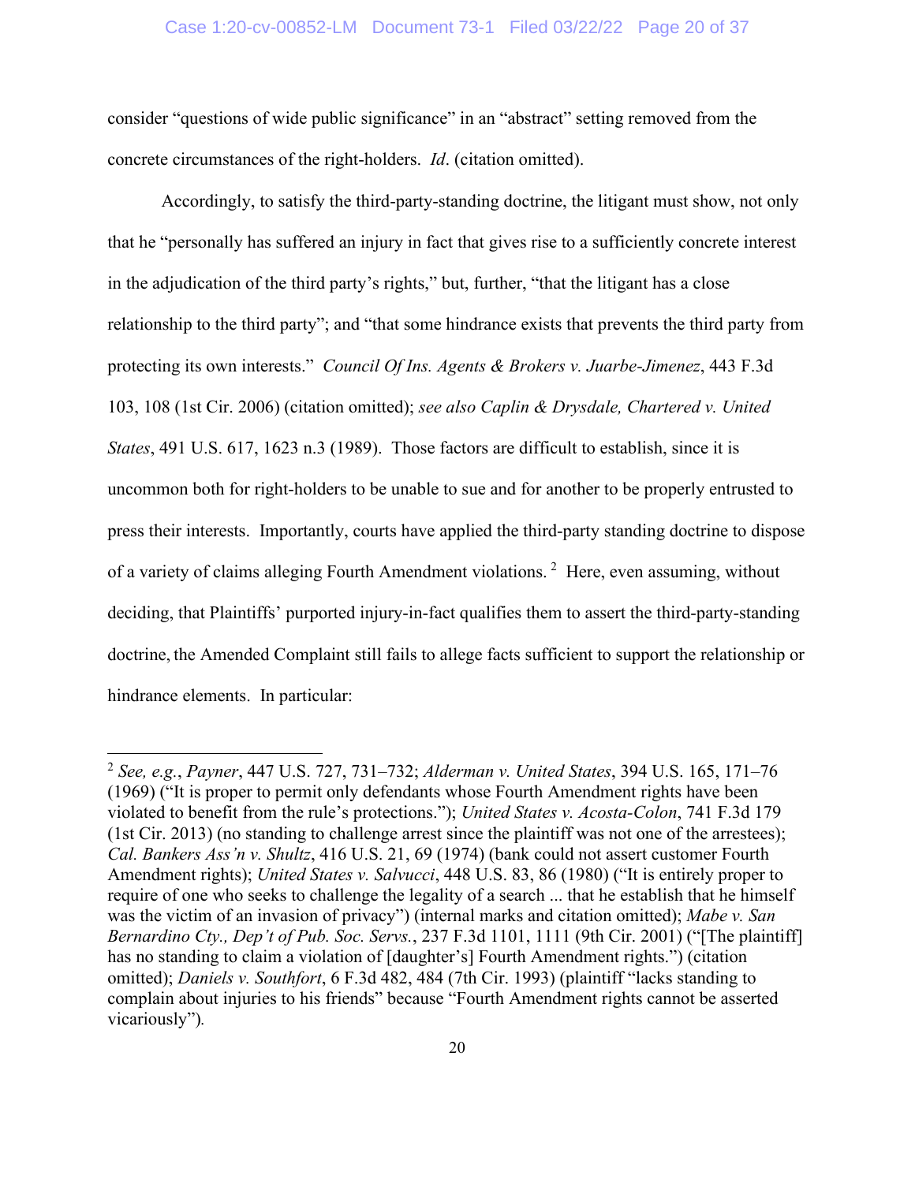consider "questions of wide public significance" in an "abstract" setting removed from the concrete circumstances of the right-holders. *Id*. (citation omitted).

Accordingly, to satisfy the third-party-standing doctrine, the litigant must show, not only that he "personally has suffered an injury in fact that gives rise to a sufficiently concrete interest in the adjudication of the third party's rights," but, further, "that the litigant has a close relationship to the third party"; and "that some hindrance exists that prevents the third party from protecting its own interests." *Council Of Ins. Agents & Brokers v. Juarbe-Jimenez*, 443 F.3d 103, 108 (1st Cir. 2006) (citation omitted); *see also Caplin & Drysdale, Chartered v. United States*, 491 U.S. 617, 1623 n.3 (1989). Those factors are difficult to establish, since it is uncommon both for right-holders to be unable to sue and for another to be properly entrusted to press their interests. Importantly, courts have applied the third-party standing doctrine to dispose of a variety of claims alleging Fourth Amendment violations.[2] Here, even assuming, without deciding, that Plaintiffs' purported injury-in-fact qualifies them to assert the third-party-standing doctrine, the Amended Complaint still fails to allege facts sufficient to support the relationship or hindrance elements. In particular:

---

[2] *See, e.g.*, *Payner*, 447 U.S. 727, 731–732; *Alderman v. United States*, 394 U.S. 165, 171–76 (1969) ("It is proper to permit only defendants whose Fourth Amendment rights have been violated to benefit from the rule's protections."); *United States v. Acosta-Colon*, 741 F.3d 179 (1st Cir. 2013) (no standing to challenge arrest since the plaintiff was not one of the arrestees); *Cal. Bankers Ass'n v. Shultz*, 416 U.S. 21, 69 (1974) (bank could not assert customer Fourth Amendment rights); *United States v. Salvucci*, 448 U.S. 83, 86 (1980) ("It is entirely proper to require of one who seeks to challenge the legality of a search ... that he establish that he himself was the victim of an invasion of privacy") (internal marks and citation omitted); *Mabe v. San Bernardino Cty., Dep't of Pub. Soc. Servs.*, 237 F.3d 1101, 1111 (9th Cir. 2001) ("[The plaintiff] has no standing to claim a violation of [daughter's] Fourth Amendment rights.") (citation omitted); *Daniels v. Southfort*, 6 F.3d 482, 484 (7th Cir. 1993) (plaintiff "lacks standing to complain about injuries to his friends" because "Fourth Amendment rights cannot be asserted vicariously").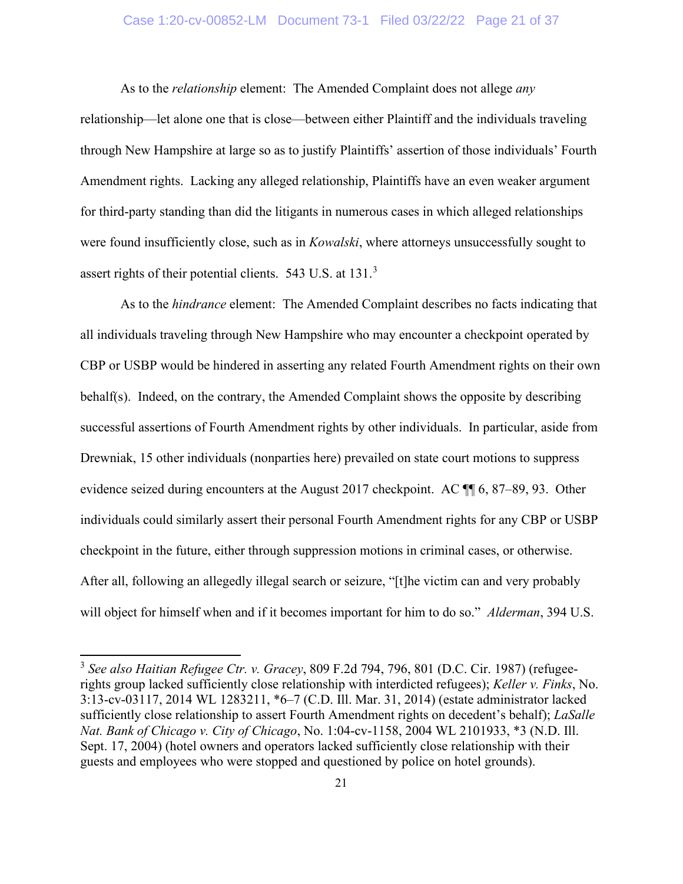As to the *relationship* element: The Amended Complaint does not allege *any* relationship—let alone one that is close—between either Plaintiff and the individuals traveling through New Hampshire at large so as to justify Plaintiffs' assertion of those individuals' Fourth Amendment rights. Lacking any alleged relationship, Plaintiffs have an even weaker argument for third-party standing than did the litigants in numerous cases in which alleged relationships were found insufficiently close, such as in *Kowalski*, where attorneys unsuccessfully sought to assert rights of their potential clients. 543 U.S. at 131.[3]

As to the *hindrance* element: The Amended Complaint describes no facts indicating that all individuals traveling through New Hampshire who may encounter a checkpoint operated by CBP or USBP would be hindered in asserting any related Fourth Amendment rights on their own behalf(s). Indeed, on the contrary, the Amended Complaint shows the opposite by describing successful assertions of Fourth Amendment rights by other individuals. In particular, aside from Drewniak, 15 other individuals (nonparties here) prevailed on state court motions to suppress evidence seized during encounters at the August 2017 checkpoint. AC ¶¶ 6, 87–89, 93. Other individuals could similarly assert their personal Fourth Amendment rights for any CBP or USBP checkpoint in the future, either through suppression motions in criminal cases, or otherwise. After all, following an allegedly illegal search or seizure, "[t]he victim can and very probably will object for himself when and if it becomes important for him to do so." *Alderman*, 394 U.S.

---

[3] *See also Haitian Refugee Ctr. v. Gracey*, 809 F.2d 794, 796, 801 (D.C. Cir. 1987) (refugee-rights group lacked sufficiently close relationship with interdicted refugees); *Keller v. Finks*, No. 3:13-cv-03117, 2014 WL 1283211, \*6–7 (C.D. Ill. Mar. 31, 2014) (estate administrator lacked sufficiently close relationship to assert Fourth Amendment rights on decedent's behalf); *LaSalle Nat. Bank of Chicago v. City of Chicago*, No. 1:04-cv-1158, 2004 WL 2101933, \*3 (N.D. Ill. Sept. 17, 2004) (hotel owners and operators lacked sufficiently close relationship with their guests and employees who were stopped and questioned by police on hotel grounds).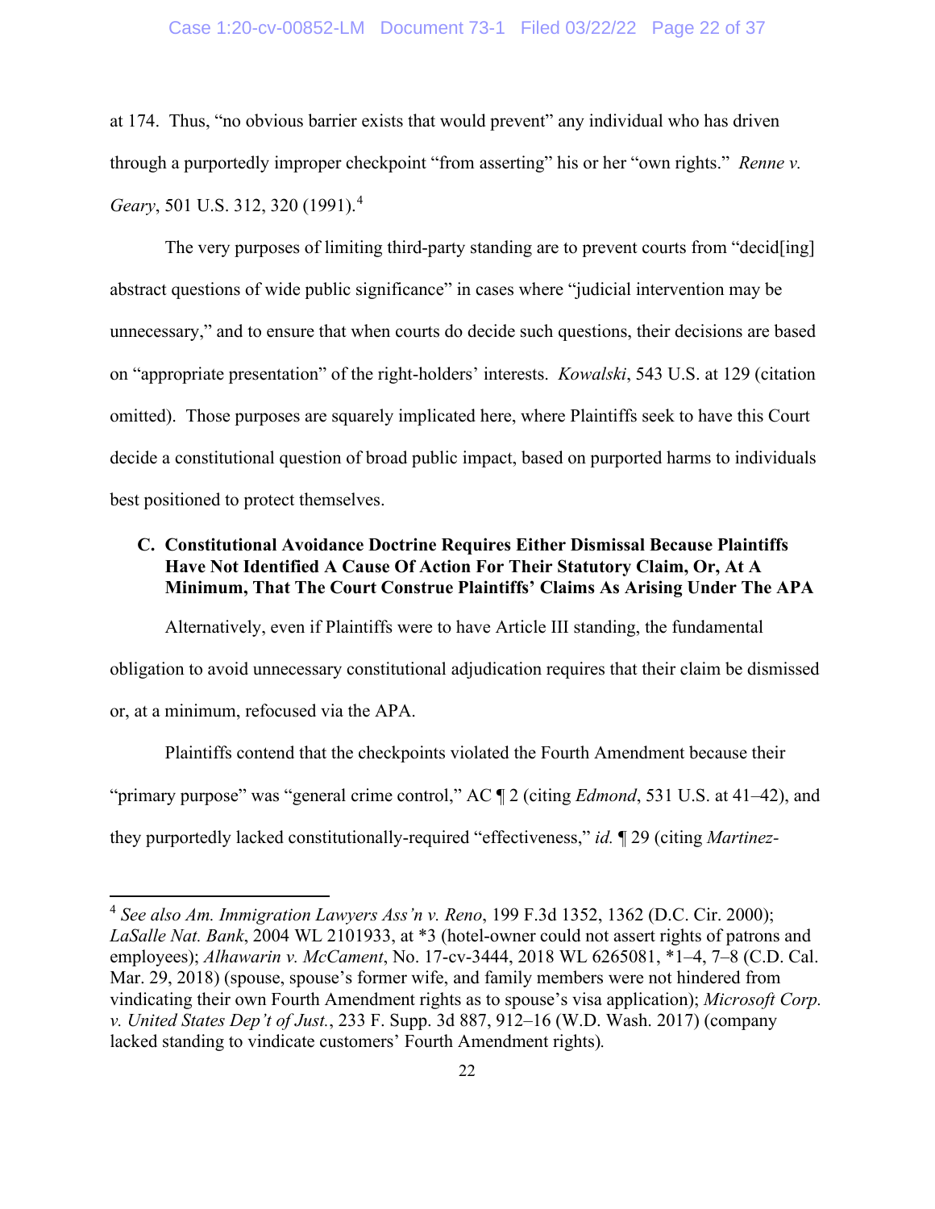at 174. Thus, "no obvious barrier exists that would prevent" any individual who has driven through a purportedly improper checkpoint "from asserting" his or her "own rights." *Renne v. Geary*, 501 U.S. 312, 320 (1991).[4]

The very purposes of limiting third-party standing are to prevent courts from "decid[ing] abstract questions of wide public significance" in cases where "judicial intervention may be unnecessary," and to ensure that when courts do decide such questions, their decisions are based on "appropriate presentation" of the right-holders' interests. *Kowalski*, 543 U.S. at 129 (citation omitted). Those purposes are squarely implicated here, where Plaintiffs seek to have this Court decide a constitutional question of broad public impact, based on purported harms to individuals best positioned to protect themselves.

### C. Constitutional Avoidance Doctrine Requires Either Dismissal Because Plaintiffs Have Not Identified A Cause Of Action For Their Statutory Claim, Or, At A Minimum, That The Court Construe Plaintiffs' Claims As Arising Under The APA

Alternatively, even if Plaintiffs were to have Article III standing, the fundamental obligation to avoid unnecessary constitutional adjudication requires that their claim be dismissed or, at a minimum, refocused via the APA.

Plaintiffs contend that the checkpoints violated the Fourth Amendment because their "primary purpose" was "general crime control," AC ¶ 2 (citing *Edmond*, 531 U.S. at 41–42), and they purportedly lacked constitutionally-required "effectiveness," *id.* ¶ 29 (citing *Martinez-*

---

[4] *See also Am. Immigration Lawyers Ass'n v. Reno*, 199 F.3d 1352, 1362 (D.C. Cir. 2000); *LaSalle Nat. Bank*, 2004 WL 2101933, at *3 (hotel-owner could not assert rights of patrons and employees); *Alhawarin v. McCament*, No. 17-cv-3444, 2018 WL 6265081, *1–4, 7–8 (C.D. Cal. Mar. 29, 2018) (spouse, spouse's former wife, and family members were not hindered from vindicating their own Fourth Amendment rights as to spouse's visa application); *Microsoft Corp. v. United States Dep't of Just.*, 233 F. Supp. 3d 887, 912–16 (W.D. Wash. 2017) (company lacked standing to vindicate customers' Fourth Amendment rights).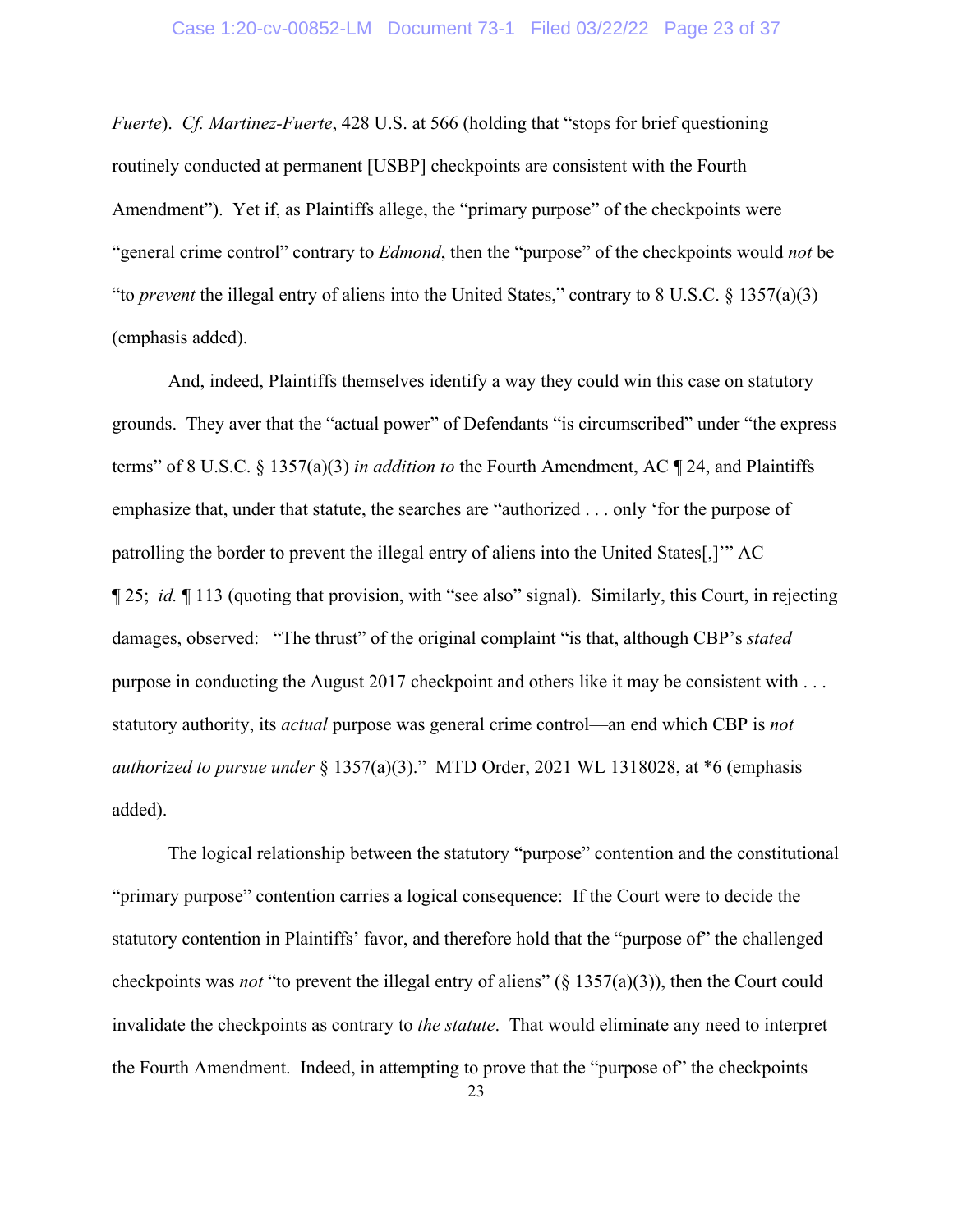*Fuerte*). *Cf. Martinez-Fuerte*, 428 U.S. at 566 (holding that "stops for brief questioning routinely conducted at permanent [USBP] checkpoints are consistent with the Fourth Amendment"). Yet if, as Plaintiffs allege, the "primary purpose" of the checkpoints were "general crime control" contrary to *Edmond*, then the "purpose" of the checkpoints would *not* be "to *prevent* the illegal entry of aliens into the United States," contrary to 8 U.S.C. § 1357(a)(3) (emphasis added).

And, indeed, Plaintiffs themselves identify a way they could win this case on statutory grounds. They aver that the "actual power" of Defendants "is circumscribed" under "the express terms" of 8 U.S.C. § 1357(a)(3) *in addition to* the Fourth Amendment, AC ¶ 24, and Plaintiffs emphasize that, under that statute, the searches are "authorized . . . only 'for the purpose of patrolling the border to prevent the illegal entry of aliens into the United States[,]'" AC ¶ 25; *id.* ¶ 113 (quoting that provision, with "see also" signal). Similarly, this Court, in rejecting damages, observed: "The thrust" of the original complaint "is that, although CBP's *stated* purpose in conducting the August 2017 checkpoint and others like it may be consistent with . . . statutory authority, its *actual* purpose was general crime control—an end which CBP is *not authorized to pursue under* § 1357(a)(3)." MTD Order, 2021 WL 1318028, at *6 (emphasis added).

The logical relationship between the statutory "purpose" contention and the constitutional "primary purpose" contention carries a logical consequence: If the Court were to decide the statutory contention in Plaintiffs' favor, and therefore hold that the "purpose of" the challenged checkpoints was *not* "to prevent the illegal entry of aliens" (§ 1357(a)(3)), then the Court could invalidate the checkpoints as contrary to *the statute*. That would eliminate any need to interpret the Fourth Amendment. Indeed, in attempting to prove that the "purpose of" the checkpoints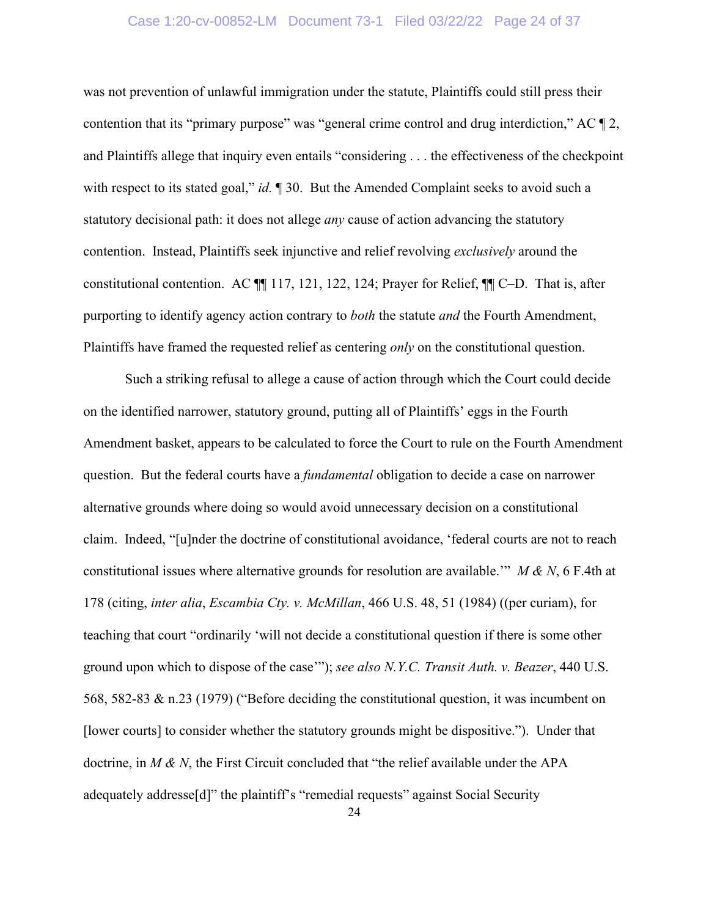was not prevention of unlawful immigration under the statute, Plaintiffs could still press their contention that its "primary purpose" was "general crime control and drug interdiction," AC ¶ 2, and Plaintiffs allege that inquiry even entails "considering . . . the effectiveness of the checkpoint with respect to its stated goal," *id.* ¶ 30. But the Amended Complaint seeks to avoid such a statutory decisional path: it does not allege *any* cause of action advancing the statutory contention. Instead, Plaintiffs seek injunctive and relief revolving *exclusively* around the constitutional contention. AC ¶¶ 117, 121, 122, 124; Prayer for Relief, ¶¶ C–D. That is, after purporting to identify agency action contrary to *both* the statute *and* the Fourth Amendment, Plaintiffs have framed the requested relief as centering *only* on the constitutional question.

Such a striking refusal to allege a cause of action through which the Court could decide on the identified narrower, statutory ground, putting all of Plaintiffs' eggs in the Fourth Amendment basket, appears to be calculated to force the Court to rule on the Fourth Amendment question. But the federal courts have a *fundamental* obligation to decide a case on narrower alternative grounds where doing so would avoid unnecessary decision on a constitutional claim. Indeed, "[u]nder the doctrine of constitutional avoidance, 'federal courts are not to reach constitutional issues where alternative grounds for resolution are available.'" *M & N*, 6 F.4th at 178 (citing, *inter alia*, *Escambia Cty. v. McMillan*, 466 U.S. 48, 51 (1984) ((per curiam), for teaching that court "ordinarily 'will not decide a constitutional question if there is some other ground upon which to dispose of the case'"); *see also N.Y.C. Transit Auth. v. Beazer*, 440 U.S. 568, 582-83 & n.23 (1979) ("Before deciding the constitutional question, it was incumbent on [lower courts] to consider whether the statutory grounds might be dispositive."). Under that doctrine, in *M & N*, the First Circuit concluded that "the relief available under the APA adequately addresse[d]" the plaintiff's "remedial requests" against Social Security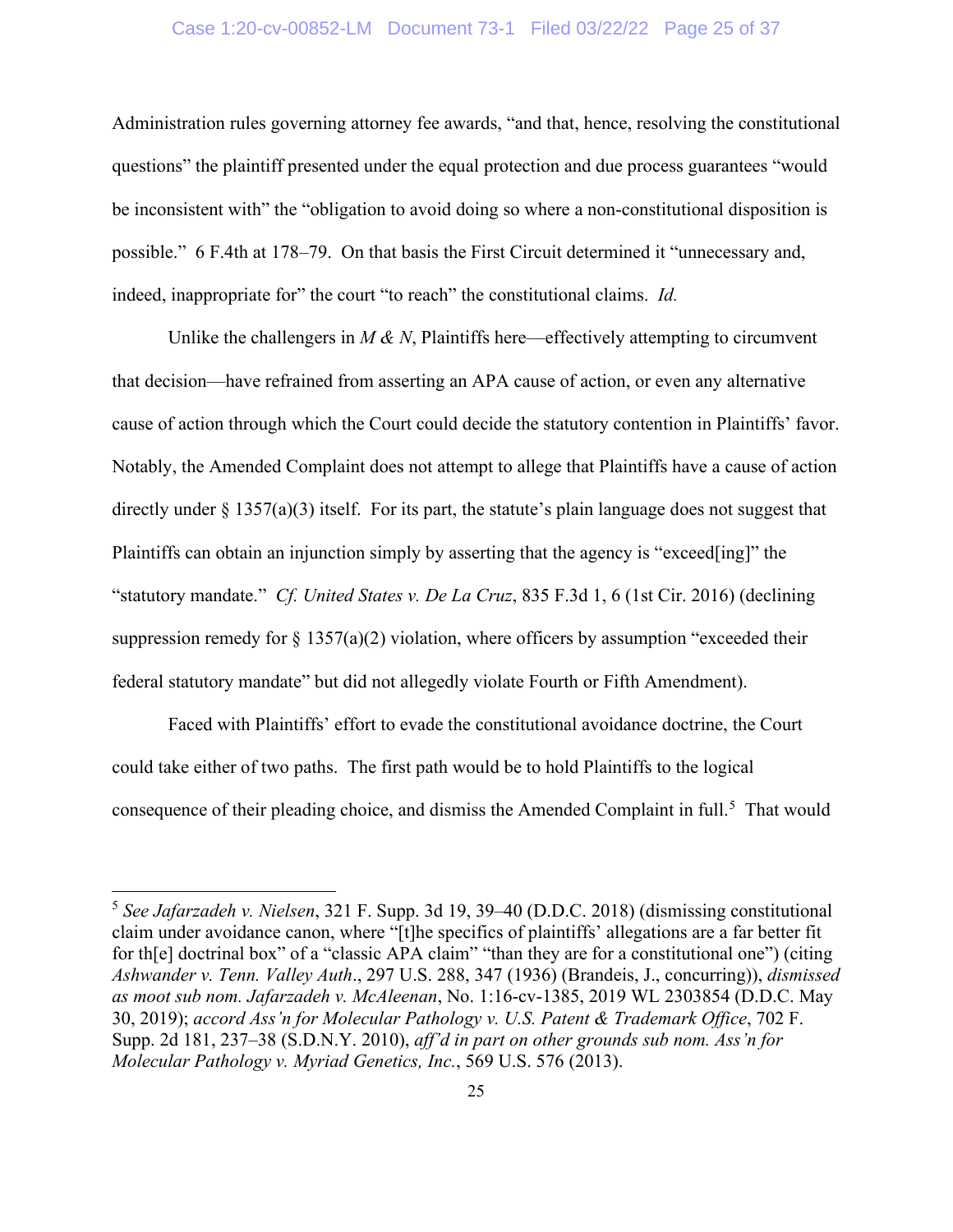Administration rules governing attorney fee awards, "and that, hence, resolving the constitutional questions" the plaintiff presented under the equal protection and due process guarantees "would be inconsistent with" the "obligation to avoid doing so where a non-constitutional disposition is possible." 6 F.4th at 178–79. On that basis the First Circuit determined it "unnecessary and, indeed, inappropriate for" the court "to reach" the constitutional claims. *Id.*

Unlike the challengers in *M & N*, Plaintiffs here—effectively attempting to circumvent that decision—have refrained from asserting an APA cause of action, or even any alternative cause of action through which the Court could decide the statutory contention in Plaintiffs' favor. Notably, the Amended Complaint does not attempt to allege that Plaintiffs have a cause of action directly under § 1357(a)(3) itself. For its part, the statute's plain language does not suggest that Plaintiffs can obtain an injunction simply by asserting that the agency is "exceed[ing]" the "statutory mandate." *Cf. United States v. De La Cruz*, 835 F.3d 1, 6 (1st Cir. 2016) (declining suppression remedy for § 1357(a)(2) violation, where officers by assumption "exceeded their federal statutory mandate" but did not allegedly violate Fourth or Fifth Amendment).

Faced with Plaintiffs' effort to evade the constitutional avoidance doctrine, the Court could take either of two paths. The first path would be to hold Plaintiffs to the logical consequence of their pleading choice, and dismiss the Amended Complaint in full.[5] That would

[5] *See Jafarzadeh v. Nielsen*, 321 F. Supp. 3d 19, 39–40 (D.D.C. 2018) (dismissing constitutional claim under avoidance canon, where "[t]he specifics of plaintiffs' allegations are a far better fit for th[e] doctrinal box" of a "classic APA claim" "than they are for a constitutional one") (citing *Ashwander v. Tenn. Valley Auth*., 297 U.S. 288, 347 (1936) (Brandeis, J., concurring)), *dismissed as moot sub nom. Jafarzadeh v. McAleenan*, No. 1:16-cv-1385, 2019 WL 2303854 (D.D.C. May 30, 2019); *accord Ass'n for Molecular Pathology v. U.S. Patent & Trademark Office*, 702 F. Supp. 2d 181, 237–38 (S.D.N.Y. 2010), *aff'd in part on other grounds sub nom. Ass'n for Molecular Pathology v. Myriad Genetics, Inc.*, 569 U.S. 576 (2013).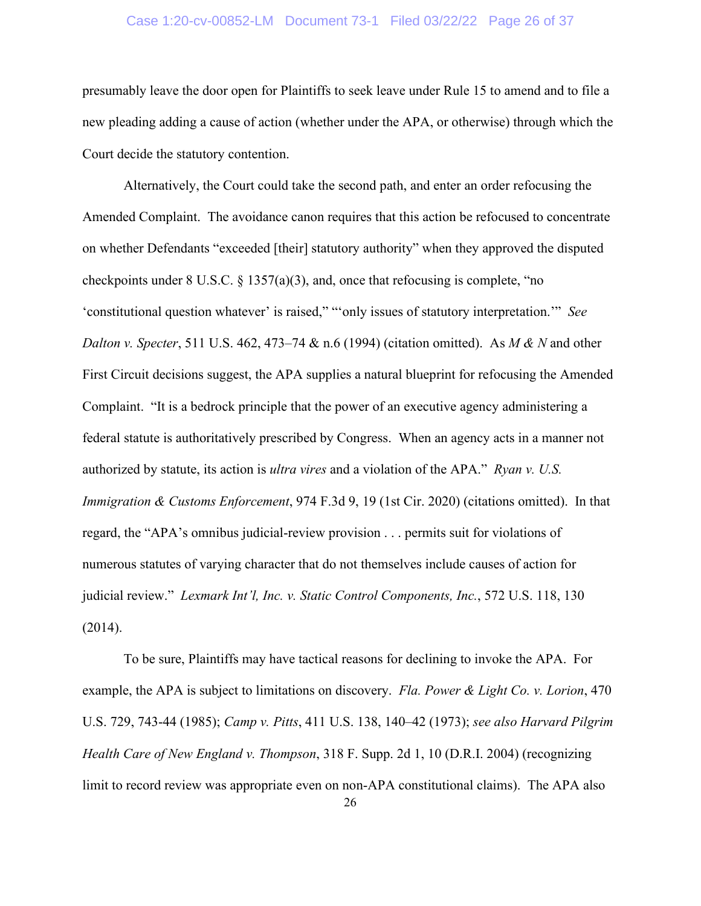presumably leave the door open for Plaintiffs to seek leave under Rule 15 to amend and to file a new pleading adding a cause of action (whether under the APA, or otherwise) through which the Court decide the statutory contention.

Alternatively, the Court could take the second path, and enter an order refocusing the Amended Complaint. The avoidance canon requires that this action be refocused to concentrate on whether Defendants "exceeded [their] statutory authority" when they approved the disputed checkpoints under 8 U.S.C. § 1357(a)(3), and, once that refocusing is complete, "no 'constitutional question whatever' is raised," "'only issues of statutory interpretation.'" *See Dalton v. Specter*, 511 U.S. 462, 473–74 & n.6 (1994) (citation omitted). As *M & N* and other First Circuit decisions suggest, the APA supplies a natural blueprint for refocusing the Amended Complaint. "It is a bedrock principle that the power of an executive agency administering a federal statute is authoritatively prescribed by Congress. When an agency acts in a manner not authorized by statute, its action is *ultra vires* and a violation of the APA." *Ryan v. U.S. Immigration & Customs Enforcement*, 974 F.3d 9, 19 (1st Cir. 2020) (citations omitted). In that regard, the "APA's omnibus judicial-review provision . . . permits suit for violations of numerous statutes of varying character that do not themselves include causes of action for judicial review." *Lexmark Int'l, Inc. v. Static Control Components, Inc.*, 572 U.S. 118, 130 (2014).

To be sure, Plaintiffs may have tactical reasons for declining to invoke the APA. For example, the APA is subject to limitations on discovery. *Fla. Power & Light Co. v. Lorion*, 470 U.S. 729, 743-44 (1985); *Camp v. Pitts*, 411 U.S. 138, 140–42 (1973); *see also Harvard Pilgrim Health Care of New England v. Thompson*, 318 F. Supp. 2d 1, 10 (D.R.I. 2004) (recognizing limit to record review was appropriate even on non-APA constitutional claims). The APA also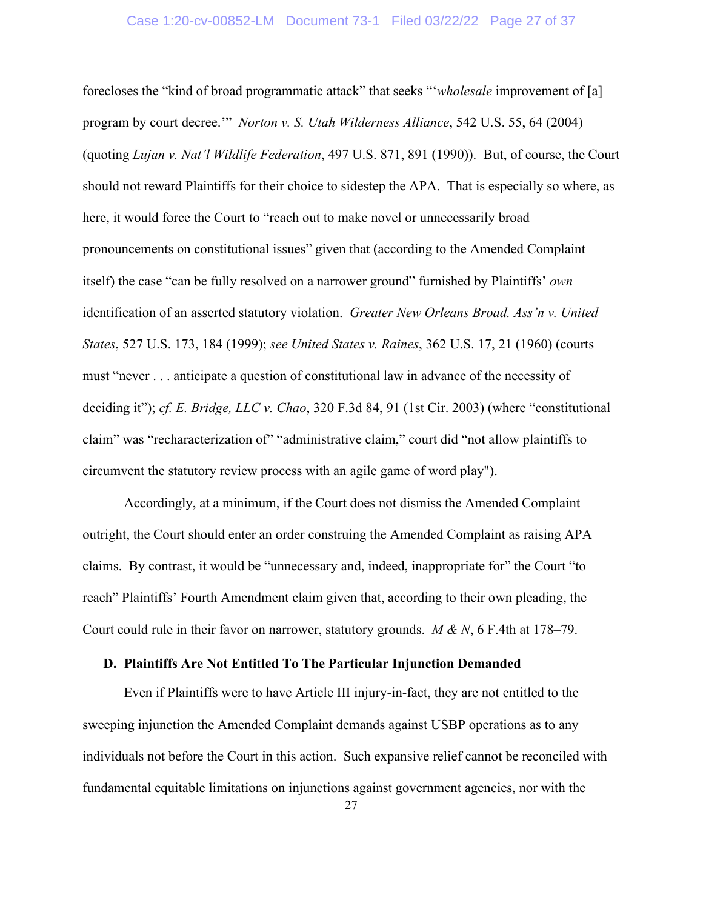forecloses the "kind of broad programmatic attack" that seeks "'*wholesale* improvement of [a] program by court decree.'" *Norton v. S. Utah Wilderness Alliance*, 542 U.S. 55, 64 (2004) (quoting *Lujan v. Nat'l Wildlife Federation*, 497 U.S. 871, 891 (1990)). But, of course, the Court should not reward Plaintiffs for their choice to sidestep the APA. That is especially so where, as here, it would force the Court to "reach out to make novel or unnecessarily broad pronouncements on constitutional issues" given that (according to the Amended Complaint itself) the case "can be fully resolved on a narrower ground" furnished by Plaintiffs' *own* identification of an asserted statutory violation. *Greater New Orleans Broad. Ass'n v. United States*, 527 U.S. 173, 184 (1999); *see United States v. Raines*, 362 U.S. 17, 21 (1960) (courts must "never . . . anticipate a question of constitutional law in advance of the necessity of deciding it"); *cf. E. Bridge, LLC v. Chao*, 320 F.3d 84, 91 (1st Cir. 2003) (where "constitutional claim" was "recharacterization of" "administrative claim," court did "not allow plaintiffs to circumvent the statutory review process with an agile game of word play").

Accordingly, at a minimum, if the Court does not dismiss the Amended Complaint outright, the Court should enter an order construing the Amended Complaint as raising APA claims. By contrast, it would be "unnecessary and, indeed, inappropriate for" the Court "to reach" Plaintiffs' Fourth Amendment claim given that, according to their own pleading, the Court could rule in their favor on narrower, statutory grounds. *M & N*, 6 F.4th at 178–79.

### D. Plaintiffs Are Not Entitled To The Particular Injunction Demanded

Even if Plaintiffs were to have Article III injury-in-fact, they are not entitled to the sweeping injunction the Amended Complaint demands against USBP operations as to any individuals not before the Court in this action. Such expansive relief cannot be reconciled with fundamental equitable limitations on injunctions against government agencies, nor with the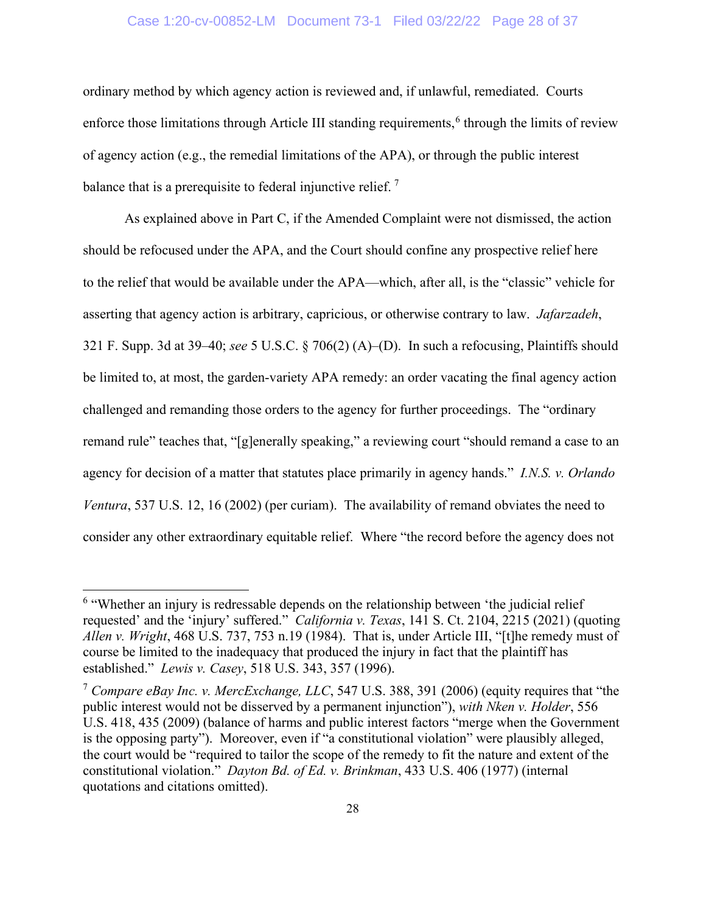ordinary method by which agency action is reviewed and, if unlawful, remediated. Courts enforce those limitations through Article III standing requirements,[6] through the limits of review of agency action (e.g., the remedial limitations of the APA), or through the public interest balance that is a prerequisite to federal injunctive relief.[7]

As explained above in Part C, if the Amended Complaint were not dismissed, the action should be refocused under the APA, and the Court should confine any prospective relief here to the relief that would be available under the APA—which, after all, is the "classic" vehicle for asserting that agency action is arbitrary, capricious, or otherwise contrary to law. *Jafarzadeh*, 321 F. Supp. 3d at 39–40; *see* 5 U.S.C. § 706(2) (A)–(D). In such a refocusing, Plaintiffs should be limited to, at most, the garden-variety APA remedy: an order vacating the final agency action challenged and remanding those orders to the agency for further proceedings. The "ordinary remand rule" teaches that, "[g]enerally speaking," a reviewing court "should remand a case to an agency for decision of a matter that statutes place primarily in agency hands." *I.N.S. v. Orlando Ventura*, 537 U.S. 12, 16 (2002) (per curiam). The availability of remand obviates the need to consider any other extraordinary equitable relief. Where "the record before the agency does not

---

[6] "Whether an injury is redressable depends on the relationship between 'the judicial relief requested' and the 'injury' suffered." *California v. Texas*, 141 S. Ct. 2104, 2215 (2021) (quoting *Allen v. Wright*, 468 U.S. 737, 753 n.19 (1984). That is, under Article III, "[t]he remedy must of course be limited to the inadequacy that produced the injury in fact that the plaintiff has established." *Lewis v. Casey*, 518 U.S. 343, 357 (1996).

[7] *Compare eBay Inc. v. MercExchange, LLC*, 547 U.S. 388, 391 (2006) (equity requires that "the public interest would not be disserved by a permanent injunction"), *with Nken v. Holder*, 556 U.S. 418, 435 (2009) (balance of harms and public interest factors "merge when the Government is the opposing party"). Moreover, even if "a constitutional violation" were plausibly alleged, the court would be "required to tailor the scope of the remedy to fit the nature and extent of the constitutional violation." *Dayton Bd. of Ed. v. Brinkman*, 433 U.S. 406 (1977) (internal quotations and citations omitted).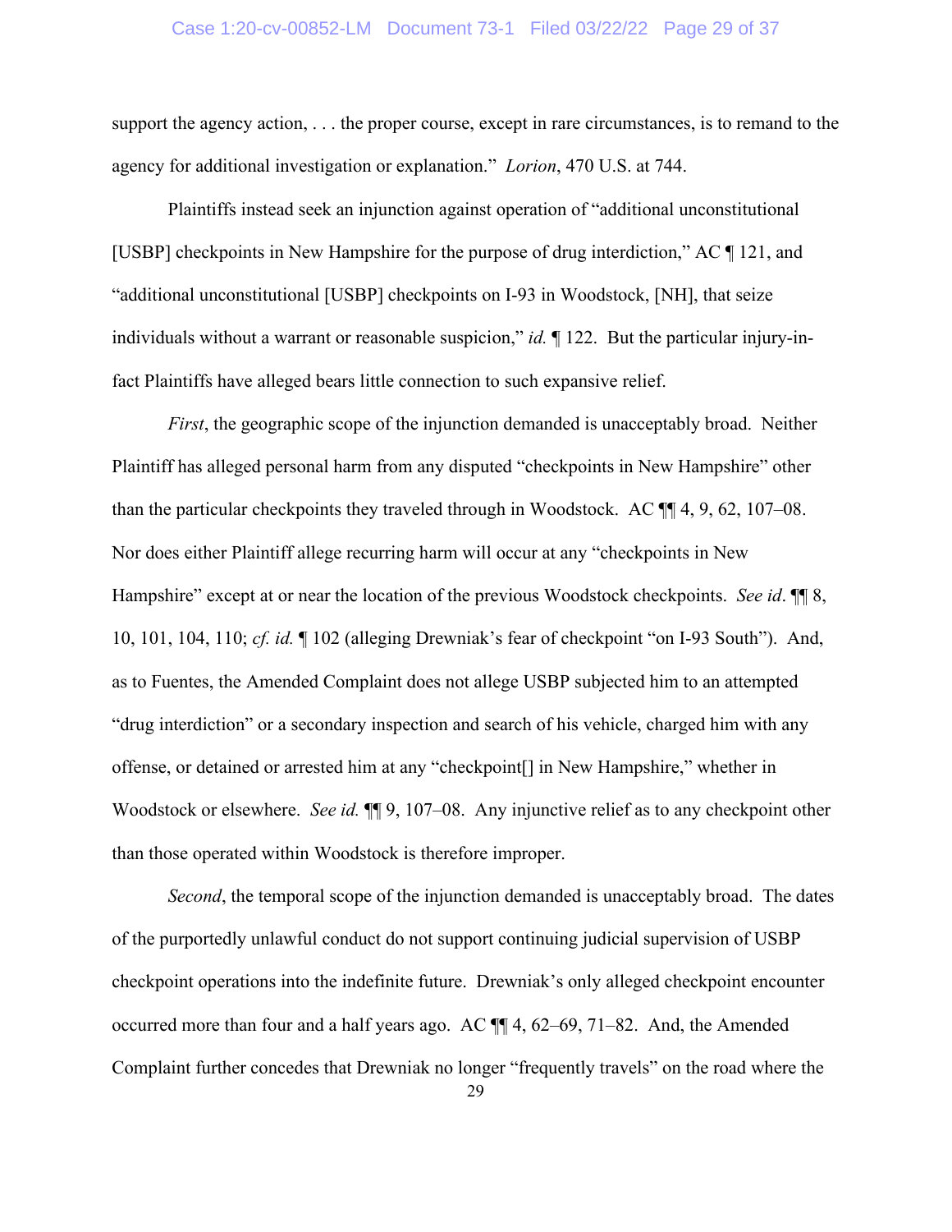support the agency action, . . . the proper course, except in rare circumstances, is to remand to the agency for additional investigation or explanation." *Lorion*, 470 U.S. at 744.

Plaintiffs instead seek an injunction against operation of "additional unconstitutional [USBP] checkpoints in New Hampshire for the purpose of drug interdiction," AC ¶ 121, and "additional unconstitutional [USBP] checkpoints on I-93 in Woodstock, [NH], that seize individuals without a warrant or reasonable suspicion," *id.* ¶ 122. But the particular injury-in-fact Plaintiffs have alleged bears little connection to such expansive relief.

*First*, the geographic scope of the injunction demanded is unacceptably broad. Neither Plaintiff has alleged personal harm from any disputed "checkpoints in New Hampshire" other than the particular checkpoints they traveled through in Woodstock. AC ¶¶ 4, 9, 62, 107–08. Nor does either Plaintiff allege recurring harm will occur at any "checkpoints in New Hampshire" except at or near the location of the previous Woodstock checkpoints. *See id*. ¶¶ 8, 10, 101, 104, 110; *cf. id.* ¶ 102 (alleging Drewniak's fear of checkpoint "on I-93 South"). And, as to Fuentes, the Amended Complaint does not allege USBP subjected him to an attempted "drug interdiction" or a secondary inspection and search of his vehicle, charged him with any offense, or detained or arrested him at any "checkpoint[] in New Hampshire," whether in Woodstock or elsewhere. *See id.* ¶¶ 9, 107–08. Any injunctive relief as to any checkpoint other than those operated within Woodstock is therefore improper.

*Second*, the temporal scope of the injunction demanded is unacceptably broad. The dates of the purportedly unlawful conduct do not support continuing judicial supervision of USBP checkpoint operations into the indefinite future. Drewniak's only alleged checkpoint encounter occurred more than four and a half years ago. AC ¶¶ 4, 62–69, 71–82. And, the Amended Complaint further concedes that Drewniak no longer "frequently travels" on the road where the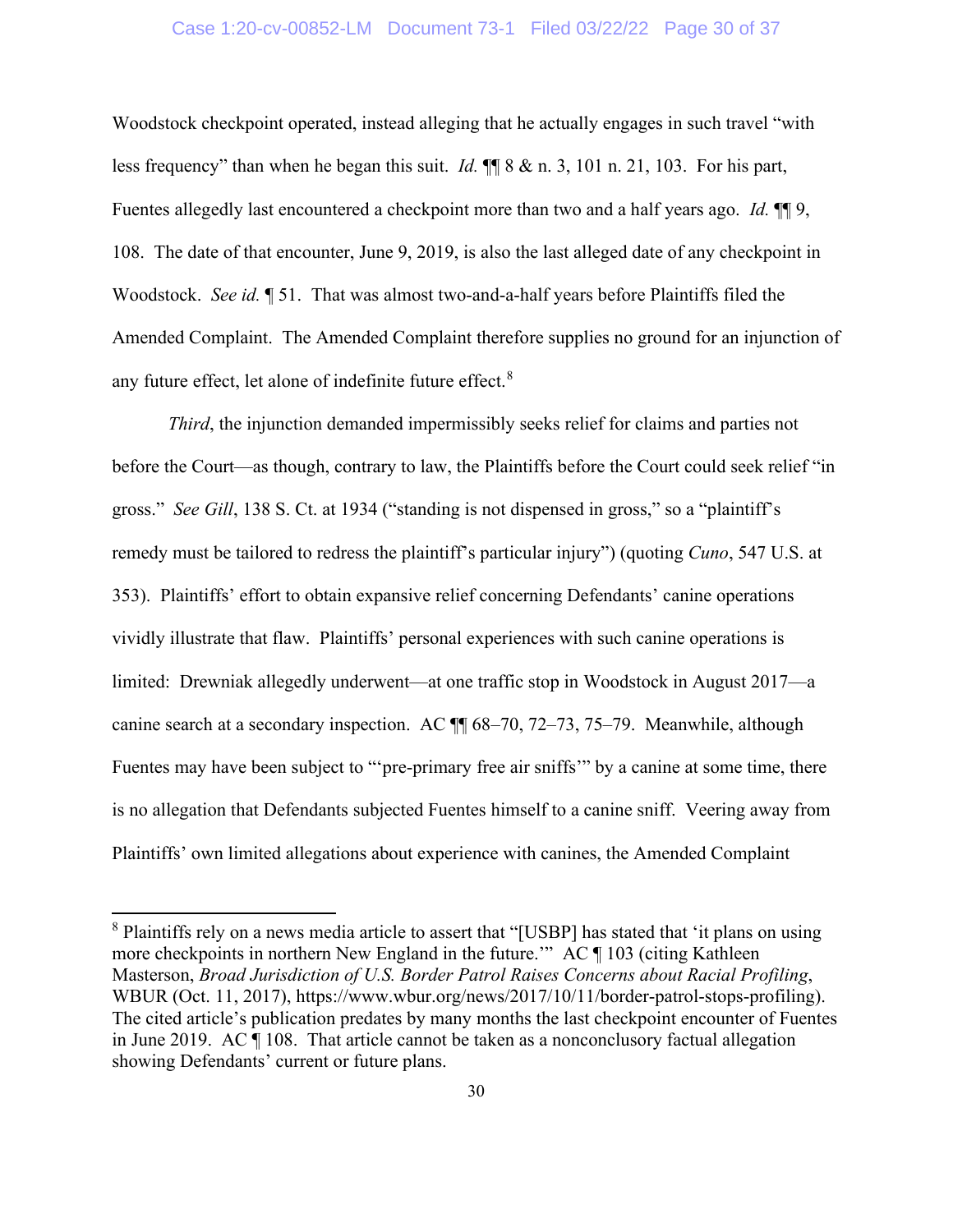Woodstock checkpoint operated, instead alleging that he actually engages in such travel "with less frequency" than when he began this suit. *Id.* ¶¶ 8 & n. 3, 101 n. 21, 103. For his part, Fuentes allegedly last encountered a checkpoint more than two and a half years ago. *Id.* ¶¶ 9, 108. The date of that encounter, June 9, 2019, is also the last alleged date of any checkpoint in Woodstock. *See id.* ¶ 51. That was almost two-and-a-half years before Plaintiffs filed the Amended Complaint. The Amended Complaint therefore supplies no ground for an injunction of any future effect, let alone of indefinite future effect.[8]

*Third*, the injunction demanded impermissibly seeks relief for claims and parties not before the Court—as though, contrary to law, the Plaintiffs before the Court could seek relief "in gross." *See Gill*, 138 S. Ct. at 1934 ("standing is not dispensed in gross," so a "plaintiff's remedy must be tailored to redress the plaintiff's particular injury") (quoting *Cuno*, 547 U.S. at 353). Plaintiffs' effort to obtain expansive relief concerning Defendants' canine operations vividly illustrate that flaw. Plaintiffs' personal experiences with such canine operations is limited: Drewniak allegedly underwent—at one traffic stop in Woodstock in August 2017—a canine search at a secondary inspection. AC ¶¶ 68–70, 72–73, 75–79. Meanwhile, although Fuentes may have been subject to "'pre-primary free air sniffs'" by a canine at some time, there is no allegation that Defendants subjected Fuentes himself to a canine sniff. Veering away from Plaintiffs' own limited allegations about experience with canines, the Amended Complaint

---

[8] Plaintiffs rely on a news media article to assert that "[USBP] has stated that 'it plans on using more checkpoints in northern New England in the future.'" AC ¶ 103 (citing Kathleen Masterson, *Broad Jurisdiction of U.S. Border Patrol Raises Concerns about Racial Profiling*, WBUR (Oct. 11, 2017), https://www.wbur.org/news/2017/10/11/border-patrol-stops-profiling). The cited article's publication predates by many months the last checkpoint encounter of Fuentes in June 2019. AC ¶ 108. That article cannot be taken as a nonconclusory factual allegation showing Defendants' current or future plans.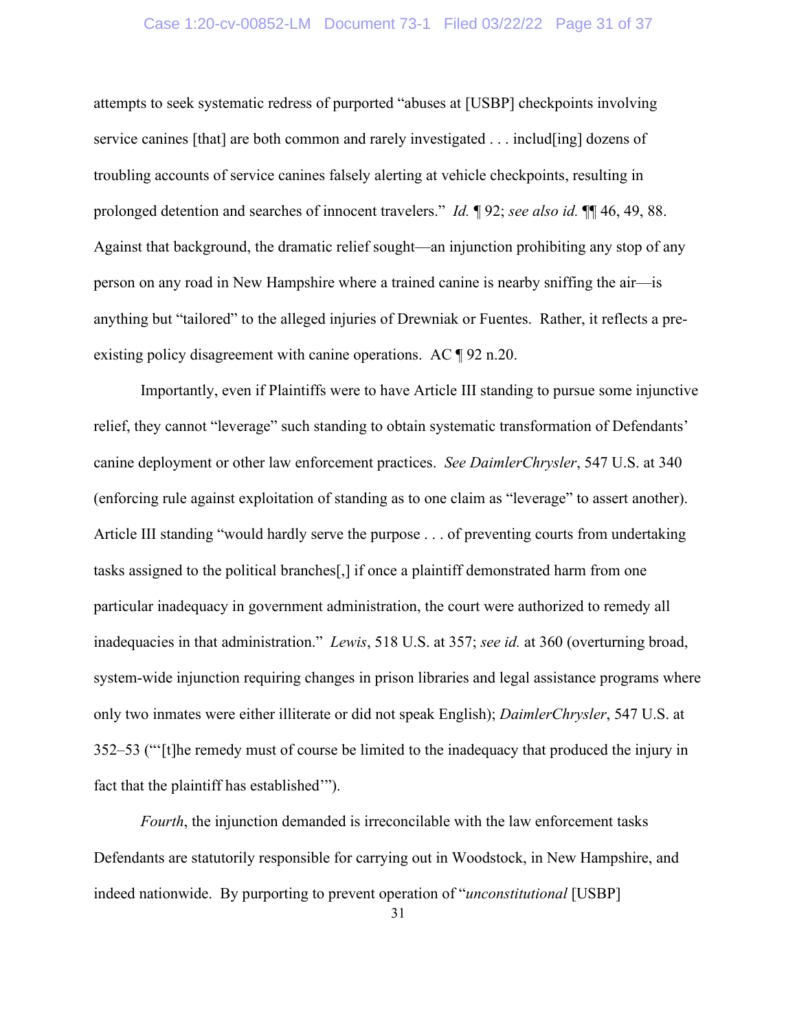attempts to seek systematic redress of purported "abuses at [USBP] checkpoints involving service canines [that] are both common and rarely investigated . . . includ[ing] dozens of troubling accounts of service canines falsely alerting at vehicle checkpoints, resulting in prolonged detention and searches of innocent travelers." *Id.* ¶ 92; *see also id.* ¶¶ 46, 49, 88. Against that background, the dramatic relief sought—an injunction prohibiting any stop of any person on any road in New Hampshire where a trained canine is nearby sniffing the air—is anything but "tailored" to the alleged injuries of Drewniak or Fuentes. Rather, it reflects a pre-existing policy disagreement with canine operations. AC ¶ 92 n.20.

Importantly, even if Plaintiffs were to have Article III standing to pursue some injunctive relief, they cannot "leverage" such standing to obtain systematic transformation of Defendants' canine deployment or other law enforcement practices. *See DaimlerChrysler*, 547 U.S. at 340 (enforcing rule against exploitation of standing as to one claim as "leverage" to assert another). Article III standing "would hardly serve the purpose . . . of preventing courts from undertaking tasks assigned to the political branches[,] if once a plaintiff demonstrated harm from one particular inadequacy in government administration, the court were authorized to remedy all inadequacies in that administration." *Lewis*, 518 U.S. at 357; *see id.* at 360 (overturning broad, system-wide injunction requiring changes in prison libraries and legal assistance programs where only two inmates were either illiterate or did not speak English); *DaimlerChrysler*, 547 U.S. at 352–53 ("'[t]he remedy must of course be limited to the inadequacy that produced the injury in fact that the plaintiff has established'").

*Fourth*, the injunction demanded is irreconcilable with the law enforcement tasks Defendants are statutorily responsible for carrying out in Woodstock, in New Hampshire, and indeed nationwide. By purporting to prevent operation of "*unconstitutional* [USBP]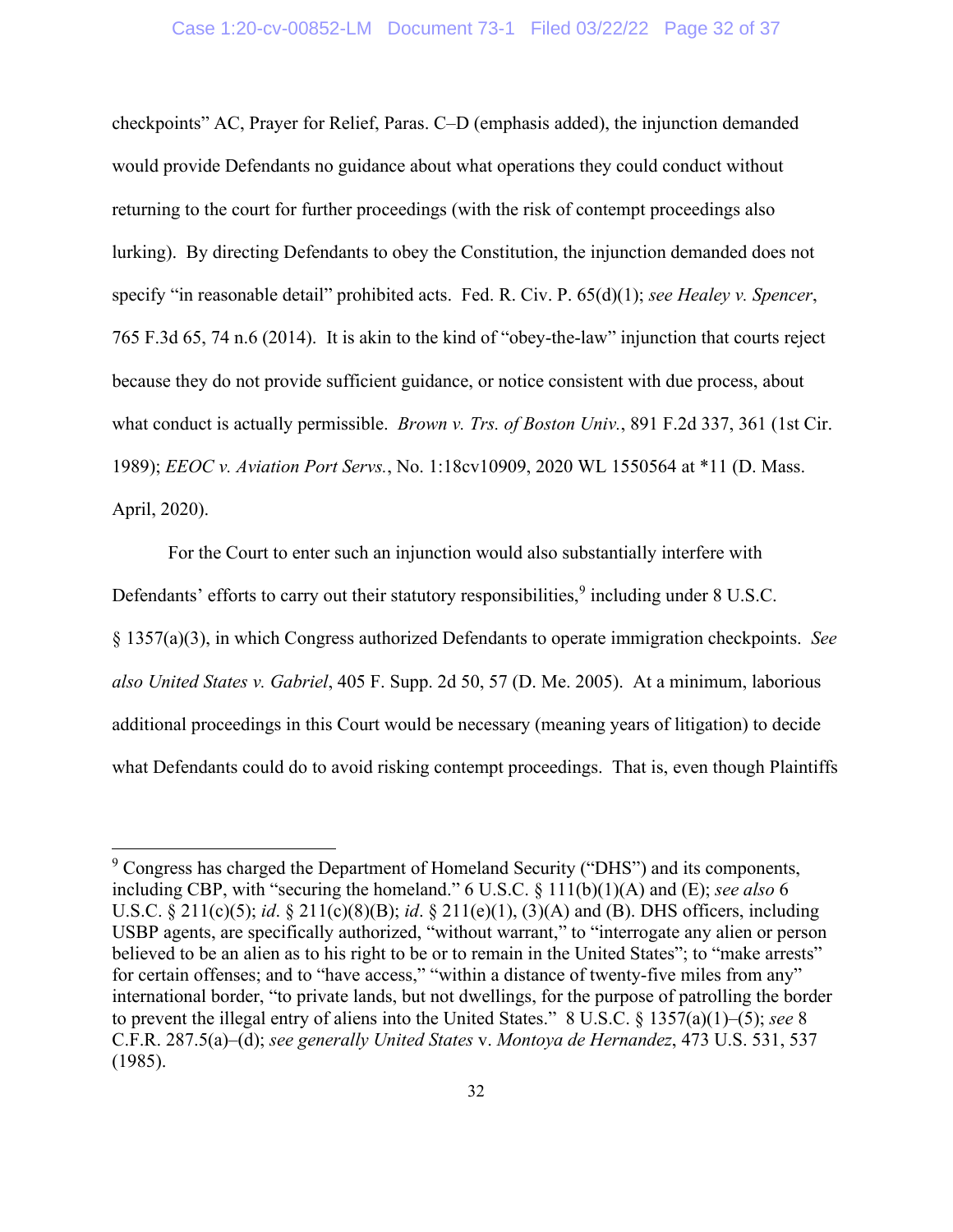checkpoints" AC, Prayer for Relief, Paras. C–D (emphasis added), the injunction demanded would provide Defendants no guidance about what operations they could conduct without returning to the court for further proceedings (with the risk of contempt proceedings also lurking). By directing Defendants to obey the Constitution, the injunction demanded does not specify "in reasonable detail" prohibited acts. Fed. R. Civ. P. 65(d)(1); *see Healey v. Spencer*, 765 F.3d 65, 74 n.6 (2014). It is akin to the kind of "obey-the-law" injunction that courts reject because they do not provide sufficient guidance, or notice consistent with due process, about what conduct is actually permissible. *Brown v. Trs. of Boston Univ.*, 891 F.2d 337, 361 (1st Cir. 1989); *EEOC v. Aviation Port Servs.*, No. 1:18cv10909, 2020 WL 1550564 at *11 (D. Mass. April, 2020).

For the Court to enter such an injunction would also substantially interfere with Defendants' efforts to carry out their statutory responsibilities,[9] including under 8 U.S.C. § 1357(a)(3), in which Congress authorized Defendants to operate immigration checkpoints. *See also United States v. Gabriel*, 405 F. Supp. 2d 50, 57 (D. Me. 2005). At a minimum, laborious additional proceedings in this Court would be necessary (meaning years of litigation) to decide what Defendants could do to avoid risking contempt proceedings. That is, even though Plaintiffs

---

[9] Congress has charged the Department of Homeland Security ("DHS") and its components, including CBP, with "securing the homeland." 6 U.S.C. § 111(b)(1)(A) and (E); *see also* 6 U.S.C. § 211(c)(5); *id*. § 211(c)(8)(B); *id*. § 211(e)(1), (3)(A) and (B). DHS officers, including USBP agents, are specifically authorized, "without warrant," to "interrogate any alien or person believed to be an alien as to his right to be or to remain in the United States"; to "make arrests" for certain offenses; and to "have access," "within a distance of twenty-five miles from any" international border, "to private lands, but not dwellings, for the purpose of patrolling the border to prevent the illegal entry of aliens into the United States." 8 U.S.C. § 1357(a)(1)–(5); *see* 8 C.F.R. 287.5(a)–(d); *see generally United States* v. *Montoya de Hernandez*, 473 U.S. 531, 537 (1985).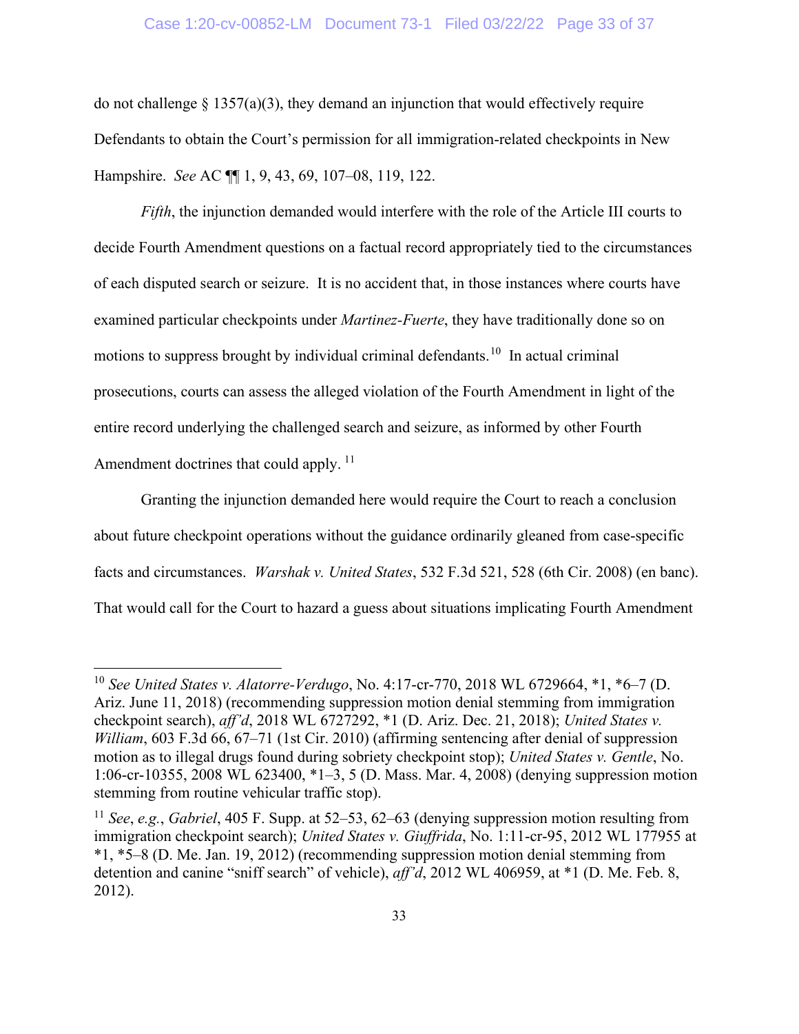do not challenge § 1357(a)(3), they demand an injunction that would effectively require Defendants to obtain the Court's permission for all immigration-related checkpoints in New Hampshire. *See* AC ¶¶ 1, 9, 43, 69, 107–08, 119, 122.

*Fifth*, the injunction demanded would interfere with the role of the Article III courts to decide Fourth Amendment questions on a factual record appropriately tied to the circumstances of each disputed search or seizure. It is no accident that, in those instances where courts have examined particular checkpoints under *Martinez-Fuerte*, they have traditionally done so on motions to suppress brought by individual criminal defendants.[10] In actual criminal prosecutions, courts can assess the alleged violation of the Fourth Amendment in light of the entire record underlying the challenged search and seizure, as informed by other Fourth Amendment doctrines that could apply.[11]

Granting the injunction demanded here would require the Court to reach a conclusion about future checkpoint operations without the guidance ordinarily gleaned from case-specific facts and circumstances. *Warshak v. United States*, 532 F.3d 521, 528 (6th Cir. 2008) (en banc). That would call for the Court to hazard a guess about situations implicating Fourth Amendment

---

[10] *See United States v. Alatorre-Verdugo*, No. 4:17-cr-770, 2018 WL 6729664, \*1, \*6–7 (D. Ariz. June 11, 2018) (recommending suppression motion denial stemming from immigration checkpoint search), *aff'd*, 2018 WL 6727292, \*1 (D. Ariz. Dec. 21, 2018); *United States v. William*, 603 F.3d 66, 67–71 (1st Cir. 2010) (affirming sentencing after denial of suppression motion as to illegal drugs found during sobriety checkpoint stop); *United States v. Gentle*, No. 1:06-cr-10355, 2008 WL 623400, \*1–3, 5 (D. Mass. Mar. 4, 2008) (denying suppression motion stemming from routine vehicular traffic stop).

[11] *See*, *e.g.*, *Gabriel*, 405 F. Supp. at 52–53, 62–63 (denying suppression motion resulting from immigration checkpoint search); *United States v. Giuffrida*, No. 1:11-cr-95, 2012 WL 177955 at \*1, \*5–8 (D. Me. Jan. 19, 2012) (recommending suppression motion denial stemming from detention and canine "sniff search" of vehicle), *aff'd*, 2012 WL 406959, at \*1 (D. Me. Feb. 8, 2012).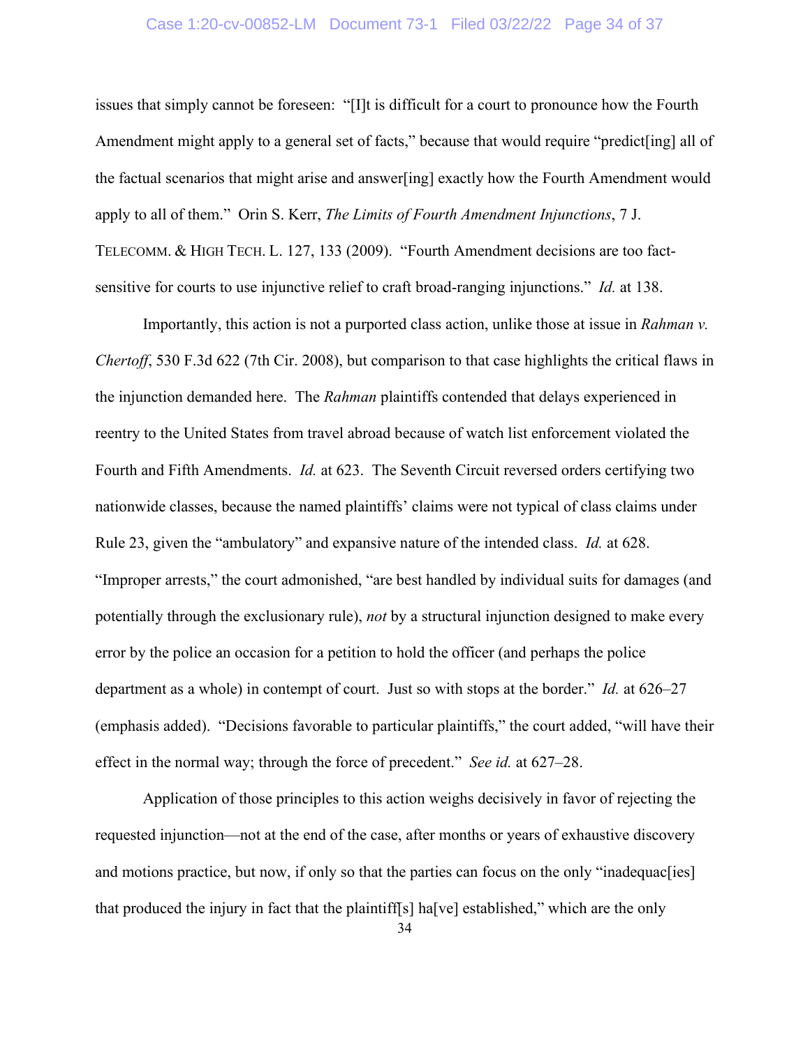issues that simply cannot be foreseen: "[I]t is difficult for a court to pronounce how the Fourth Amendment might apply to a general set of facts," because that would require "predict[ing] all of the factual scenarios that might arise and answer[ing] exactly how the Fourth Amendment would apply to all of them." Orin S. Kerr, *The Limits of Fourth Amendment Injunctions*, 7 J. TELECOMM. & HIGH TECH. L. 127, 133 (2009). "Fourth Amendment decisions are too fact-sensitive for courts to use injunctive relief to craft broad-ranging injunctions." *Id.* at 138.

Importantly, this action is not a purported class action, unlike those at issue in *Rahman v. Chertoff*, 530 F.3d 622 (7th Cir. 2008), but comparison to that case highlights the critical flaws in the injunction demanded here. The *Rahman* plaintiffs contended that delays experienced in reentry to the United States from travel abroad because of watch list enforcement violated the Fourth and Fifth Amendments. *Id.* at 623. The Seventh Circuit reversed orders certifying two nationwide classes, because the named plaintiffs' claims were not typical of class claims under Rule 23, given the "ambulatory" and expansive nature of the intended class. *Id.* at 628. "Improper arrests," the court admonished, "are best handled by individual suits for damages (and potentially through the exclusionary rule), *not* by a structural injunction designed to make every error by the police an occasion for a petition to hold the officer (and perhaps the police department as a whole) in contempt of court. Just so with stops at the border." *Id.* at 626–27 (emphasis added). "Decisions favorable to particular plaintiffs," the court added, "will have their effect in the normal way; through the force of precedent." *See id.* at 627–28.

Application of those principles to this action weighs decisively in favor of rejecting the requested injunction—not at the end of the case, after months or years of exhaustive discovery and motions practice, but now, if only so that the parties can focus on the only "inadequac[ies] that produced the injury in fact that the plaintiff[s] ha[ve] established," which are the only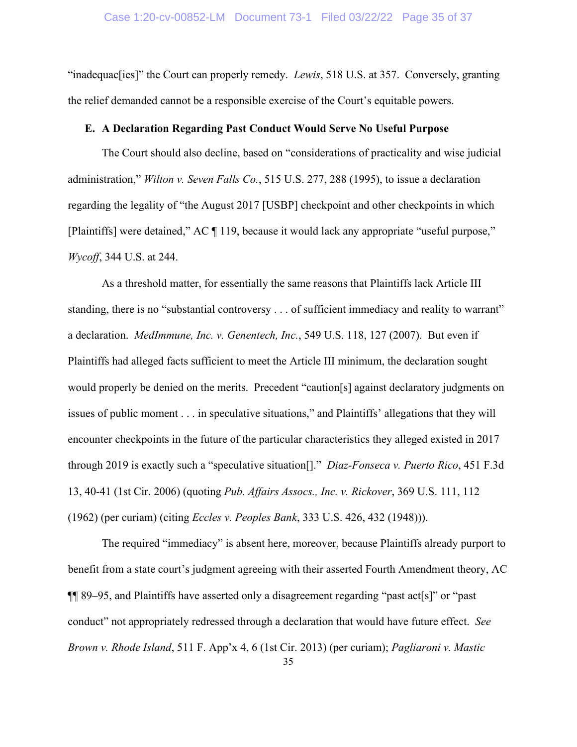"inadequac[ies]" the Court can properly remedy. *Lewis*, 518 U.S. at 357. Conversely, granting the relief demanded cannot be a responsible exercise of the Court's equitable powers.

### E. A Declaration Regarding Past Conduct Would Serve No Useful Purpose

The Court should also decline, based on "considerations of practicality and wise judicial administration," *Wilton v. Seven Falls Co.*, 515 U.S. 277, 288 (1995), to issue a declaration regarding the legality of "the August 2017 [USBP] checkpoint and other checkpoints in which [Plaintiffs] were detained," AC ¶ 119, because it would lack any appropriate "useful purpose," *Wycoff*, 344 U.S. at 244.

As a threshold matter, for essentially the same reasons that Plaintiffs lack Article III standing, there is no "substantial controversy . . . of sufficient immediacy and reality to warrant" a declaration. *MedImmune, Inc. v. Genentech, Inc.*, 549 U.S. 118, 127 (2007). But even if Plaintiffs had alleged facts sufficient to meet the Article III minimum, the declaration sought would properly be denied on the merits. Precedent "caution[s] against declaratory judgments on issues of public moment . . . in speculative situations," and Plaintiffs' allegations that they will encounter checkpoints in the future of the particular characteristics they alleged existed in 2017 through 2019 is exactly such a "speculative situation[]." *Diaz-Fonseca v. Puerto Rico*, 451 F.3d 13, 40-41 (1st Cir. 2006) (quoting *Pub. Affairs Assocs., Inc. v. Rickover*, 369 U.S. 111, 112 (1962) (per curiam) (citing *Eccles v. Peoples Bank*, 333 U.S. 426, 432 (1948))).

The required "immediacy" is absent here, moreover, because Plaintiffs already purport to benefit from a state court's judgment agreeing with their asserted Fourth Amendment theory, AC ¶¶ 89–95, and Plaintiffs have asserted only a disagreement regarding "past act[s]" or "past conduct" not appropriately redressed through a declaration that would have future effect. *See Brown v. Rhode Island*, 511 F. App'x 4, 6 (1st Cir. 2013) (per curiam); *Pagliaroni v. Mastic*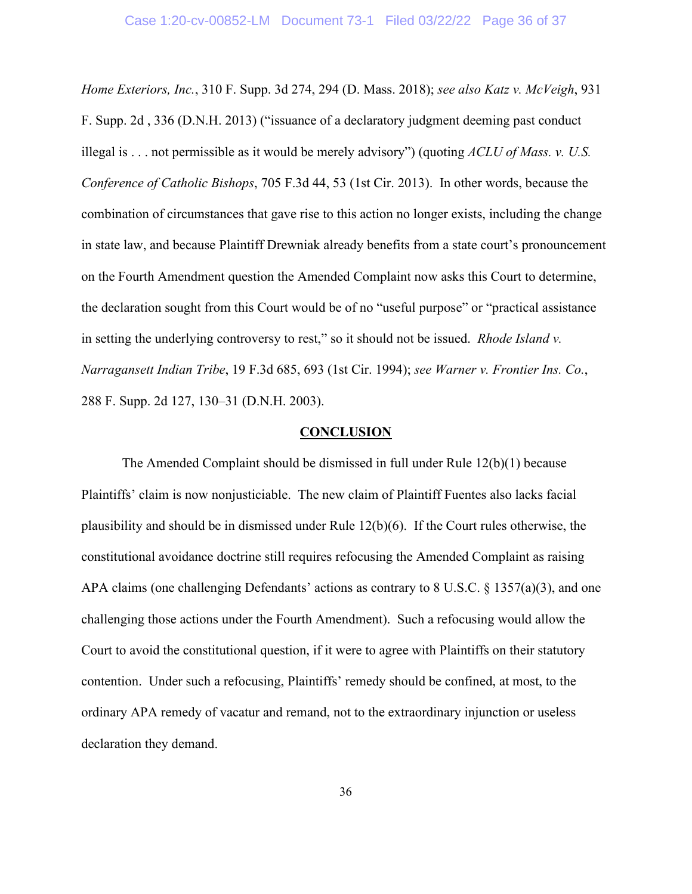*Home Exteriors, Inc.*, 310 F. Supp. 3d 274, 294 (D. Mass. 2018); *see also Katz v. McVeigh*, 931 F. Supp. 2d , 336 (D.N.H. 2013) ("issuance of a declaratory judgment deeming past conduct illegal is . . . not permissible as it would be merely advisory") (quoting *ACLU of Mass. v. U.S. Conference of Catholic Bishops*, 705 F.3d 44, 53 (1st Cir. 2013). In other words, because the combination of circumstances that gave rise to this action no longer exists, including the change in state law, and because Plaintiff Drewniak already benefits from a state court's pronouncement on the Fourth Amendment question the Amended Complaint now asks this Court to determine, the declaration sought from this Court would be of no "useful purpose" or "practical assistance in setting the underlying controversy to rest," so it should not be issued. *Rhode Island v. Narragansett Indian Tribe*, 19 F.3d 685, 693 (1st Cir. 1994); *see Warner v. Frontier Ins. Co.*, 288 F. Supp. 2d 127, 130–31 (D.N.H. 2003).

## CONCLUSION

The Amended Complaint should be dismissed in full under Rule 12(b)(1) because Plaintiffs' claim is now nonjusticiable. The new claim of Plaintiff Fuentes also lacks facial plausibility and should be in dismissed under Rule 12(b)(6). If the Court rules otherwise, the constitutional avoidance doctrine still requires refocusing the Amended Complaint as raising APA claims (one challenging Defendants' actions as contrary to 8 U.S.C. § 1357(a)(3), and one challenging those actions under the Fourth Amendment). Such a refocusing would allow the Court to avoid the constitutional question, if it were to agree with Plaintiffs on their statutory contention. Under such a refocusing, Plaintiffs' remedy should be confined, at most, to the ordinary APA remedy of vacatur and remand, not to the extraordinary injunction or useless declaration they demand.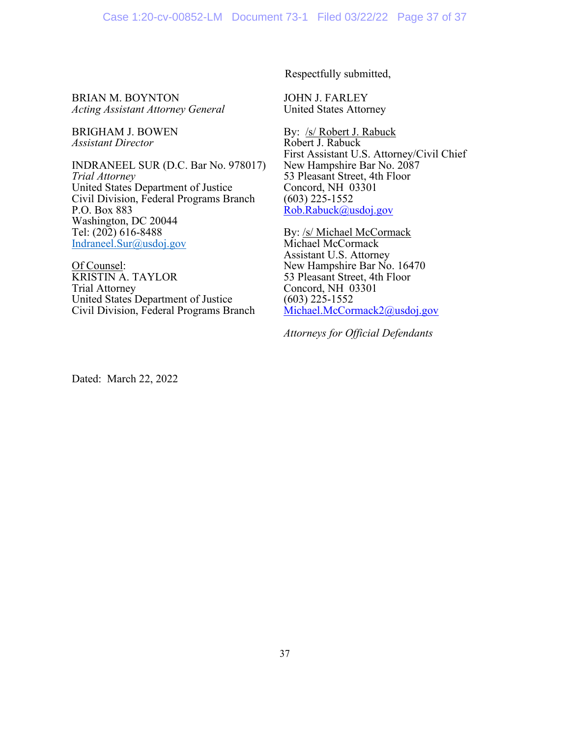Respectfully submitted,

BRIAN M. BOYNTON
*Acting Assistant Attorney General*

BRIGHAM J. BOWEN
*Assistant Director*

INDRANEEL SUR (D.C. Bar No. 978017)
*Trial Attorney*
United States Department of Justice
Civil Division, Federal Programs Branch
P.O. Box 883
Washington, DC 20044
Tel: (202) 616-8488
Indraneel.Sur@usdoj.gov

Of Counsel:
KRISTIN A. TAYLOR
Trial Attorney
United States Department of Justice
Civil Division, Federal Programs Branch

JOHN J. FARLEY
United States Attorney

By: /s/ Robert J. Rabuck
Robert J. Rabuck
First Assistant U.S. Attorney/Civil Chief
New Hampshire Bar No. 2087
53 Pleasant Street, 4th Floor
Concord, NH 03301
(603) 225-1552
Rob.Rabuck@usdoj.gov

By: /s/ Michael McCormack
Michael McCormack
Assistant U.S. Attorney
New Hampshire Bar No. 16470
53 Pleasant Street, 4th Floor
Concord, NH 03301
(603) 225-1552
Michael.McCormack2@usdoj.gov

*Attorneys for Official Defendants*

Dated: March 22, 2022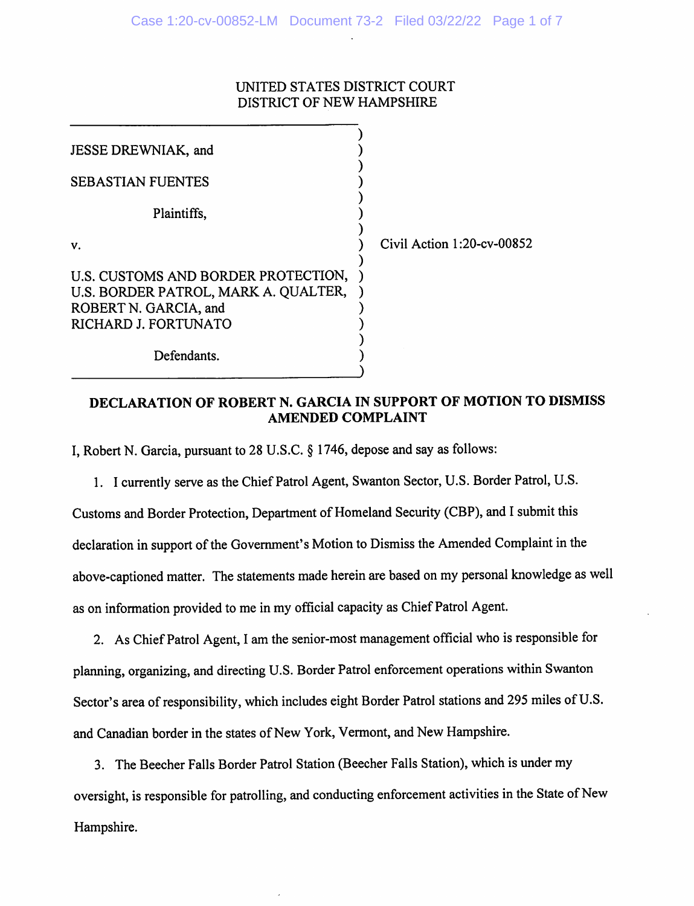UNITED STATES DISTRICT COURT
DISTRICT OF NEW HAMPSHIRE

JESSE DREWNIAK, and

SEBASTIAN FUENTES

Plaintiffs,

v.

U.S. CUSTOMS AND BORDER PROTECTION, U.S. BORDER PATROL, MARK A. QUALTER, ROBERT N. GARCIA, and RICHARD J. FORTUNATO

Defendants.

Civil Action 1:20-cv-00852

**DECLARATION OF ROBERT N. GARCIA IN SUPPORT OF MOTION TO DISMISS AMENDED COMPLAINT**

I, Robert N. Garcia, pursuant to 28 U.S.C. § 1746, depose and say as follows:

1. I currently serve as the Chief Patrol Agent, Swanton Sector, U.S. Border Patrol, U.S. Customs and Border Protection, Department of Homeland Security (CBP), and I submit this declaration in support of the Government's Motion to Dismiss the Amended Complaint in the above-captioned matter. The statements made herein are based on my personal knowledge as well as on information provided to me in my official capacity as Chief Patrol Agent.

2. As Chief Patrol Agent, I am the senior-most management official who is responsible for planning, organizing, and directing U.S. Border Patrol enforcement operations within Swanton Sector's area of responsibility, which includes eight Border Patrol stations and 295 miles of U.S. and Canadian border in the states of New York, Vermont, and New Hampshire.

3. The Beecher Falls Border Patrol Station (Beecher Falls Station), which is under my oversight, is responsible for patrolling, and conducting enforcement activities in the State of New Hampshire.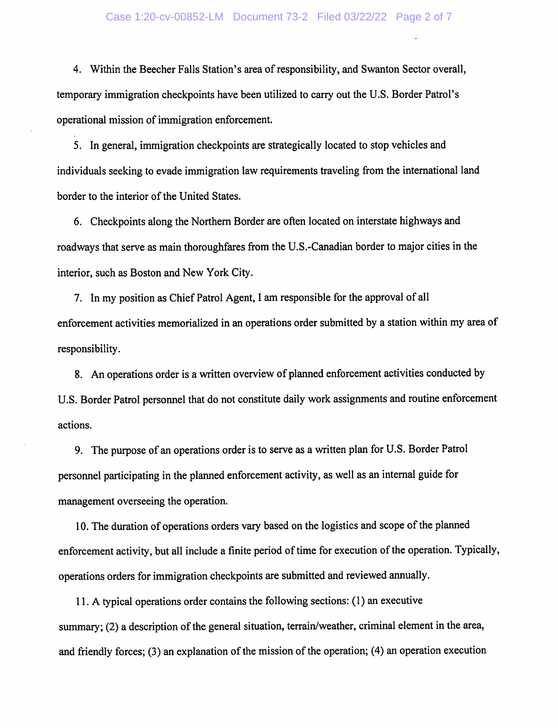4. Within the Beecher Falls Station's area of responsibility, and Swanton Sector overall, temporary immigration checkpoints have been utilized to carry out the U.S. Border Patrol's operational mission of immigration enforcement.

5. In general, immigration checkpoints are strategically located to stop vehicles and individuals seeking to evade immigration law requirements traveling from the international land border to the interior of the United States.

6. Checkpoints along the Northern Border are often located on interstate highways and roadways that serve as main thoroughfares from the U.S.-Canadian border to major cities in the interior, such as Boston and New York City.

7. In my position as Chief Patrol Agent, I am responsible for the approval of all enforcement activities memorialized in an operations order submitted by a station within my area of responsibility.

8. An operations order is a written overview of planned enforcement activities conducted by U.S. Border Patrol personnel that do not constitute daily work assignments and routine enforcement actions.

9. The purpose of an operations order is to serve as a written plan for U.S. Border Patrol personnel participating in the planned enforcement activity, as well as an internal guide for management overseeing the operation.

10. The duration of operations orders vary based on the logistics and scope of the planned enforcement activity, but all include a finite period of time for execution of the operation. Typically, operations orders for immigration checkpoints are submitted and reviewed annually.

11. A typical operations order contains the following sections: (1) an executive summary; (2) a description of the general situation, terrain/weather, criminal element in the area, and friendly forces; (3) an explanation of the mission of the operation; (4) an operation execution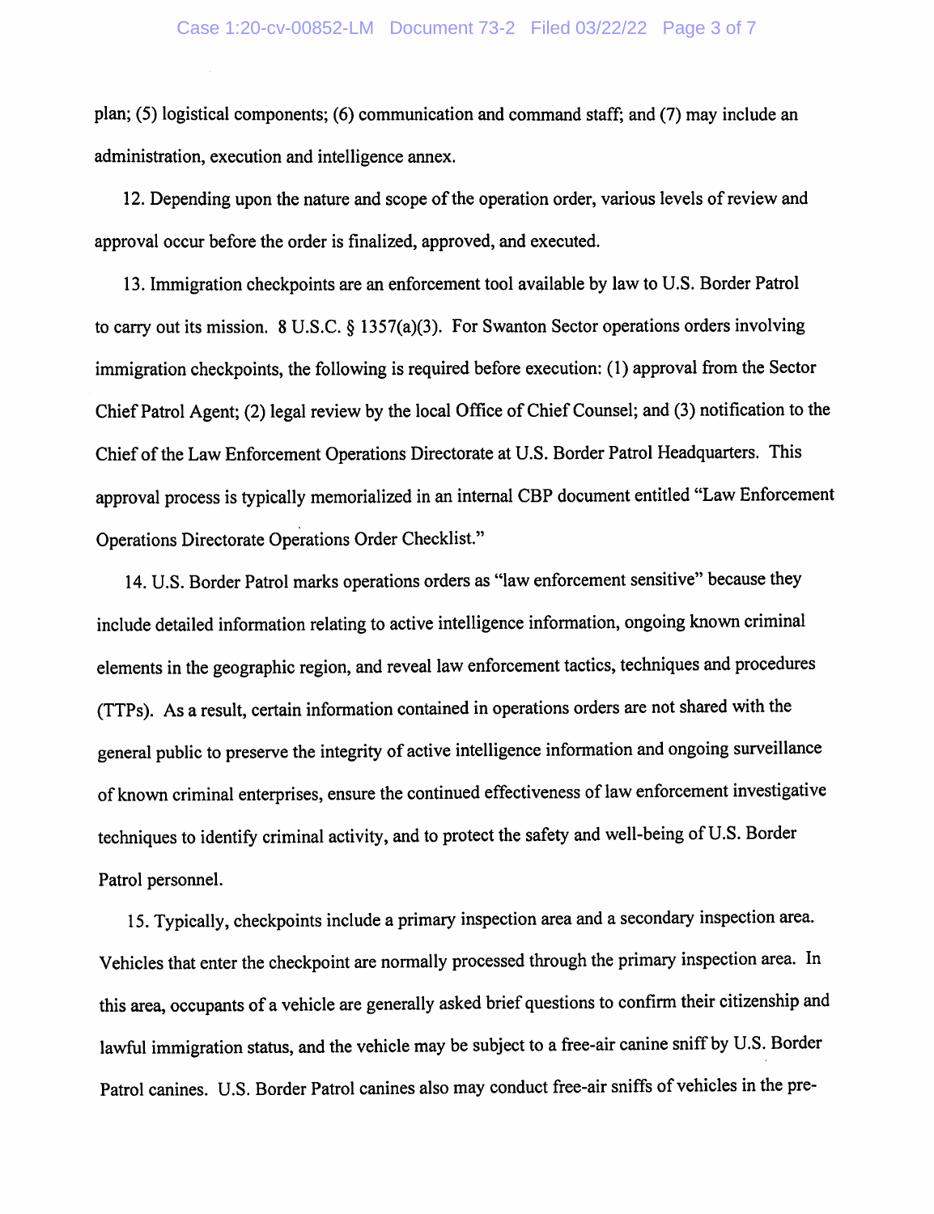plan; (5) logistical components; (6) communication and command staff; and (7) may include an administration, execution and intelligence annex.

12. Depending upon the nature and scope of the operation order, various levels of review and approval occur before the order is finalized, approved, and executed.

13. Immigration checkpoints are an enforcement tool available by law to U.S. Border Patrol to carry out its mission. 8 U.S.C. § 1357(a)(3). For Swanton Sector operations orders involving immigration checkpoints, the following is required before execution: (1) approval from the Sector Chief Patrol Agent; (2) legal review by the local Office of Chief Counsel; and (3) notification to the Chief of the Law Enforcement Operations Directorate at U.S. Border Patrol Headquarters. This approval process is typically memorialized in an internal CBP document entitled "Law Enforcement Operations Directorate Operations Order Checklist."

14. U.S. Border Patrol marks operations orders as "law enforcement sensitive" because they include detailed information relating to active intelligence information, ongoing known criminal elements in the geographic region, and reveal law enforcement tactics, techniques and procedures (TTPs). As a result, certain information contained in operations orders are not shared with the general public to preserve the integrity of active intelligence information and ongoing surveillance of known criminal enterprises, ensure the continued effectiveness of law enforcement investigative techniques to identify criminal activity, and to protect the safety and well-being of U.S. Border Patrol personnel.

15. Typically, checkpoints include a primary inspection area and a secondary inspection area. Vehicles that enter the checkpoint are normally processed through the primary inspection area. In this area, occupants of a vehicle are generally asked brief questions to confirm their citizenship and lawful immigration status, and the vehicle may be subject to a free-air canine sniff by U.S. Border Patrol canines. U.S. Border Patrol canines also may conduct free-air sniffs of vehicles in the pre-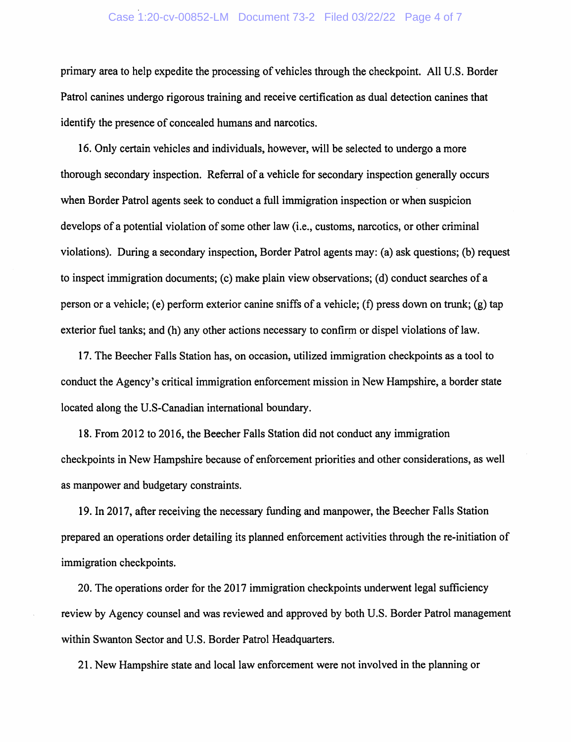primary area to help expedite the processing of vehicles through the checkpoint. All U.S. Border Patrol canines undergo rigorous training and receive certification as dual detection canines that identify the presence of concealed humans and narcotics.

16. Only certain vehicles and individuals, however, will be selected to undergo a more thorough secondary inspection. Referral of a vehicle for secondary inspection generally occurs when Border Patrol agents seek to conduct a full immigration inspection or when suspicion develops of a potential violation of some other law (i.e., customs, narcotics, or other criminal violations). During a secondary inspection, Border Patrol agents may: (a) ask questions; (b) request to inspect immigration documents; (c) make plain view observations; (d) conduct searches of a person or a vehicle; (e) perform exterior canine sniffs of a vehicle; (f) press down on trunk; (g) tap exterior fuel tanks; and (h) any other actions necessary to confirm or dispel violations of law.

17. The Beecher Falls Station has, on occasion, utilized immigration checkpoints as a tool to conduct the Agency's critical immigration enforcement mission in New Hampshire, a border state located along the U.S-Canadian international boundary.

18. From 2012 to 2016, the Beecher Falls Station did not conduct any immigration checkpoints in New Hampshire because of enforcement priorities and other considerations, as well as manpower and budgetary constraints.

19. In 2017, after receiving the necessary funding and manpower, the Beecher Falls Station prepared an operations order detailing its planned enforcement activities through the re-initiation of immigration checkpoints.

20. The operations order for the 2017 immigration checkpoints underwent legal sufficiency review by Agency counsel and was reviewed and approved by both U.S. Border Patrol management within Swanton Sector and U.S. Border Patrol Headquarters.

21. New Hampshire state and local law enforcement were not involved in the planning or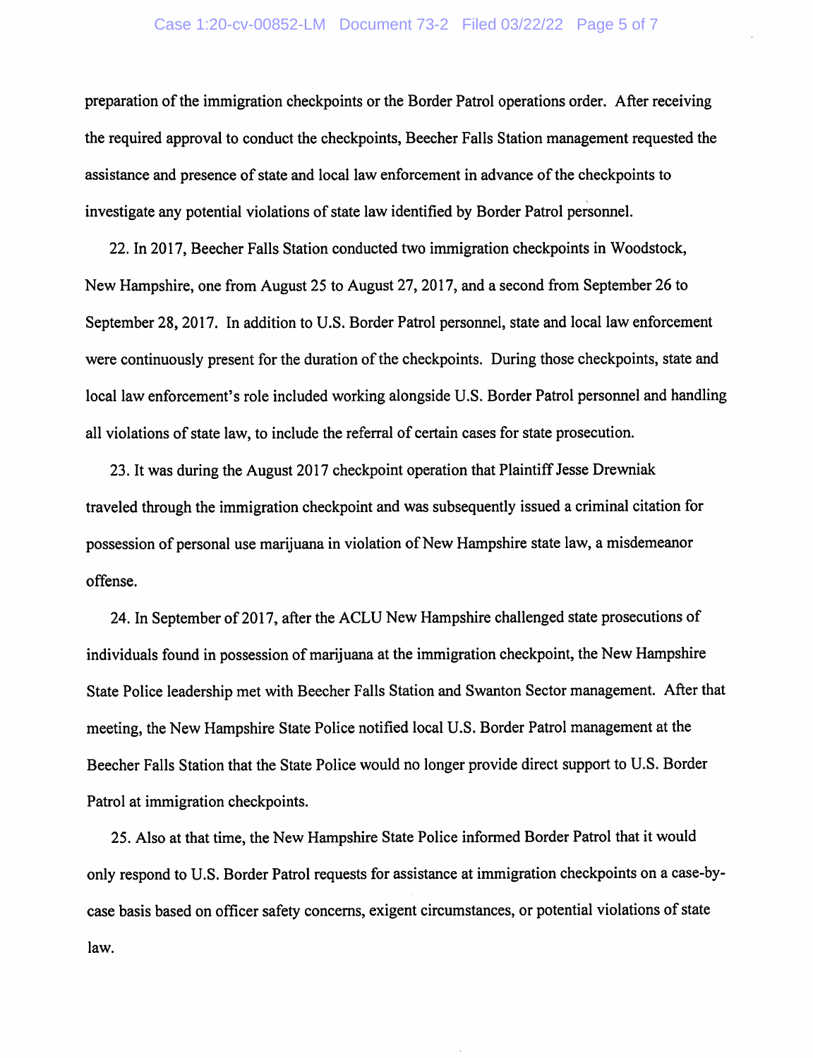preparation of the immigration checkpoints or the Border Patrol operations order. After receiving the required approval to conduct the checkpoints, Beecher Falls Station management requested the assistance and presence of state and local law enforcement in advance of the checkpoints to investigate any potential violations of state law identified by Border Patrol personnel.

22. In 2017, Beecher Falls Station conducted two immigration checkpoints in Woodstock, New Hampshire, one from August 25 to August 27, 2017, and a second from September 26 to September 28, 2017. In addition to U.S. Border Patrol personnel, state and local law enforcement were continuously present for the duration of the checkpoints. During those checkpoints, state and local law enforcement's role included working alongside U.S. Border Patrol personnel and handling all violations of state law, to include the referral of certain cases for state prosecution.

23. It was during the August 2017 checkpoint operation that Plaintiff Jesse Drewniak traveled through the immigration checkpoint and was subsequently issued a criminal citation for possession of personal use marijuana in violation of New Hampshire state law, a misdemeanor offense.

24. In September of 2017, after the ACLU New Hampshire challenged state prosecutions of individuals found in possession of marijuana at the immigration checkpoint, the New Hampshire State Police leadership met with Beecher Falls Station and Swanton Sector management. After that meeting, the New Hampshire State Police notified local U.S. Border Patrol management at the Beecher Falls Station that the State Police would no longer provide direct support to U.S. Border Patrol at immigration checkpoints.

25. Also at that time, the New Hampshire State Police informed Border Patrol that it would only respond to U.S. Border Patrol requests for assistance at immigration checkpoints on a case-by-case basis based on officer safety concerns, exigent circumstances, or potential violations of state law.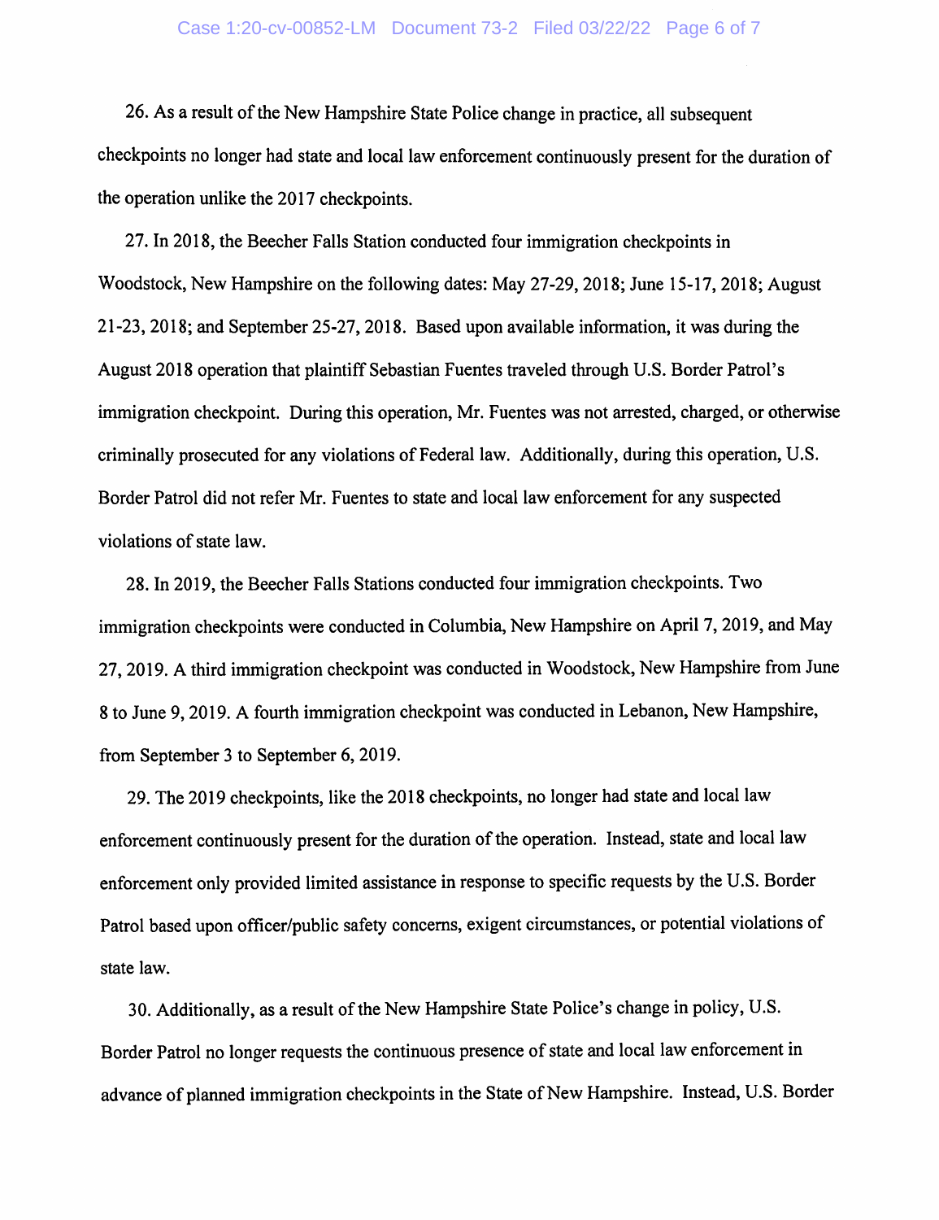26. As a result of the New Hampshire State Police change in practice, all subsequent checkpoints no longer had state and local law enforcement continuously present for the duration of the operation unlike the 2017 checkpoints.

27. In 2018, the Beecher Falls Station conducted four immigration checkpoints in Woodstock, New Hampshire on the following dates: May 27-29, 2018; June 15-17, 2018; August 21-23, 2018; and September 25-27, 2018. Based upon available information, it was during the August 2018 operation that plaintiff Sebastian Fuentes traveled through U.S. Border Patrol's immigration checkpoint. During this operation, Mr. Fuentes was not arrested, charged, or otherwise criminally prosecuted for any violations of Federal law. Additionally, during this operation, U.S. Border Patrol did not refer Mr. Fuentes to state and local law enforcement for any suspected violations of state law.

28. In 2019, the Beecher Falls Stations conducted four immigration checkpoints. Two immigration checkpoints were conducted in Columbia, New Hampshire on April 7, 2019, and May 27, 2019. A third immigration checkpoint was conducted in Woodstock, New Hampshire from June 8 to June 9, 2019. A fourth immigration checkpoint was conducted in Lebanon, New Hampshire, from September 3 to September 6, 2019.

29. The 2019 checkpoints, like the 2018 checkpoints, no longer had state and local law enforcement continuously present for the duration of the operation. Instead, state and local law enforcement only provided limited assistance in response to specific requests by the U.S. Border Patrol based upon officer/public safety concerns, exigent circumstances, or potential violations of state law.

30. Additionally, as a result of the New Hampshire State Police's change in policy, U.S. Border Patrol no longer requests the continuous presence of state and local law enforcement in advance of planned immigration checkpoints in the State of New Hampshire. Instead, U.S. Border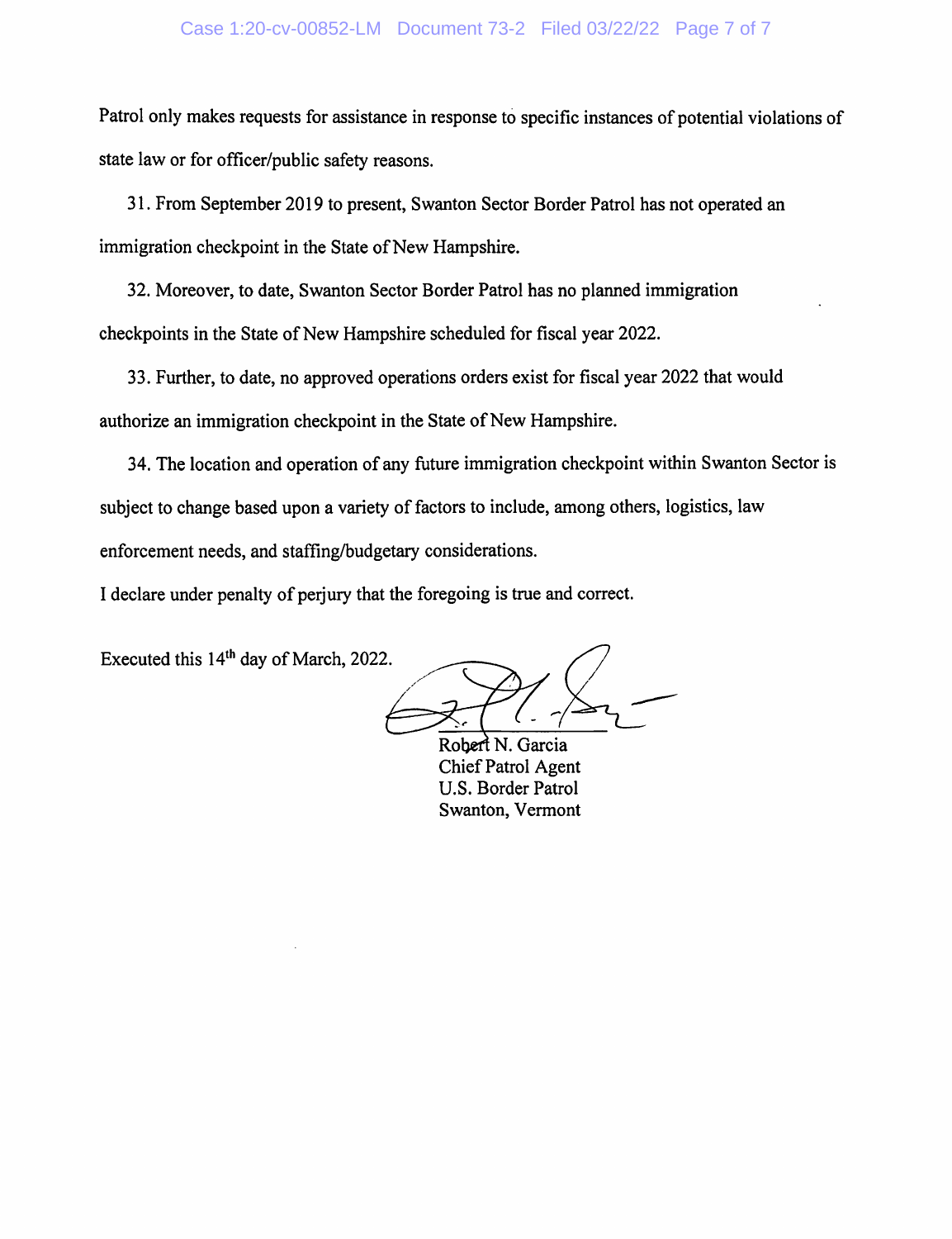Patrol only makes requests for assistance in response to specific instances of potential violations of state law or for officer/public safety reasons.

31. From September 2019 to present, Swanton Sector Border Patrol has not operated an immigration checkpoint in the State of New Hampshire.

32. Moreover, to date, Swanton Sector Border Patrol has no planned immigration checkpoints in the State of New Hampshire scheduled for fiscal year 2022.

33. Further, to date, no approved operations orders exist for fiscal year 2022 that would authorize an immigration checkpoint in the State of New Hampshire.

34. The location and operation of any future immigration checkpoint within Swanton Sector is subject to change based upon a variety of factors to include, among others, logistics, law enforcement needs, and staffing/budgetary considerations.

I declare under penalty of perjury that the foregoing is true and correct.

Executed this 14th day of March, 2022.

Robert N. Garcia
Chief Patrol Agent
U.S. Border Patrol
Swanton, Vermont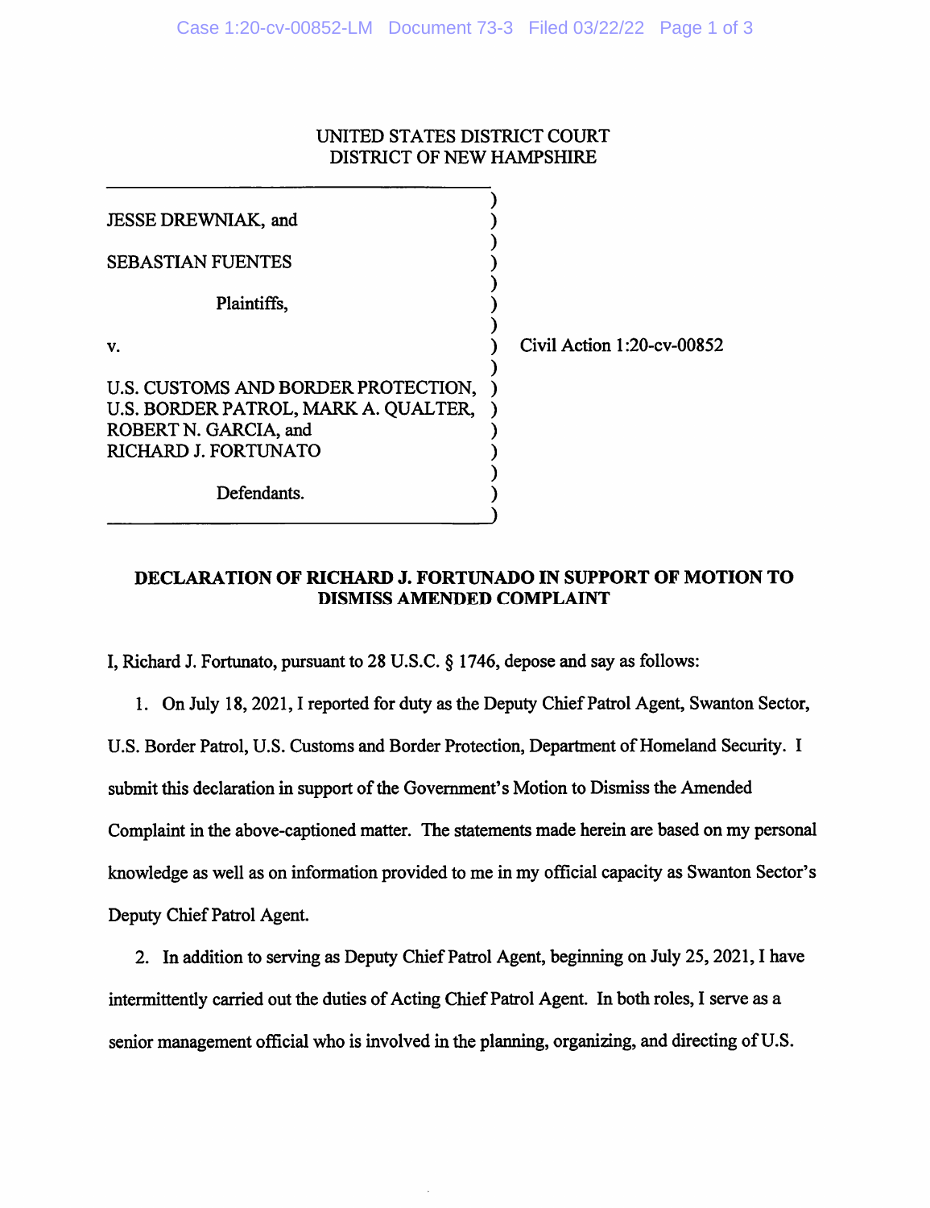UNITED STATES DISTRICT COURT
DISTRICT OF NEW HAMPSHIRE

| | | |
|---|---|---|
| JESSE DREWNIAK, and<br><br>SEBASTIAN FUENTES<br><br>Plaintiffs,<br><br>v.<br><br>U.S. CUSTOMS AND BORDER PROTECTION, U.S. BORDER PATROL, MARK A. QUALTER, ROBERT N. GARCIA, and RICHARD J. FORTUNATO<br><br>Defendants. | ) | Civil Action 1:20-cv-00852 |

**DECLARATION OF RICHARD J. FORTUNADO IN SUPPORT OF MOTION TO DISMISS AMENDED COMPLAINT**

I, Richard J. Fortunato, pursuant to 28 U.S.C. § 1746, depose and say as follows:

1. On July 18, 2021, I reported for duty as the Deputy Chief Patrol Agent, Swanton Sector, U.S. Border Patrol, U.S. Customs and Border Protection, Department of Homeland Security. I submit this declaration in support of the Government's Motion to Dismiss the Amended Complaint in the above-captioned matter. The statements made herein are based on my personal knowledge as well as on information provided to me in my official capacity as Swanton Sector's Deputy Chief Patrol Agent.

2. In addition to serving as Deputy Chief Patrol Agent, beginning on July 25, 2021, I have intermittently carried out the duties of Acting Chief Patrol Agent. In both roles, I serve as a senior management official who is involved in the planning, organizing, and directing of U.S.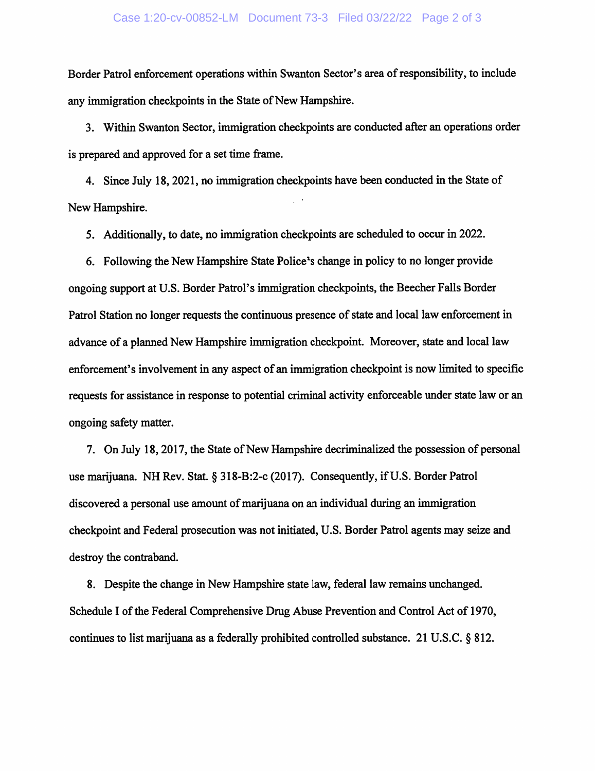Border Patrol enforcement operations within Swanton Sector's area of responsibility, to include any immigration checkpoints in the State of New Hampshire.

3. Within Swanton Sector, immigration checkpoints are conducted after an operations order is prepared and approved for a set time frame.

4. Since July 18, 2021, no immigration checkpoints have been conducted in the State of New Hampshire.

5. Additionally, to date, no immigration checkpoints are scheduled to occur in 2022.

6. Following the New Hampshire State Police's change in policy to no longer provide ongoing support at U.S. Border Patrol's immigration checkpoints, the Beecher Falls Border Patrol Station no longer requests the continuous presence of state and local law enforcement in advance of a planned New Hampshire immigration checkpoint. Moreover, state and local law enforcement's involvement in any aspect of an immigration checkpoint is now limited to specific requests for assistance in response to potential criminal activity enforceable under state law or an ongoing safety matter.

7. On July 18, 2017, the State of New Hampshire decriminalized the possession of personal use marijuana. NH Rev. Stat. § 318-B:2-c (2017). Consequently, if U.S. Border Patrol discovered a personal use amount of marijuana on an individual during an immigration checkpoint and Federal prosecution was not initiated, U.S. Border Patrol agents may seize and destroy the contraband.

8. Despite the change in New Hampshire state law, federal law remains unchanged. Schedule I of the Federal Comprehensive Drug Abuse Prevention and Control Act of 1970, continues to list marijuana as a federally prohibited controlled substance. 21 U.S.C. § 812.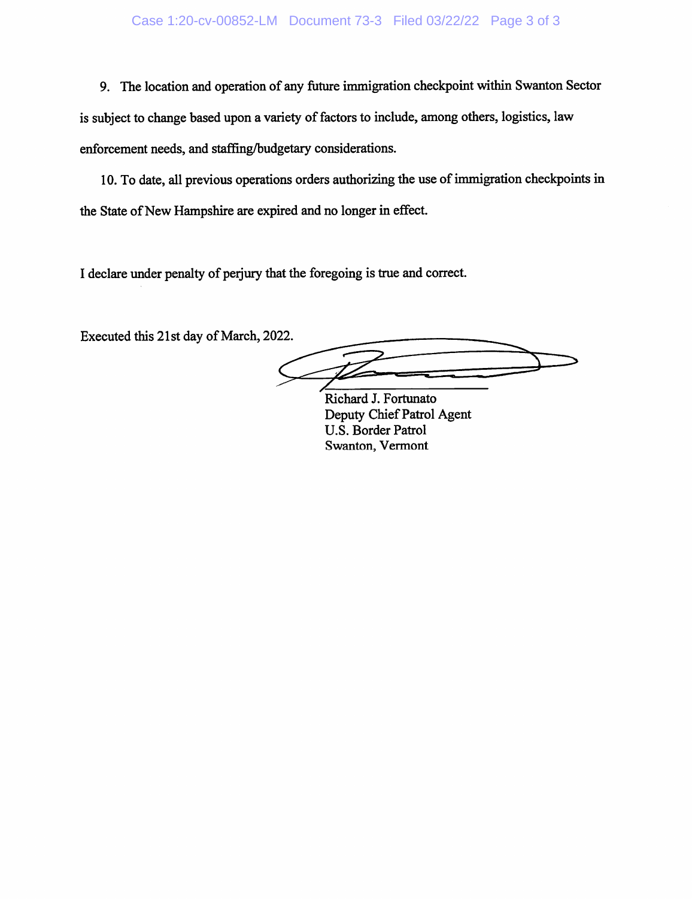9. The location and operation of any future immigration checkpoint within Swanton Sector is subject to change based upon a variety of factors to include, among others, logistics, law enforcement needs, and staffing/budgetary considerations.

10. To date, all previous operations orders authorizing the use of immigration checkpoints in the State of New Hampshire are expired and no longer in effect.

I declare under penalty of perjury that the foregoing is true and correct.

Executed this 21st day of March, 2022.

Richard J. Fortunato
Deputy Chief Patrol Agent
U.S. Border Patrol
Swanton, Vermont